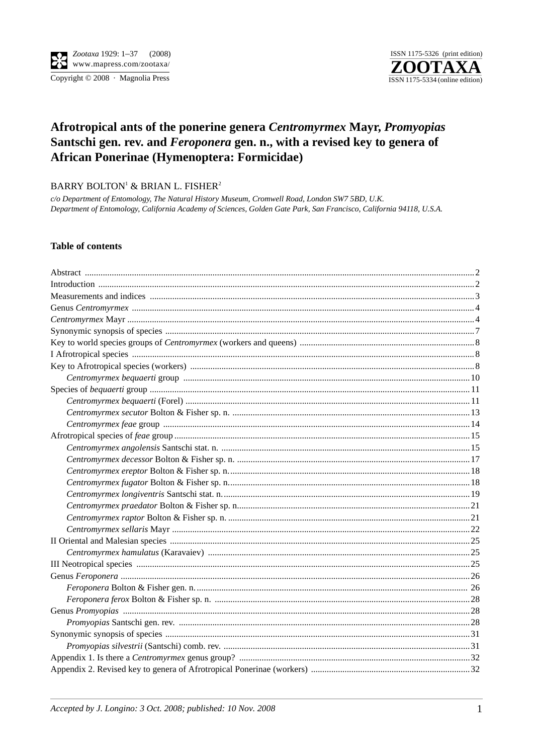# Afrotropical ants of the ponerine genera *Centromyrmex* Mayr, *Promyopias* Santschi gen. rev. and *Feroponera* gen. n., with a revised key to genera of African Ponerinae (Hymenoptera: Formicidae)

BARRY BOLTON[1] & BRIAN L. FISHER[2]

*c/o Department of Entomology, The Natural History Museum, Cromwell Road, London SW7 5BD, U.K.*
*Department of Entomology, California Academy of Sciences, Golden Gate Park, San Francisco, California 94118, U.S.A.*

## Table of contents

- Abstract ... 2
- Introduction ... 2
- Measurements and indices ... 3
- Genus *Centromyrmex* ... 4
- *Centromyrmex* Mayr ... 4
- Synonymic synopsis of species ... 7
- Key to world species groups of *Centromyrmex* (workers and queens) ... 8
- I Afrotropical species ... 8
- Key to Afrotropical species (workers) ... 8
  - *Centromyrmex bequaerti* group ... 10
- Species of *bequaerti* group ... 11
  - *Centromyrmex bequaerti* (Forel) ... 11
  - *Centromyrmex secutor* Bolton & Fisher sp. n. ... 13
  - *Centromyrmex feae* group ... 14
- Afrotropical species of *feae* group ... 15
  - *Centromyrmex angolensis* Santschi stat. n. ... 15
  - *Centromyrmex decessor* Bolton & Fisher sp. n. ... 17
  - *Centromyrmex ereptor* Bolton & Fisher sp. n. ... 18
  - *Centromyrmex fugator* Bolton & Fisher sp. n. ... 18
  - *Centromyrmex longiventris* Santschi stat. n. ... 19
  - *Centromyrmex praedator* Bolton & Fisher sp. n. ... 21
  - *Centromyrmex raptor* Bolton & Fisher sp. n. ... 21
  - *Centromyrmex sellaris* Mayr ... 22
- II Oriental and Malesian species ... 25
  - *Centromyrmex hamulatus* (Karavaiev) ... 25
- III Neotropical species ... 25
- Genus *Feroponera* ... 26
  - *Feroponera* Bolton & Fisher gen. n. ... 26
  - *Feroponera ferox* Bolton & Fisher sp. n. ... 28
- Genus *Promyopias* ... 28
  - *Promyopias* Santschi gen. rev. ... 28
- Synonymic synopsis of species ... 31
  - *Promyopias silvestrii* (Santschi) comb. rev. ... 31
- Appendix 1. Is there a *Centromyrmex* genus group? ... 32
- Appendix 2. Revised key to genera of Afrotropical Ponerinae (workers) ... 32

*Accepted by J. Longino: 3 Oct. 2008; published: 10 Nov. 2008*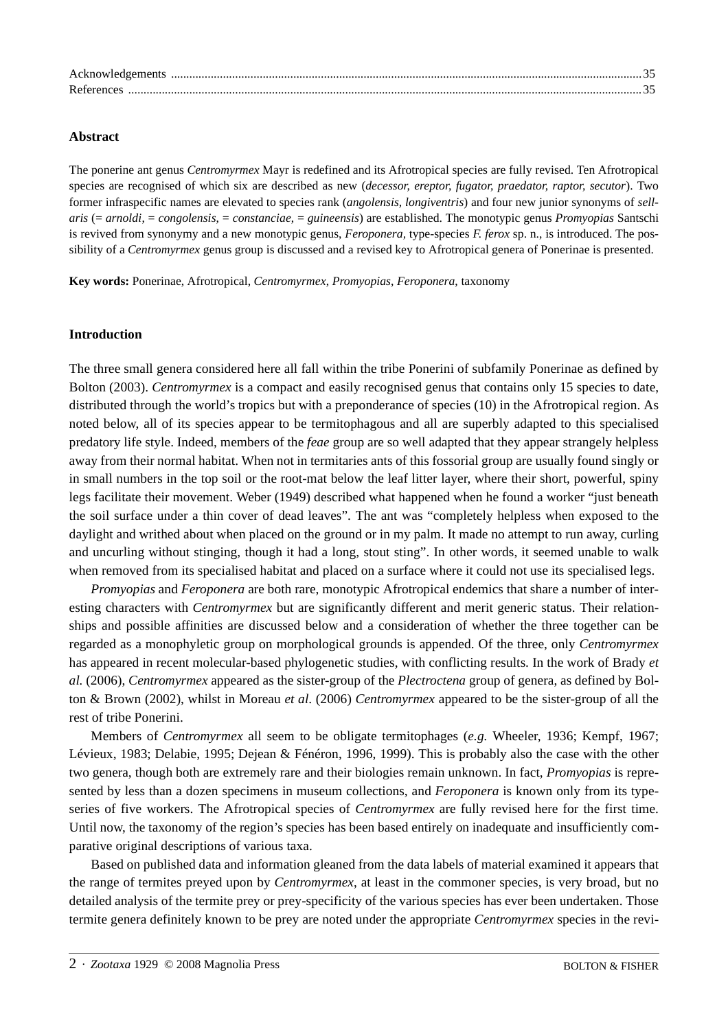Acknowledgements ........................................................................................................................................................35
References ....................................................................................................................................................................35

## Abstract

The ponerine ant genus *Centromyrmex* Mayr is redefined and its Afrotropical species are fully revised. Ten Afrotropical species are recognised of which six are described as new (*decessor, ereptor, fugator, praedator, raptor, secutor*). Two former infraspecific names are elevated to species rank (*angolensis, longiventris*) and four new junior synonyms of *sellaris* (= *arnoldi*, = *congolensis*, = *constanciae*, = *guineensis*) are established. The monotypic genus *Promyopias* Santschi is revived from synonymy and a new monotypic genus, *Feroponera*, type-species *F. ferox* sp. n., is introduced. The possibility of a *Centromyrmex* genus group is discussed and a revised key to Afrotropical genera of Ponerinae is presented.

**Key words:** Ponerinae, Afrotropical, *Centromyrmex*, *Promyopias*, *Feroponera*, taxonomy

## Introduction

The three small genera considered here all fall within the tribe Ponerini of subfamily Ponerinae as defined by Bolton (2003). *Centromyrmex* is a compact and easily recognised genus that contains only 15 species to date, distributed through the world's tropics but with a preponderance of species (10) in the Afrotropical region. As noted below, all of its species appear to be termitophagous and all are superbly adapted to this specialised predatory life style. Indeed, members of the *feae* group are so well adapted that they appear strangely helpless away from their normal habitat. When not in termitaries ants of this fossorial group are usually found singly or in small numbers in the top soil or the root-mat below the leaf litter layer, where their short, powerful, spiny legs facilitate their movement. Weber (1949) described what happened when he found a worker "just beneath the soil surface under a thin cover of dead leaves". The ant was "completely helpless when exposed to the daylight and writhed about when placed on the ground or in my palm. It made no attempt to run away, curling and uncurling without stinging, though it had a long, stout sting". In other words, it seemed unable to walk when removed from its specialised habitat and placed on a surface where it could not use its specialised legs.

*Promyopias* and *Feroponera* are both rare, monotypic Afrotropical endemics that share a number of interesting characters with *Centromyrmex* but are significantly different and merit generic status. Their relationships and possible affinities are discussed below and a consideration of whether the three together can be regarded as a monophyletic group on morphological grounds is appended. Of the three, only *Centromyrmex* has appeared in recent molecular-based phylogenetic studies, with conflicting results. In the work of Brady *et al.* (2006), *Centromyrmex* appeared as the sister-group of the *Plectroctena* group of genera, as defined by Bolton & Brown (2002), whilst in Moreau *et al*. (2006) *Centromyrmex* appeared to be the sister-group of all the rest of tribe Ponerini.

Members of *Centromyrmex* all seem to be obligate termitophages (*e.g.* Wheeler, 1936; Kempf, 1967; Lévieux, 1983; Delabie, 1995; Dejean & Fénéron, 1996, 1999). This is probably also the case with the other two genera, though both are extremely rare and their biologies remain unknown. In fact, *Promyopias* is represented by less than a dozen specimens in museum collections, and *Feroponera* is known only from its type-series of five workers. The Afrotropical species of *Centromyrmex* are fully revised here for the first time. Until now, the taxonomy of the region's species has been based entirely on inadequate and insufficiently comparative original descriptions of various taxa.

Based on published data and information gleaned from the data labels of material examined it appears that the range of termites preyed upon by *Centromyrmex*, at least in the commoner species, is very broad, but no detailed analysis of the termite prey or prey-specificity of the various species has ever been undertaken. Those termite genera definitely known to be prey are noted under the appropriate *Centromyrmex* species in the revi-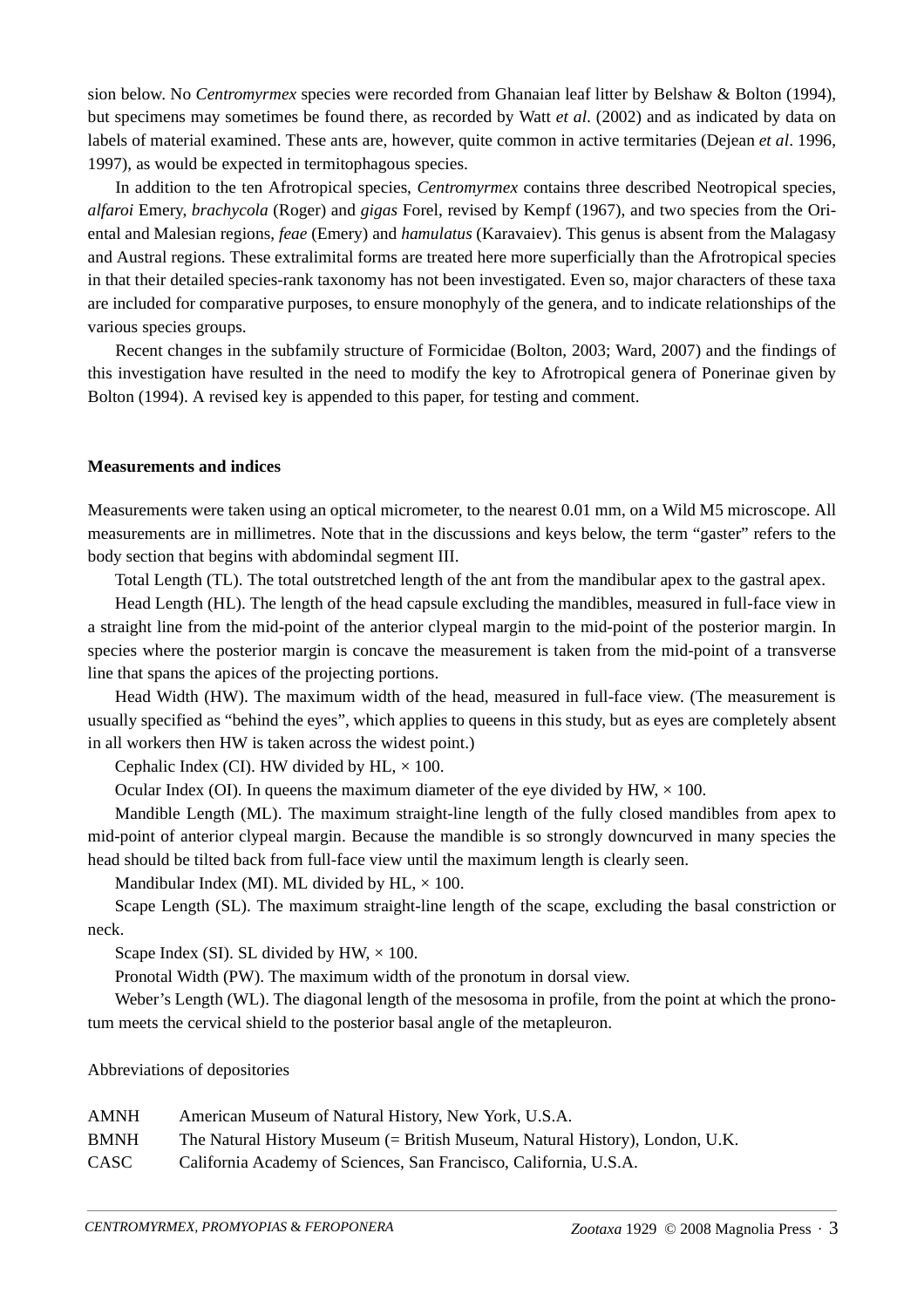sion below. No *Centromyrmex* species were recorded from Ghanaian leaf litter by Belshaw & Bolton (1994), but specimens may sometimes be found there, as recorded by Watt *et al*. (2002) and as indicated by data on labels of material examined. These ants are, however, quite common in active termitaries (Dejean *et al*. 1996, 1997), as would be expected in termitophagous species.

In addition to the ten Afrotropical species, *Centromyrmex* contains three described Neotropical species, *alfaroi* Emery, *brachycola* (Roger) and *gigas* Forel, revised by Kempf (1967), and two species from the Oriental and Malesian regions, *feae* (Emery) and *hamulatus* (Karavaiev). This genus is absent from the Malagasy and Austral regions. These extralimital forms are treated here more superficially than the Afrotropical species in that their detailed species-rank taxonomy has not been investigated. Even so, major characters of these taxa are included for comparative purposes, to ensure monophyly of the genera, and to indicate relationships of the various species groups.

Recent changes in the subfamily structure of Formicidae (Bolton, 2003; Ward, 2007) and the findings of this investigation have resulted in the need to modify the key to Afrotropical genera of Ponerinae given by Bolton (1994). A revised key is appended to this paper, for testing and comment.

**Measurements and indices**

Measurements were taken using an optical micrometer, to the nearest 0.01 mm, on a Wild M5 microscope. All measurements are in millimetres. Note that in the discussions and keys below, the term "gaster" refers to the body section that begins with abdomindal segment III.

Total Length (TL). The total outstretched length of the ant from the mandibular apex to the gastral apex.

Head Length (HL). The length of the head capsule excluding the mandibles, measured in full-face view in a straight line from the mid-point of the anterior clypeal margin to the mid-point of the posterior margin. In species where the posterior margin is concave the measurement is taken from the mid-point of a transverse line that spans the apices of the projecting portions.

Head Width (HW). The maximum width of the head, measured in full-face view. (The measurement is usually specified as "behind the eyes", which applies to queens in this study, but as eyes are completely absent in all workers then HW is taken across the widest point.)

Cephalic Index (CI). HW divided by HL, × 100.

Ocular Index (OI). In queens the maximum diameter of the eye divided by HW, × 100.

Mandible Length (ML). The maximum straight-line length of the fully closed mandibles from apex to mid-point of anterior clypeal margin. Because the mandible is so strongly downcurved in many species the head should be tilted back from full-face view until the maximum length is clearly seen.

Mandibular Index (MI). ML divided by HL, × 100.

Scape Length (SL). The maximum straight-line length of the scape, excluding the basal constriction or neck.

Scape Index (SI). SL divided by HW, × 100.

Pronotal Width (PW). The maximum width of the pronotum in dorsal view.

Weber's Length (WL). The diagonal length of the mesosoma in profile, from the point at which the pronotum meets the cervical shield to the posterior basal angle of the metapleuron.

Abbreviations of depositories

AMNH American Museum of Natural History, New York, U.S.A.
BMNH The Natural History Museum (= British Museum, Natural History), London, U.K.
CASC California Academy of Sciences, San Francisco, California, U.S.A.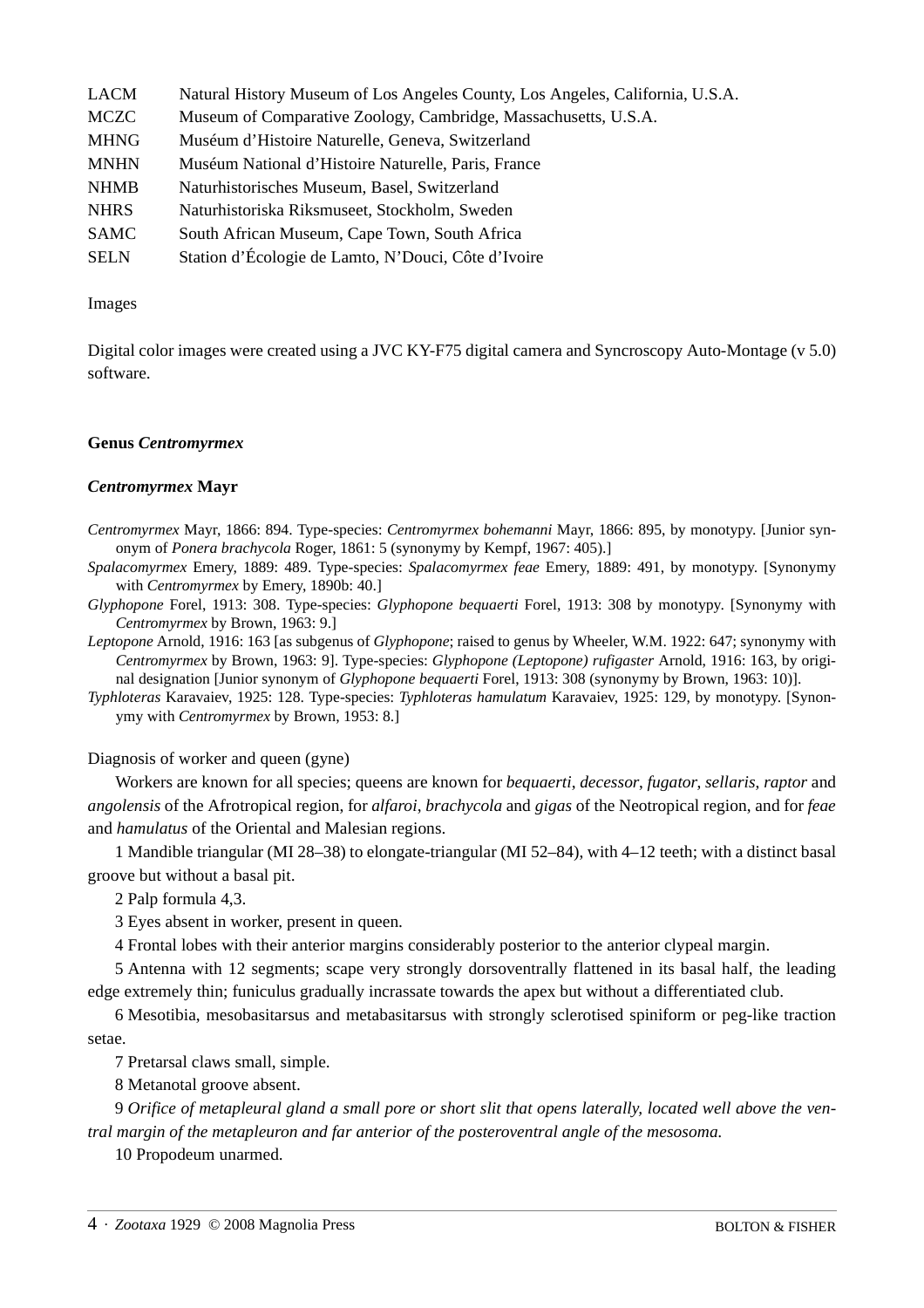| | |
|---|---|
| LACM | Natural History Museum of Los Angeles County, Los Angeles, California, U.S.A. |
| MCZC | Museum of Comparative Zoology, Cambridge, Massachusetts, U.S.A. |
| MHNG | Muséum d'Histoire Naturelle, Geneva, Switzerland |
| MNHN | Muséum National d'Histoire Naturelle, Paris, France |
| NHMB | Naturhistorisches Museum, Basel, Switzerland |
| NHRS | Naturhistoriska Riksmuseet, Stockholm, Sweden |
| SAMC | South African Museum, Cape Town, South Africa |
| SELN | Station d'Écologie de Lamto, N'Douci, Côte d'Ivoire |

Images

Digital color images were created using a JVC KY-F75 digital camera and Syncroscopy Auto-Montage (v 5.0) software.

## Genus *Centromyrmex*

### *Centromyrmex* Mayr

*Centromyrmex* Mayr, 1866: 894. Type-species: *Centromyrmex bohemanni* Mayr, 1866: 895, by monotypy. [Junior synonym of *Ponera brachycola* Roger, 1861: 5 (synonymy by Kempf, 1967: 405).]

*Spalacomyrmex* Emery, 1889: 489. Type-species: *Spalacomyrmex feae* Emery, 1889: 491, by monotypy. [Synonymy with *Centromyrmex* by Emery, 1890b: 40.]

*Glyphopone* Forel, 1913: 308. Type-species: *Glyphopone bequaerti* Forel, 1913: 308 by monotypy. [Synonymy with *Centromyrmex* by Brown, 1963: 9.]

*Leptopone* Arnold, 1916: 163 [as subgenus of *Glyphopone*; raised to genus by Wheeler, W.M. 1922: 647; synonymy with *Centromyrmex* by Brown, 1963: 9]. Type-species: *Glyphopone (Leptopone) rufigaster* Arnold, 1916: 163, by original designation [Junior synonym of *Glyphopone bequaerti* Forel, 1913: 308 (synonymy by Brown, 1963: 10)].

*Typhloteras* Karavaiev, 1925: 128. Type-species: *Typhloteras hamulatum* Karavaiev, 1925: 129, by monotypy. [Synonymy with *Centromyrmex* by Brown, 1953: 8.]

Diagnosis of worker and queen (gyne)

Workers are known for all species; queens are known for *bequaerti*, *decessor*, *fugator*, *sellaris*, *raptor* and *angolensis* of the Afrotropical region, for *alfaroi*, *brachycola* and *gigas* of the Neotropical region, and for *feae* and *hamulatus* of the Oriental and Malesian regions.

1 Mandible triangular (MI 28–38) to elongate-triangular (MI 52–84), with 4–12 teeth; with a distinct basal groove but without a basal pit.

2 Palp formula 4,3.

3 Eyes absent in worker, present in queen.

4 Frontal lobes with their anterior margins considerably posterior to the anterior clypeal margin.

5 Antenna with 12 segments; scape very strongly dorsoventrally flattened in its basal half, the leading edge extremely thin; funiculus gradually incrassate towards the apex but without a differentiated club.

6 Mesotibia, mesobasitarsus and metabasitarsus with strongly sclerotised spiniform or peg-like traction setae.

7 Pretarsal claws small, simple.

8 Metanotal groove absent.

9 *Orifice of metapleural gland a small pore or short slit that opens laterally, located well above the ventral margin of the metapleuron and far anterior of the posteroventral angle of the mesosoma.*

10 Propodeum unarmed.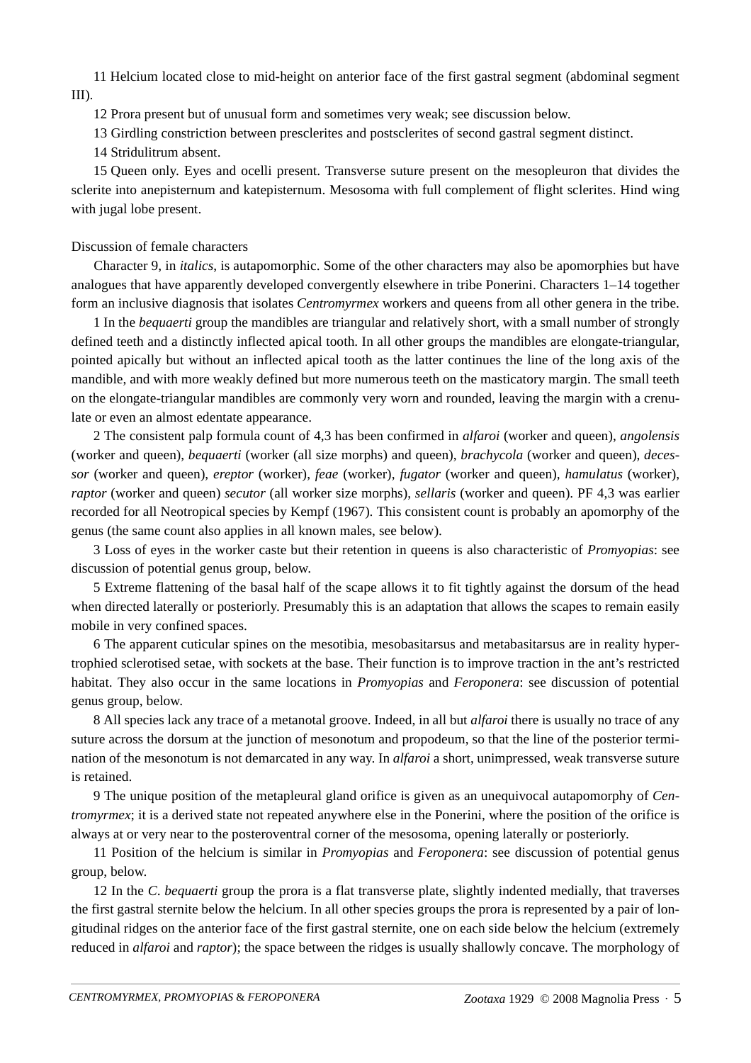11 Helcium located close to mid-height on anterior face of the first gastral segment (abdominal segment III).

12 Prora present but of unusual form and sometimes very weak; see discussion below.

13 Girdling constriction between presclerites and postsclerites of second gastral segment distinct.

14 Stridulitrum absent.

15 Queen only. Eyes and ocelli present. Transverse suture present on the mesopleuron that divides the sclerite into anepisternum and katepisternum. Mesosoma with full complement of flight sclerites. Hind wing with jugal lobe present.

Discussion of female characters

Character 9, in *italics*, is autapomorphic. Some of the other characters may also be apomorphies but have analogues that have apparently developed convergently elsewhere in tribe Ponerini. Characters 1–14 together form an inclusive diagnosis that isolates *Centromyrmex* workers and queens from all other genera in the tribe.

1 In the *bequaerti* group the mandibles are triangular and relatively short, with a small number of strongly defined teeth and a distinctly inflected apical tooth. In all other groups the mandibles are elongate-triangular, pointed apically but without an inflected apical tooth as the latter continues the line of the long axis of the mandible, and with more weakly defined but more numerous teeth on the masticatory margin. The small teeth on the elongate-triangular mandibles are commonly very worn and rounded, leaving the margin with a crenulate or even an almost edentate appearance.

2 The consistent palp formula count of 4,3 has been confirmed in *alfaroi* (worker and queen), *angolensis* (worker and queen), *bequaerti* (worker (all size morphs) and queen), *brachycola* (worker and queen), *decessor* (worker and queen), *ereptor* (worker), *feae* (worker), *fugator* (worker and queen), *hamulatus* (worker), *raptor* (worker and queen) *secutor* (all worker size morphs), *sellaris* (worker and queen). PF 4,3 was earlier recorded for all Neotropical species by Kempf (1967). This consistent count is probably an apomorphy of the genus (the same count also applies in all known males, see below).

3 Loss of eyes in the worker caste but their retention in queens is also characteristic of *Promyopias*: see discussion of potential genus group, below.

5 Extreme flattening of the basal half of the scape allows it to fit tightly against the dorsum of the head when directed laterally or posteriorly. Presumably this is an adaptation that allows the scapes to remain easily mobile in very confined spaces.

6 The apparent cuticular spines on the mesotibia, mesobasitarsus and metabasitarsus are in reality hypertrophied sclerotised setae, with sockets at the base. Their function is to improve traction in the ant's restricted habitat. They also occur in the same locations in *Promyopias* and *Feroponera*: see discussion of potential genus group, below.

8 All species lack any trace of a metanotal groove. Indeed, in all but *alfaroi* there is usually no trace of any suture across the dorsum at the junction of mesonotum and propodeum, so that the line of the posterior termination of the mesonotum is not demarcated in any way. In *alfaroi* a short, unimpressed, weak transverse suture is retained.

9 The unique position of the metapleural gland orifice is given as an unequivocal autapomorphy of *Centromyrmex*; it is a derived state not repeated anywhere else in the Ponerini, where the position of the orifice is always at or very near to the posteroventral corner of the mesosoma, opening laterally or posteriorly.

11 Position of the helcium is similar in *Promyopias* and *Feroponera*: see discussion of potential genus group, below.

12 In the *C. bequaerti* group the prora is a flat transverse plate, slightly indented medially, that traverses the first gastral sternite below the helcium. In all other species groups the prora is represented by a pair of longitudinal ridges on the anterior face of the first gastral sternite, one on each side below the helcium (extremely reduced in *alfaroi* and *raptor*); the space between the ridges is usually shallowly concave. The morphology of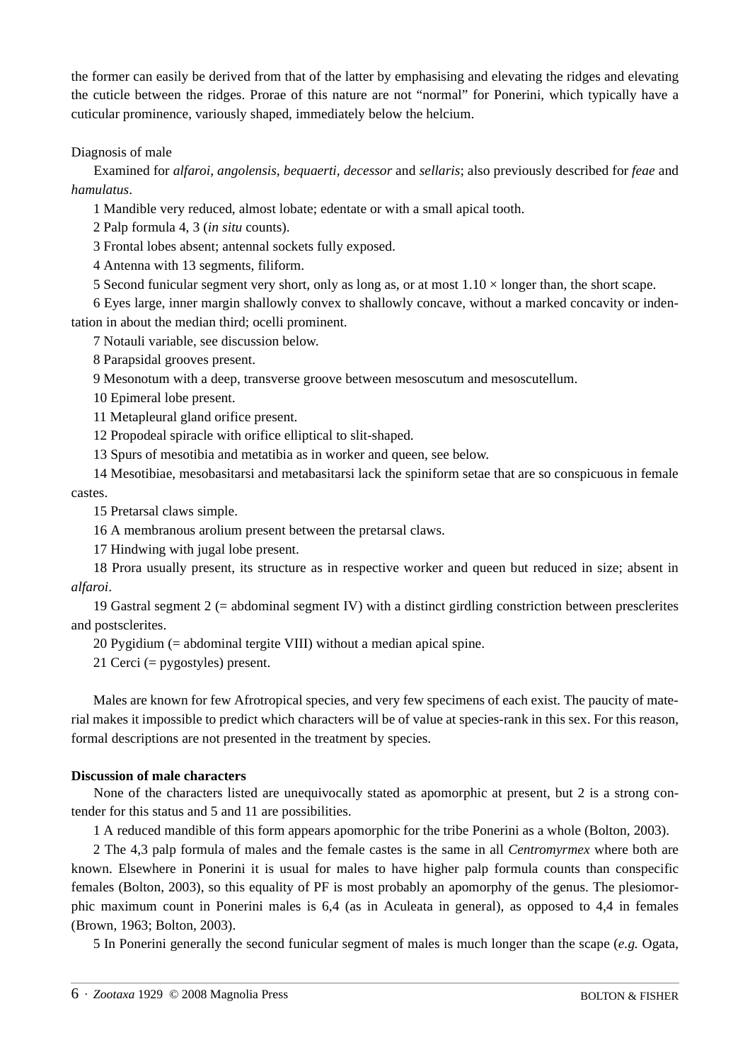the former can easily be derived from that of the latter by emphasising and elevating the ridges and elevating the cuticle between the ridges. Prorae of this nature are not "normal" for Ponerini, which typically have a cuticular prominence, variously shaped, immediately below the helcium.

Diagnosis of male

Examined for *alfaroi*, *angolensis*, *bequaerti*, *decessor* and *sellaris*; also previously described for *feae* and *hamulatus*.

1 Mandible very reduced, almost lobate; edentate or with a small apical tooth.

2 Palp formula 4, 3 (*in situ* counts).

3 Frontal lobes absent; antennal sockets fully exposed.

4 Antenna with 13 segments, filiform.

5 Second funicular segment very short, only as long as, or at most 1.10 × longer than, the short scape.

6 Eyes large, inner margin shallowly convex to shallowly concave, without a marked concavity or indentation in about the median third; ocelli prominent.

7 Notauli variable, see discussion below.

8 Parapsidal grooves present.

9 Mesonotum with a deep, transverse groove between mesoscutum and mesoscutellum.

10 Epimeral lobe present.

11 Metapleural gland orifice present.

12 Propodeal spiracle with orifice elliptical to slit-shaped.

13 Spurs of mesotibia and metatibia as in worker and queen, see below.

14 Mesotibiae, mesobasitarsi and metabasitarsi lack the spiniform setae that are so conspicuous in female castes.

15 Pretarsal claws simple.

16 A membranous arolium present between the pretarsal claws.

17 Hindwing with jugal lobe present.

18 Prora usually present, its structure as in respective worker and queen but reduced in size; absent in *alfaroi*.

19 Gastral segment 2 (= abdominal segment IV) with a distinct girdling constriction between presclerites and postsclerites.

20 Pygidium (= abdominal tergite VIII) without a median apical spine.

21 Cerci (= pygostyles) present.

Males are known for few Afrotropical species, and very few specimens of each exist. The paucity of material makes it impossible to predict which characters will be of value at species-rank in this sex. For this reason, formal descriptions are not presented in the treatment by species.

**Discussion of male characters**

None of the characters listed are unequivocally stated as apomorphic at present, but 2 is a strong contender for this status and 5 and 11 are possibilities.

1 A reduced mandible of this form appears apomorphic for the tribe Ponerini as a whole (Bolton, 2003).

2 The 4,3 palp formula of males and the female castes is the same in all *Centromyrmex* where both are known. Elsewhere in Ponerini it is usual for males to have higher palp formula counts than conspecific females (Bolton, 2003), so this equality of PF is most probably an apomorphy of the genus. The plesiomorphic maximum count in Ponerini males is 6,4 (as in Aculeata in general), as opposed to 4,4 in females (Brown, 1963; Bolton, 2003).

5 In Ponerini generally the second funicular segment of males is much longer than the scape (*e.g.* Ogata,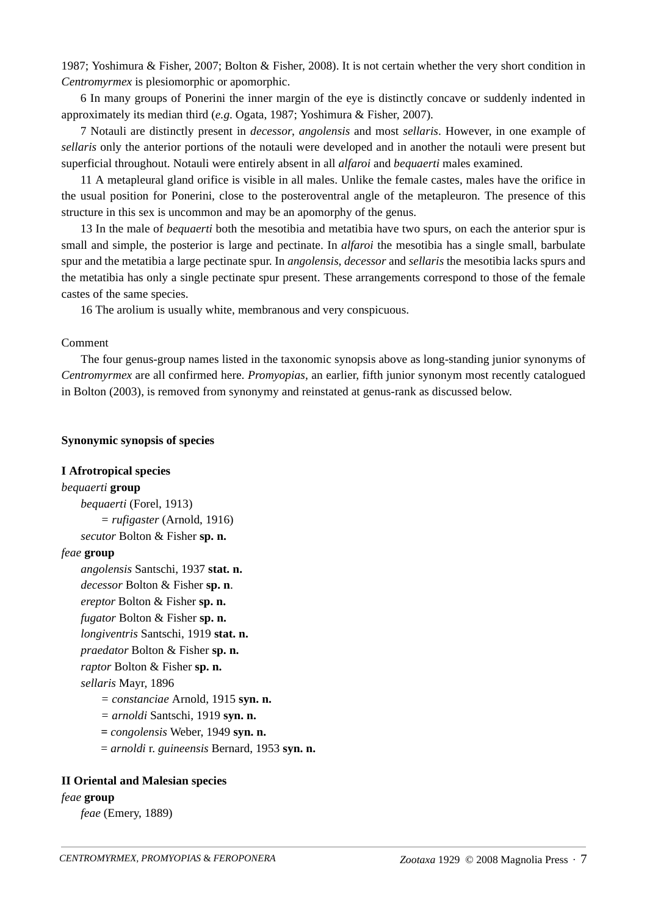1987; Yoshimura & Fisher, 2007; Bolton & Fisher, 2008). It is not certain whether the very short condition in *Centromyrmex* is plesiomorphic or apomorphic.

6 In many groups of Ponerini the inner margin of the eye is distinctly concave or suddenly indented in approximately its median third (*e.g*. Ogata, 1987; Yoshimura & Fisher, 2007).

7 Notauli are distinctly present in *decessor*, *angolensis* and most *sellaris*. However, in one example of *sellaris* only the anterior portions of the notauli were developed and in another the notauli were present but superficial throughout. Notauli were entirely absent in all *alfaroi* and *bequaerti* males examined.

11 A metapleural gland orifice is visible in all males. Unlike the female castes, males have the orifice in the usual position for Ponerini, close to the posteroventral angle of the metapleuron. The presence of this structure in this sex is uncommon and may be an apomorphy of the genus.

13 In the male of *bequaerti* both the mesotibia and metatibia have two spurs, on each the anterior spur is small and simple, the posterior is large and pectinate. In *alfaroi* the mesotibia has a single small, barbulate spur and the metatibia a large pectinate spur. In *angolensis*, *decessor* and *sellaris* the mesotibia lacks spurs and the metatibia has only a single pectinate spur present. These arrangements correspond to those of the female castes of the same species.

16 The arolium is usually white, membranous and very conspicuous.

Comment

The four genus-group names listed in the taxonomic synopsis above as long-standing junior synonyms of *Centromyrmex* are all confirmed here. *Promyopias*, an earlier, fifth junior synonym most recently catalogued in Bolton (2003), is removed from synonymy and reinstated at genus-rank as discussed below.

**Synonymic synopsis of species**

**I Afrotropical species**

*bequaerti* **group**

- *bequaerti* (Forel, 1913)
  - = *rufigaster* (Arnold, 1916)
- *secutor* Bolton & Fisher **sp. n.**

*feae* **group**

- *angolensis* Santschi, 1937 **stat. n.**
- *decessor* Bolton & Fisher **sp. n**.
- *ereptor* Bolton & Fisher **sp. n.**
- *fugator* Bolton & Fisher **sp. n.**
- *longiventris* Santschi, 1919 **stat. n.**
- *praedator* Bolton & Fisher **sp. n.**
- *raptor* Bolton & Fisher **sp. n.**
- *sellaris* Mayr, 1896
  - = *constanciae* Arnold, 1915 **syn. n.**
  - = *arnoldi* Santschi, 1919 **syn. n.**
  - = *congolensis* Weber, 1949 **syn. n.**
  - = *arnoldi* r. *guineensis* Bernard, 1953 **syn. n.**

**II Oriental and Malesian species**

*feae* **group**

- *feae* (Emery, 1889)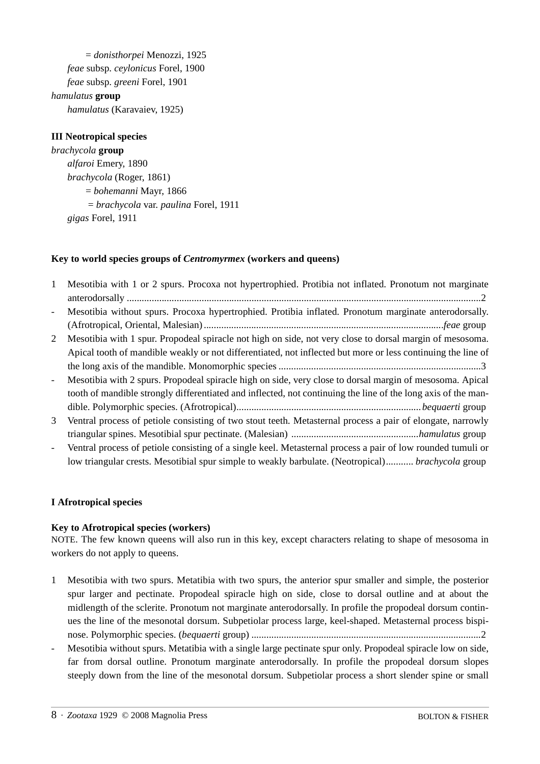= *donisthorpei* Menozzi, 1925

*feae* subsp. *ceylonicus* Forel, 1900

*feae* subsp. *greeni* Forel, 1901

*hamulatus* **group**

*hamulatus* (Karavaiev, 1925)

**III Neotropical species**

*brachycola* **group**

*alfaroi* Emery, 1890

*brachycola* (Roger, 1861)

= *bohemanni* Mayr, 1866

= *brachycola* var. *paulina* Forel, 1911

*gigas* Forel, 1911

**Key to world species groups of *Centromyrmex* (workers and queens)**

1 Mesotibia with 1 or 2 spurs. Procoxa not hypertrophied. Protibia not inflated. Pronotum not marginate anterodorsally ............................................................................................................................................2

- Mesotibia without spurs. Procoxa hypertrophied. Protibia inflated. Pronotum marginate anterodorsally. (Afrotropical, Oriental, Malesian) ..............................................................................................*feae* group

2 Mesotibia with 1 spur. Propodeal spiracle not high on side, not very close to dorsal margin of mesosoma. Apical tooth of mandible weakly or not differentiated, not inflected but more or less continuing the line of the long axis of the mandible. Monomorphic species ................................................................................3

- Mesotibia with 2 spurs. Propodeal spiracle high on side, very close to dorsal margin of mesosoma. Apical tooth of mandible strongly differentiated and inflected, not continuing the line of the long axis of the mandible. Polymorphic species. (Afrotropical).........................................................................*bequaerti* group

3 Ventral process of petiole consisting of two stout teeth. Metasternal process a pair of elongate, narrowly triangular spines. Mesotibial spur pectinate. (Malesian) ..................................................*hamulatus* group

- Ventral process of petiole consisting of a single keel. Metasternal process a pair of low rounded tumuli or low triangular crests. Mesotibial spur simple to weakly barbulate. (Neotropical)........... *brachycola* group

**I Afrotropical species**

**Key to Afrotropical species (workers)**

NOTE. The few known queens will also run in this key, except characters relating to shape of mesosoma in workers do not apply to queens.

1 Mesotibia with two spurs. Metatibia with two spurs, the anterior spur smaller and simple, the posterior spur larger and pectinate. Propodeal spiracle high on side, close to dorsal outline and at about the midlength of the sclerite. Pronotum not marginate anterodorsally. In profile the propodeal dorsum continues the line of the mesonotal dorsum. Subpetiolar process large, keel-shaped. Metasternal process bispinose. Polymorphic species. (*bequaerti* group) ..........................................................................................2

- Mesotibia without spurs. Metatibia with a single large pectinate spur only. Propodeal spiracle low on side, far from dorsal outline. Pronotum marginate anterodorsally. In profile the propodeal dorsum slopes steeply down from the line of the mesonotal dorsum. Subpetiolar process a short slender spine or small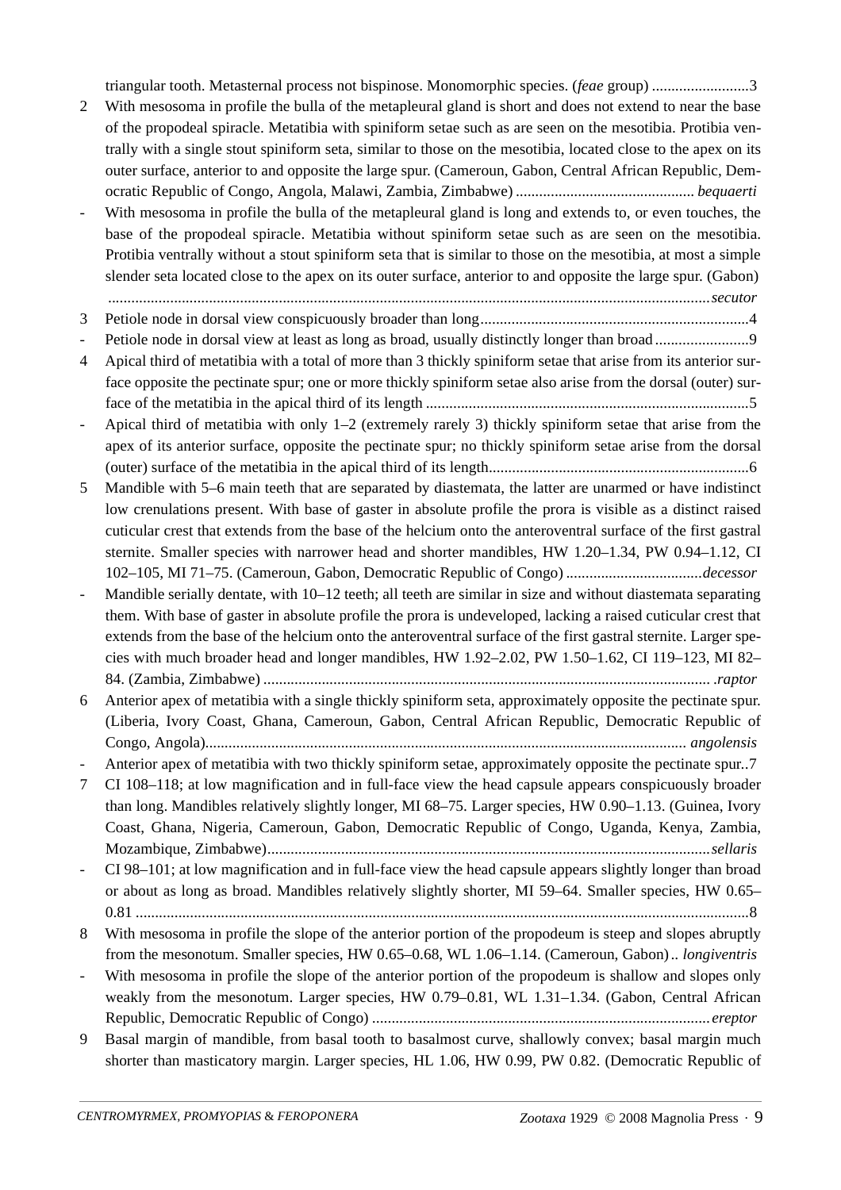triangular tooth. Metasternal process not bispinose. Monomorphic species. (*feae* group) .........................3

2 With mesosoma in profile the bulla of the metapleural gland is short and does not extend to near the base of the propodeal spiracle. Metatibia with spiniform setae such as are seen on the mesotibia. Protibia ventrally with a single stout spiniform seta, similar to those on the mesotibia, located close to the apex on its outer surface, anterior to and opposite the large spur. (Cameroun, Gabon, Central African Republic, Democratic Republic of Congo, Angola, Malawi, Zambia, Zimbabwe) ............................................. *bequaerti*

\- With mesosoma in profile the bulla of the metapleural gland is long and extends to, or even touches, the base of the propodeal spiracle. Metatibia without spiniform setae such as are seen on the mesotibia. Protibia ventrally without a stout spiniform seta that is similar to those on the mesotibia, at most a simple slender seta located close to the apex on its outer surface, anterior to and opposite the large spur. (Gabon) ......................................................................................................................................................*secutor*

3 Petiole node in dorsal view conspicuously broader than long.....................................................................4

\- Petiole node in dorsal view at least as long as broad, usually distinctly longer than broad ........................9

4 Apical third of metatibia with a total of more than 3 thickly spiniform setae that arise from its anterior surface opposite the pectinate spur; one or more thickly spiniform setae also arise from the dorsal (outer) surface of the metatibia in the apical third of its length ...................................................................................5

\- Apical third of metatibia with only 1–2 (extremely rarely 3) thickly spiniform setae that arise from the apex of its anterior surface, opposite the pectinate spur; no thickly spiniform setae arise from the dorsal (outer) surface of the metatibia in the apical third of its length...................................................................6

5 Mandible with 5–6 main teeth that are separated by diastemata, the latter are unarmed or have indistinct low crenulations present. With base of gaster in absolute profile the prora is visible as a distinct raised cuticular crest that extends from the base of the helcium onto the anteroventral surface of the first gastral sternite. Smaller species with narrower head and shorter mandibles, HW 1.20–1.34, PW 0.94–1.12, CI 102–105, MI 71–75. (Cameroun, Gabon, Democratic Republic of Congo) ...................................*decessor*

\- Mandible serially dentate, with 10–12 teeth; all teeth are similar in size and without diastemata separating them. With base of gaster in absolute profile the prora is undeveloped, lacking a raised cuticular crest that extends from the base of the helcium onto the anteroventral surface of the first gastral sternite. Larger species with much broader head and longer mandibles, HW 1.92–2.02, PW 1.50–1.62, CI 119–123, MI 82–84. (Zambia, Zimbabwe) .................................................................................................................. .*raptor*

6 Anterior apex of metatibia with a single thickly spiniform seta, approximately opposite the pectinate spur. (Liberia, Ivory Coast, Ghana, Cameroun, Gabon, Central African Republic, Democratic Republic of Congo, Angola)........................................................................................................................... *angolensis*

\- Anterior apex of metatibia with two thickly spiniform setae, approximately opposite the pectinate spur..7

7 CI 108–118; at low magnification and in full-face view the head capsule appears conspicuously broader than long. Mandibles relatively slightly longer, MI 68–75. Larger species, HW 0.90–1.13. (Guinea, Ivory Coast, Ghana, Nigeria, Cameroun, Gabon, Democratic Republic of Congo, Uganda, Kenya, Zambia, Mozambique, Zimbabwe)..................................................................................................................*sellaris*

\- CI 98–101; at low magnification and in full-face view the head capsule appears slightly longer than broad or about as long as broad. Mandibles relatively slightly shorter, MI 59–64. Smaller species, HW 0.65–0.81 .............................................................................................................................................8

8 With mesosoma in profile the slope of the anterior portion of the propodeum is steep and slopes abruptly from the mesonotum. Smaller species, HW 0.65–0.68, WL 1.06–1.14. (Cameroun, Gabon).. *longiventris*

\- With mesosoma in profile the slope of the anterior portion of the propodeum is shallow and slopes only weakly from the mesonotum. Larger species, HW 0.79–0.81, WL 1.31–1.34. (Gabon, Central African Republic, Democratic Republic of Congo) .......................................................................................*ereptor*

9 Basal margin of mandible, from basal tooth to basalmost curve, shallowly convex; basal margin much shorter than masticatory margin. Larger species, HL 1.06, HW 0.99, PW 0.82. (Democratic Republic of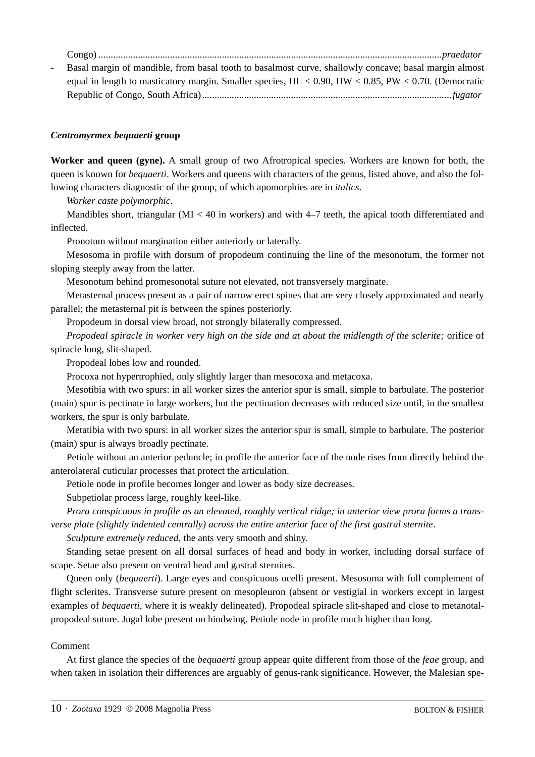Congo) ............................................................................................................................................*praedator*

- Basal margin of mandible, from basal tooth to basalmost curve, shallowly concave; basal margin almost equal in length to masticatory margin. Smaller species, HL < 0.90, HW < 0.85, PW < 0.70. (Democratic Republic of Congo, South Africa)....................................................................................................*fugator*

### *Centromyrmex bequaerti* group

**Worker and queen (gyne).** A small group of two Afrotropical species. Workers are known for both, the queen is known for *bequaerti*. Workers and queens with characters of the genus, listed above, and also the following characters diagnostic of the group, of which apomorphies are in *italics*.

*Worker caste polymorphic*.

Mandibles short, triangular (MI < 40 in workers) and with 4–7 teeth, the apical tooth differentiated and inflected.

Pronotum without margination either anteriorly or laterally.

Mesosoma in profile with dorsum of propodeum continuing the line of the mesonotum, the former not sloping steeply away from the latter.

Mesonotum behind promesonotal suture not elevated, not transversely marginate.

Metasternal process present as a pair of narrow erect spines that are very closely approximated and nearly parallel; the metasternal pit is between the spines posteriorly.

Propodeum in dorsal view broad, not strongly bilaterally compressed.

*Propodeal spiracle in worker very high on the side and at about the midlength of the sclerite;* orifice of spiracle long, slit-shaped.

Propodeal lobes low and rounded.

Procoxa not hypertrophied, only slightly larger than mesocoxa and metacoxa.

Mesotibia with two spurs: in all worker sizes the anterior spur is small, simple to barbulate. The posterior (main) spur is pectinate in large workers, but the pectination decreases with reduced size until, in the smallest workers, the spur is only barbulate.

Metatibia with two spurs: in all worker sizes the anterior spur is small, simple to barbulate. The posterior (main) spur is always broadly pectinate.

Petiole without an anterior peduncle; in profile the anterior face of the node rises from directly behind the anterolateral cuticular processes that protect the articulation.

Petiole node in profile becomes longer and lower as body size decreases.

Subpetiolar process large, roughly keel-like.

*Prora conspicuous in profile as an elevated, roughly vertical ridge; in anterior view prora forms a transverse plate (slightly indented centrally) across the entire anterior face of the first gastral sternite*.

*Sculpture extremely reduced*, the ants very smooth and shiny.

Standing setae present on all dorsal surfaces of head and body in worker, including dorsal surface of scape. Setae also present on ventral head and gastral sternites.

Queen only (*bequaerti*). Large eyes and conspicuous ocelli present. Mesosoma with full complement of flight sclerites. Transverse suture present on mesopleuron (absent or vestigial in workers except in largest examples of *bequaerti*, where it is weakly delineated). Propodeal spiracle slit-shaped and close to metanotal-propodeal suture. Jugal lobe present on hindwing. Petiole node in profile much higher than long.

Comment

At first glance the species of the *bequaerti* group appear quite different from those of the *feae* group, and when taken in isolation their differences are arguably of genus-rank significance. However, the Malesian spe-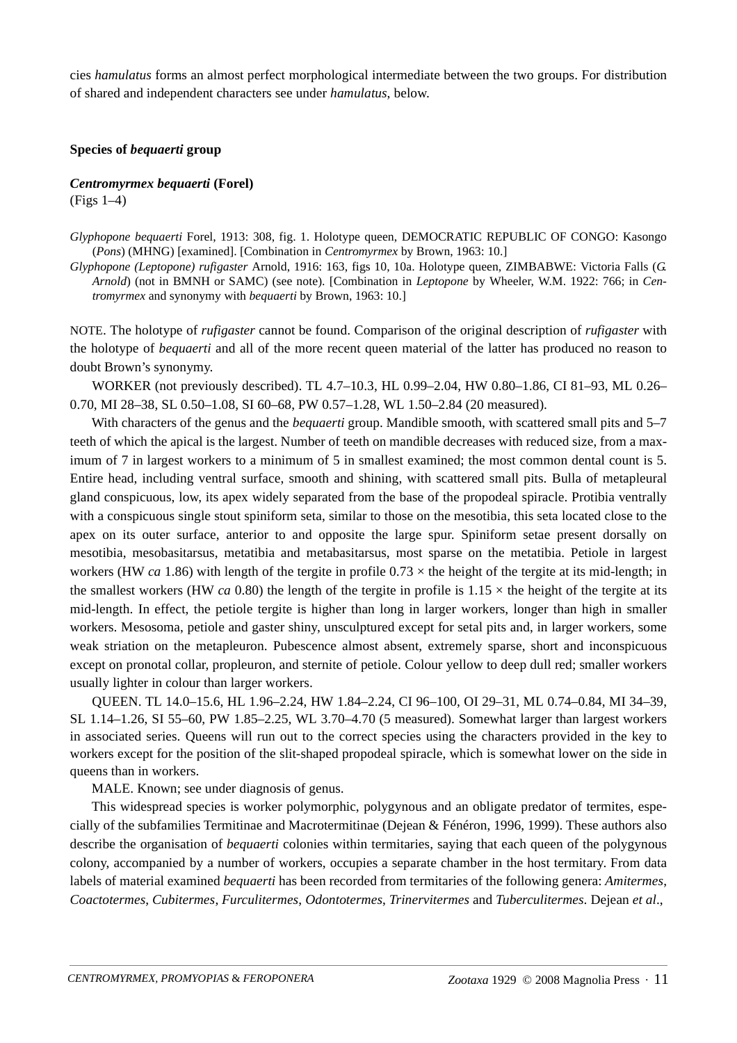cies *hamulatus* forms an almost perfect morphological intermediate between the two groups. For distribution of shared and independent characters see under *hamulatus*, below.

### Species of *bequaerti* group

#### *Centromyrmex bequaerti* (Forel)

(Figs 1–4)

*Glyphopone bequaerti* Forel, 1913: 308, fig. 1. Holotype queen, DEMOCRATIC REPUBLIC OF CONGO: Kasongo (*Pons*) (MHNG) [examined]. [Combination in *Centromyrmex* by Brown, 1963: 10.]

*Glyphopone (Leptopone) rufigaster* Arnold, 1916: 163, figs 10, 10a. Holotype queen, ZIMBABWE: Victoria Falls (*G. Arnold*) (not in BMNH or SAMC) (see note). [Combination in *Leptopone* by Wheeler, W.M. 1922: 766; in *Centromyrmex* and synonymy with *bequaerti* by Brown, 1963: 10.]

NOTE. The holotype of *rufigaster* cannot be found. Comparison of the original description of *rufigaster* with the holotype of *bequaerti* and all of the more recent queen material of the latter has produced no reason to doubt Brown's synonymy.

WORKER (not previously described). TL 4.7–10.3, HL 0.99–2.04, HW 0.80–1.86, CI 81–93, ML 0.26–0.70, MI 28–38, SL 0.50–1.08, SI 60–68, PW 0.57–1.28, WL 1.50–2.84 (20 measured).

With characters of the genus and the *bequaerti* group. Mandible smooth, with scattered small pits and 5–7 teeth of which the apical is the largest. Number of teeth on mandible decreases with reduced size, from a maximum of 7 in largest workers to a minimum of 5 in smallest examined; the most common dental count is 5. Entire head, including ventral surface, smooth and shining, with scattered small pits. Bulla of metapleural gland conspicuous, low, its apex widely separated from the base of the propodeal spiracle. Protibia ventrally with a conspicuous single stout spiniform seta, similar to those on the mesotibia, this seta located close to the apex on its outer surface, anterior to and opposite the large spur. Spiniform setae present dorsally on mesotibia, mesobasitarsus, metatibia and metabasitarsus, most sparse on the metatibia. Petiole in largest workers (HW *ca* 1.86) with length of the tergite in profile 0.73 × the height of the tergite at its mid-length; in the smallest workers (HW *ca* 0.80) the length of the tergite in profile is 1.15 × the height of the tergite at its mid-length. In effect, the petiole tergite is higher than long in larger workers, longer than high in smaller workers. Mesosoma, petiole and gaster shiny, unsculptured except for setal pits and, in larger workers, some weak striation on the metapleuron. Pubescence almost absent, extremely sparse, short and inconspicuous except on pronotal collar, propleuron, and sternite of petiole. Colour yellow to deep dull red; smaller workers usually lighter in colour than larger workers.

QUEEN. TL 14.0–15.6, HL 1.96–2.24, HW 1.84–2.24, CI 96–100, OI 29–31, ML 0.74–0.84, MI 34–39, SL 1.14–1.26, SI 55–60, PW 1.85–2.25, WL 3.70–4.70 (5 measured). Somewhat larger than largest workers in associated series. Queens will run out to the correct species using the characters provided in the key to workers except for the position of the slit-shaped propodeal spiracle, which is somewhat lower on the side in queens than in workers.

MALE. Known; see under diagnosis of genus.

This widespread species is worker polymorphic, polygynous and an obligate predator of termites, especially of the subfamilies Termitinae and Macrotermitinae (Dejean & Fénéron, 1996, 1999). These authors also describe the organisation of *bequaerti* colonies within termitaries, saying that each queen of the polygynous colony, accompanied by a number of workers, occupies a separate chamber in the host termitary. From data labels of material examined *bequaerti* has been recorded from termitaries of the following genera: *Amitermes*, *Coactotermes*, *Cubitermes*, *Furculitermes*, *Odontotermes*, *Trinervitermes* and *Tuberculitermes*. Dejean *et al*.,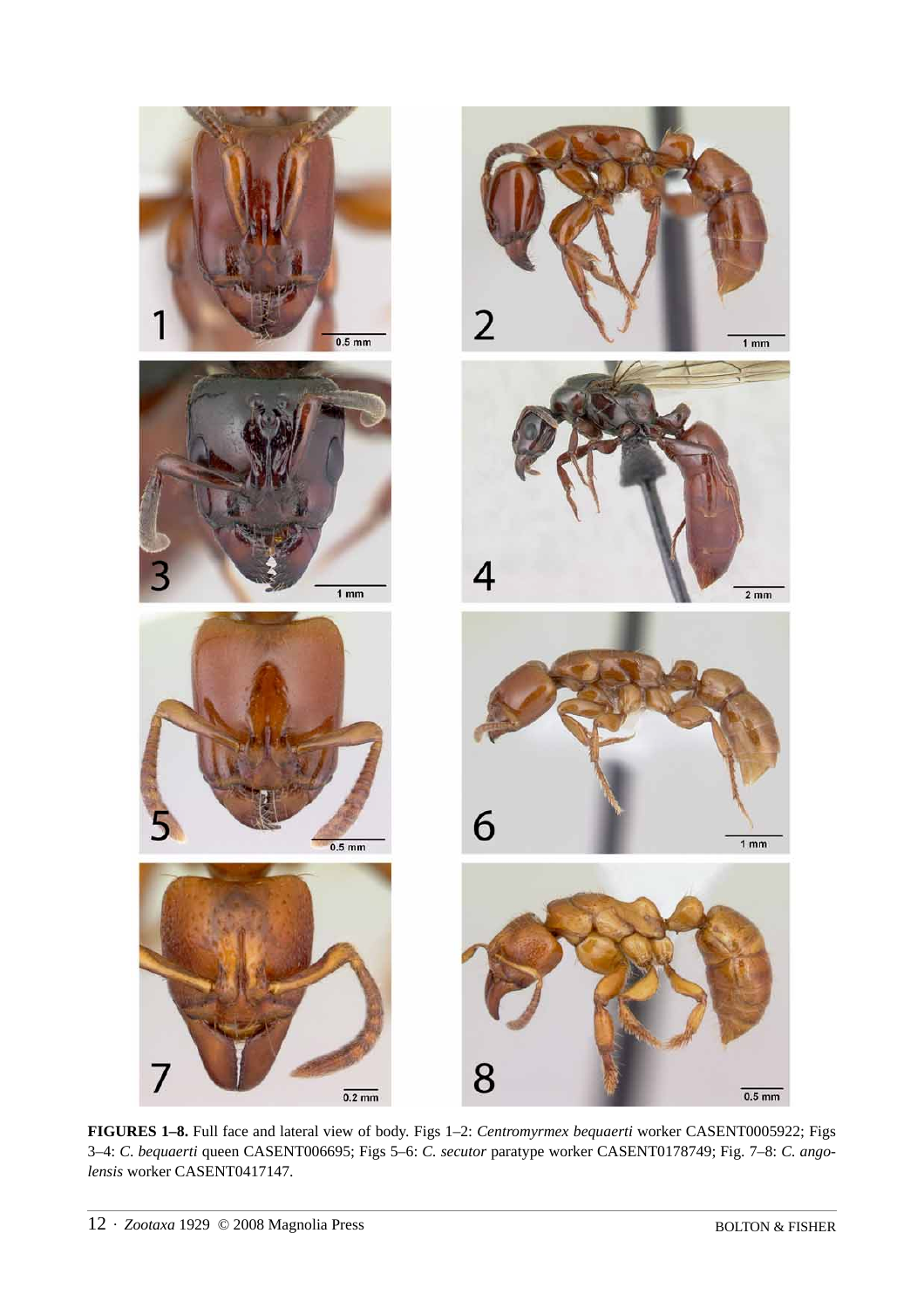**FIGURES 1–8.** Full face and lateral view of body. Figs 1–2: *Centromyrmex bequaerti* worker CASENT0005922; Figs 3–4: *C. bequaerti* queen CASENT006695; Figs 5–6: *C. secutor* paratype worker CASENT0178749; Fig. 7–8: *C. angolensis* worker CASENT0417147.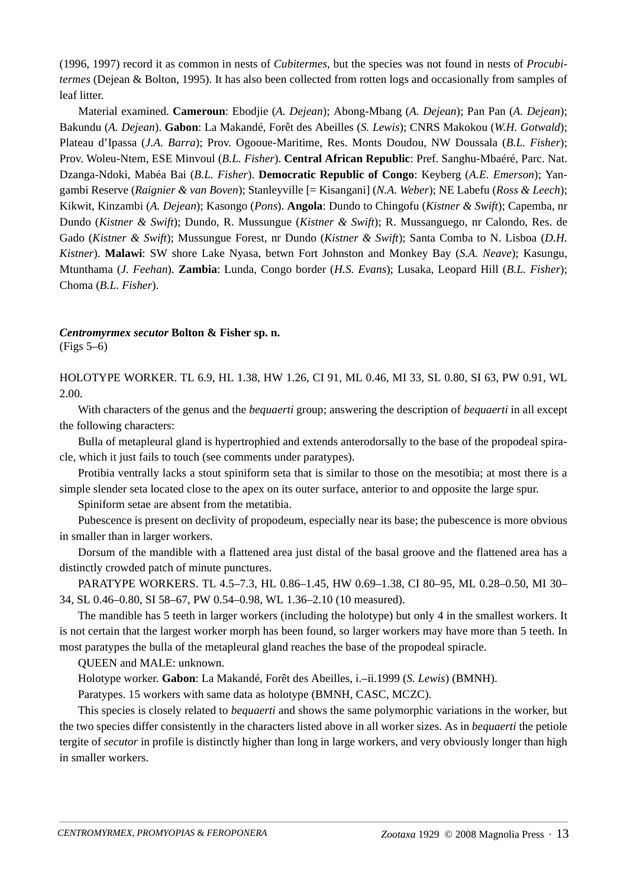(1996, 1997) record it as common in nests of *Cubitermes*, but the species was not found in nests of *Procubitermes* (Dejean & Bolton, 1995). It has also been collected from rotten logs and occasionally from samples of leaf litter.

Material examined. **Cameroun**: Ebodjie (*A. Dejean*); Abong-Mbang (*A. Dejean*); Pan Pan (*A. Dejean*); Bakundu (*A. Dejean*). **Gabon**: La Makandé, Forêt des Abeilles (*S. Lewis*); CNRS Makokou (*W.H. Gotwald*); Plateau d'Ipassa (*J.A. Barra*); Prov. Ogooue-Maritime, Res. Monts Doudou, NW Doussala (*B.L. Fisher*); Prov. Woleu-Ntem, ESE Minvoul (*B.L. Fisher*). **Central African Republic**: Pref. Sanghu-Mbaéré, Parc. Nat. Dzanga-Ndoki, Mabéa Bai (*B.L. Fisher*). **Democratic Republic of Congo**: Keyberg (*A.E. Emerson*); Yangambi Reserve (*Raignier & van Boven*); Stanleyville [= Kisangani] (*N.A. Weber*); NE Labefu (*Ross & Leech*); Kikwit, Kinzambi (*A. Dejean*); Kasongo (*Pons*). **Angola**: Dundo to Chingofu (*Kistner & Swift*); Capemba, nr Dundo (*Kistner & Swift*); Dundo, R. Mussungue (*Kistner & Swift*); R. Mussanguego, nr Calondo, Res. de Gado (*Kistner & Swift*); Mussungue Forest, nr Dundo (*Kistner & Swift*); Santa Comba to N. Lisboa (*D.H. Kistner*). **Malawi**: SW shore Lake Nyasa, betwn Fort Johnston and Monkey Bay (*S.A. Neave*); Kasungu, Mtunthama (*J. Feehan*). **Zambia**: Lunda, Congo border (*H.S. Evans*); Lusaka, Leopard Hill (*B.L. Fisher*); Choma (*B.L. Fisher*).

***Centromyrmex secutor* Bolton & Fisher sp. n.**
(Figs 5–6)

HOLOTYPE WORKER. TL 6.9, HL 1.38, HW 1.26, CI 91, ML 0.46, MI 33, SL 0.80, SI 63, PW 0.91, WL 2.00.

With characters of the genus and the *bequaerti* group; answering the description of *bequaerti* in all except the following characters:

Bulla of metapleural gland is hypertrophied and extends anterodorsally to the base of the propodeal spiracle, which it just fails to touch (see comments under paratypes).

Protibia ventrally lacks a stout spiniform seta that is similar to those on the mesotibia; at most there is a simple slender seta located close to the apex on its outer surface, anterior to and opposite the large spur.

Spiniform setae are absent from the metatibia.

Pubescence is present on declivity of propodeum, especially near its base; the pubescence is more obvious in smaller than in larger workers.

Dorsum of the mandible with a flattened area just distal of the basal groove and the flattened area has a distinctly crowded patch of minute punctures.

PARATYPE WORKERS. TL 4.5–7.3, HL 0.86–1.45, HW 0.69–1.38, CI 80–95, ML 0.28–0.50, MI 30–34, SL 0.46–0.80, SI 58–67, PW 0.54–0.98, WL 1.36–2.10 (10 measured).

The mandible has 5 teeth in larger workers (including the holotype) but only 4 in the smallest workers. It is not certain that the largest worker morph has been found, so larger workers may have more than 5 teeth. In most paratypes the bulla of the metapleural gland reaches the base of the propodeal spiracle.

QUEEN and MALE: unknown.

Holotype worker. **Gabon**: La Makandé, Forêt des Abeilles, i.–ii.1999 (*S. Lewis*) (BMNH).

Paratypes. 15 workers with same data as holotype (BMNH, CASC, MCZC).

This species is closely related to *bequaerti* and shows the same polymorphic variations in the worker, but the two species differ consistently in the characters listed above in all worker sizes. As in *bequaerti* the petiole tergite of *secutor* in profile is distinctly higher than long in large workers, and very obviously longer than high in smaller workers.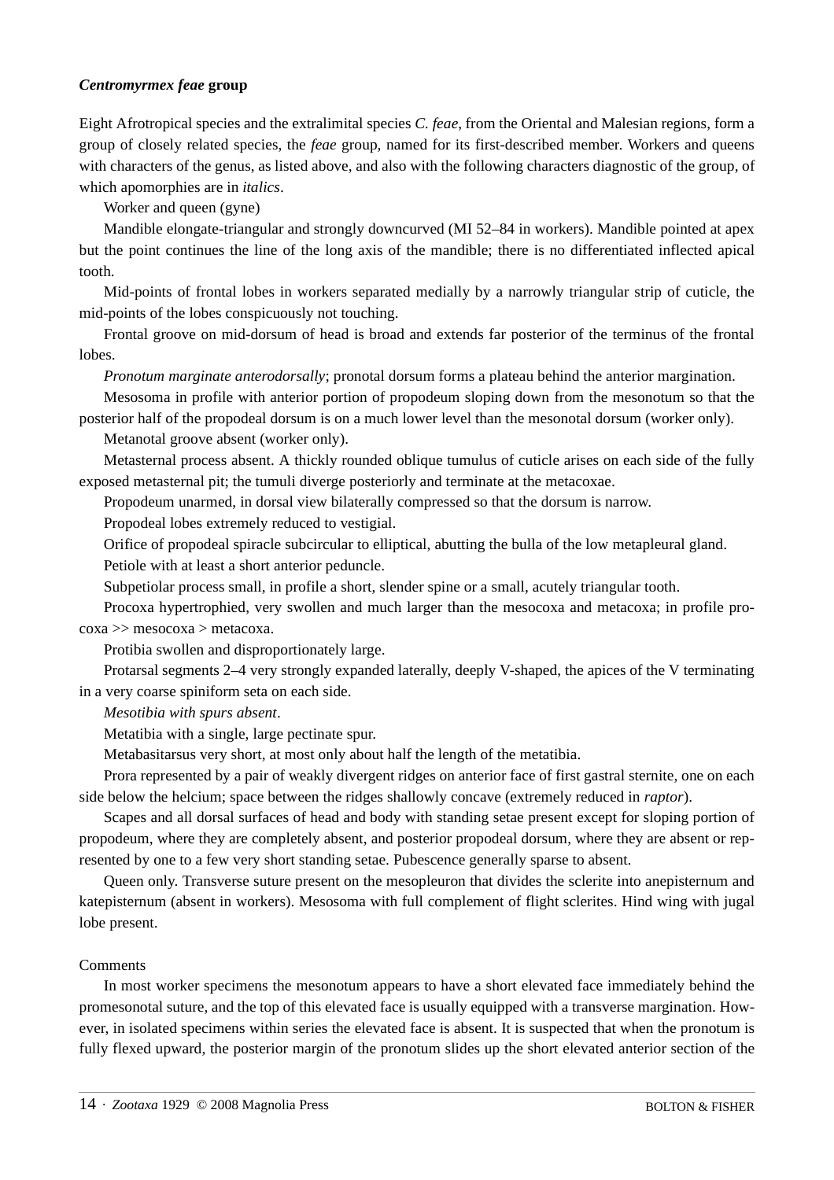### *Centromyrmex feae* group

Eight Afrotropical species and the extralimital species *C. feae*, from the Oriental and Malesian regions, form a group of closely related species, the *feae* group, named for its first-described member. Workers and queens with characters of the genus, as listed above, and also with the following characters diagnostic of the group, of which apomorphies are in *italics*.

Worker and queen (gyne)

Mandible elongate-triangular and strongly downcurved (MI 52–84 in workers). Mandible pointed at apex but the point continues the line of the long axis of the mandible; there is no differentiated inflected apical tooth.

Mid-points of frontal lobes in workers separated medially by a narrowly triangular strip of cuticle, the mid-points of the lobes conspicuously not touching.

Frontal groove on mid-dorsum of head is broad and extends far posterior of the terminus of the frontal lobes.

*Pronotum marginate anterodorsally*; pronotal dorsum forms a plateau behind the anterior margination.

Mesosoma in profile with anterior portion of propodeum sloping down from the mesonotum so that the posterior half of the propodeal dorsum is on a much lower level than the mesonotal dorsum (worker only).

Metanotal groove absent (worker only).

Metasternal process absent. A thickly rounded oblique tumulus of cuticle arises on each side of the fully exposed metasternal pit; the tumuli diverge posteriorly and terminate at the metacoxae.

Propodeum unarmed, in dorsal view bilaterally compressed so that the dorsum is narrow.

Propodeal lobes extremely reduced to vestigial.

Orifice of propodeal spiracle subcircular to elliptical, abutting the bulla of the low metapleural gland.

Petiole with at least a short anterior peduncle.

Subpetiolar process small, in profile a short, slender spine or a small, acutely triangular tooth.

Procoxa hypertrophied, very swollen and much larger than the mesocoxa and metacoxa; in profile procoxa >> mesocoxa > metacoxa.

Protibia swollen and disproportionately large.

Protarsal segments 2–4 very strongly expanded laterally, deeply V-shaped, the apices of the V terminating in a very coarse spiniform seta on each side.

*Mesotibia with spurs absent*.

Metatibia with a single, large pectinate spur.

Metabasitarsus very short, at most only about half the length of the metatibia.

Prora represented by a pair of weakly divergent ridges on anterior face of first gastral sternite, one on each side below the helcium; space between the ridges shallowly concave (extremely reduced in *raptor*).

Scapes and all dorsal surfaces of head and body with standing setae present except for sloping portion of propodeum, where they are completely absent, and posterior propodeal dorsum, where they are absent or represented by one to a few very short standing setae. Pubescence generally sparse to absent.

Queen only. Transverse suture present on the mesopleuron that divides the sclerite into anepisternum and katepisternum (absent in workers). Mesosoma with full complement of flight sclerites. Hind wing with jugal lobe present.

Comments

In most worker specimens the mesonotum appears to have a short elevated face immediately behind the promesonotal suture, and the top of this elevated face is usually equipped with a transverse margination. However, in isolated specimens within series the elevated face is absent. It is suspected that when the pronotum is fully flexed upward, the posterior margin of the pronotum slides up the short elevated anterior section of the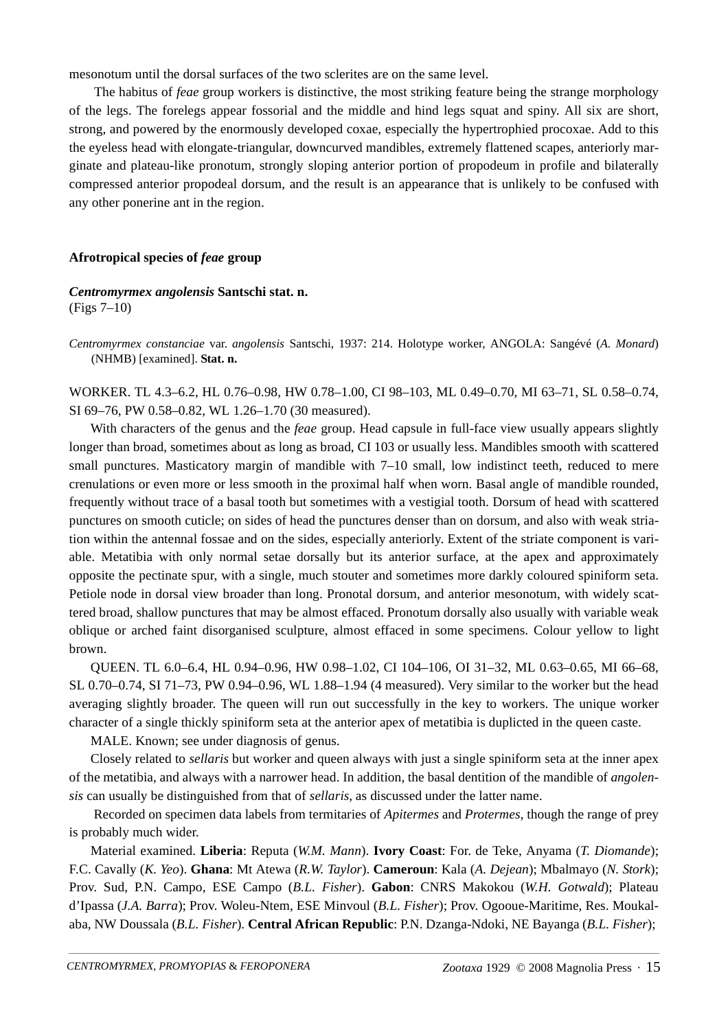mesonotum until the dorsal surfaces of the two sclerites are on the same level.

The habitus of *feae* group workers is distinctive, the most striking feature being the strange morphology of the legs. The forelegs appear fossorial and the middle and hind legs squat and spiny. All six are short, strong, and powered by the enormously developed coxae, especially the hypertrophied procoxae. Add to this the eyeless head with elongate-triangular, downcurved mandibles, extremely flattened scapes, anteriorly marginate and plateau-like pronotum, strongly sloping anterior portion of propodeum in profile and bilaterally compressed anterior propodeal dorsum, and the result is an appearance that is unlikely to be confused with any other ponerine ant in the region.

### Afrotropical species of *feae* group

#### *Centromyrmex angolensis* Santschi stat. n.

(Figs 7–10)

*Centromyrmex constanciae* var. *angolensis* Santschi, 1937: 214. Holotype worker, ANGOLA: Sangévé (*A. Monard*) (NHMB) [examined]. **Stat. n.**

WORKER. TL 4.3–6.2, HL 0.76–0.98, HW 0.78–1.00, CI 98–103, ML 0.49–0.70, MI 63–71, SL 0.58–0.74, SI 69–76, PW 0.58–0.82, WL 1.26–1.70 (30 measured).

With characters of the genus and the *feae* group. Head capsule in full-face view usually appears slightly longer than broad, sometimes about as long as broad, CI 103 or usually less. Mandibles smooth with scattered small punctures. Masticatory margin of mandible with 7–10 small, low indistinct teeth, reduced to mere crenulations or even more or less smooth in the proximal half when worn. Basal angle of mandible rounded, frequently without trace of a basal tooth but sometimes with a vestigial tooth. Dorsum of head with scattered punctures on smooth cuticle; on sides of head the punctures denser than on dorsum, and also with weak striation within the antennal fossae and on the sides, especially anteriorly. Extent of the striate component is variable. Metatibia with only normal setae dorsally but its anterior surface, at the apex and approximately opposite the pectinate spur, with a single, much stouter and sometimes more darkly coloured spiniform seta. Petiole node in dorsal view broader than long. Pronotal dorsum, and anterior mesonotum, with widely scattered broad, shallow punctures that may be almost effaced. Pronotum dorsally also usually with variable weak oblique or arched faint disorganised sculpture, almost effaced in some specimens. Colour yellow to light brown.

QUEEN. TL 6.0–6.4, HL 0.94–0.96, HW 0.98–1.02, CI 104–106, OI 31–32, ML 0.63–0.65, MI 66–68, SL 0.70–0.74, SI 71–73, PW 0.94–0.96, WL 1.88–1.94 (4 measured). Very similar to the worker but the head averaging slightly broader. The queen will run out successfully in the key to workers. The unique worker character of a single thickly spiniform seta at the anterior apex of metatibia is duplicted in the queen caste.

MALE. Known; see under diagnosis of genus.

Closely related to *sellaris* but worker and queen always with just a single spiniform seta at the inner apex of the metatibia, and always with a narrower head. In addition, the basal dentition of the mandible of *angolensis* can usually be distinguished from that of *sellaris*, as discussed under the latter name.

Recorded on specimen data labels from termitaries of *Apitermes* and *Protermes*, though the range of prey is probably much wider.

Material examined. **Liberia**: Reputa (*W.M. Mann*). **Ivory Coast**: For. de Teke, Anyama (*T. Diomande*); F.C. Cavally (*K. Yeo*). **Ghana**: Mt Atewa (*R.W. Taylor*). **Cameroun**: Kala (*A. Dejean*); Mbalmayo (*N. Stork*); Prov. Sud, P.N. Campo, ESE Campo (*B.L. Fisher*). **Gabon**: CNRS Makokou (*W.H. Gotwald*); Plateau d'Ipassa (*J.A. Barra*); Prov. Woleu-Ntem, ESE Minvoul (*B.L. Fisher*); Prov. Ogooue-Maritime, Res. Moukalaba, NW Doussala (*B.L. Fisher*). **Central African Republic**: P.N. Dzanga-Ndoki, NE Bayanga (*B.L. Fisher*);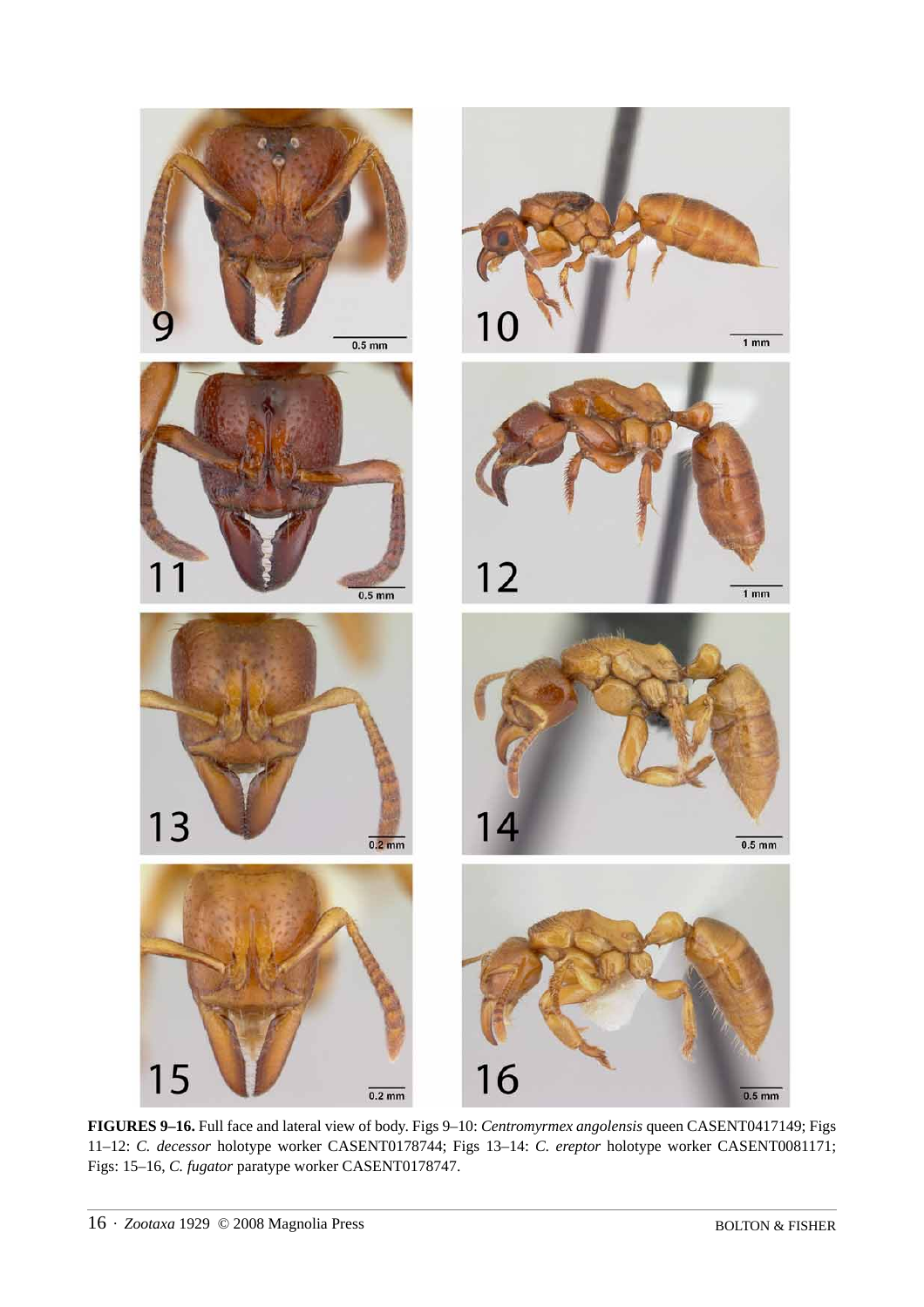**FIGURES 9–16.** Full face and lateral view of body. Figs 9–10: *Centromyrmex angolensis* queen CASENT0417149; Figs 11–12: *C. decessor* holotype worker CASENT0178744; Figs 13–14: *C. ereptor* holotype worker CASENT0081171; Figs: 15–16, *C. fugator* paratype worker CASENT0178747.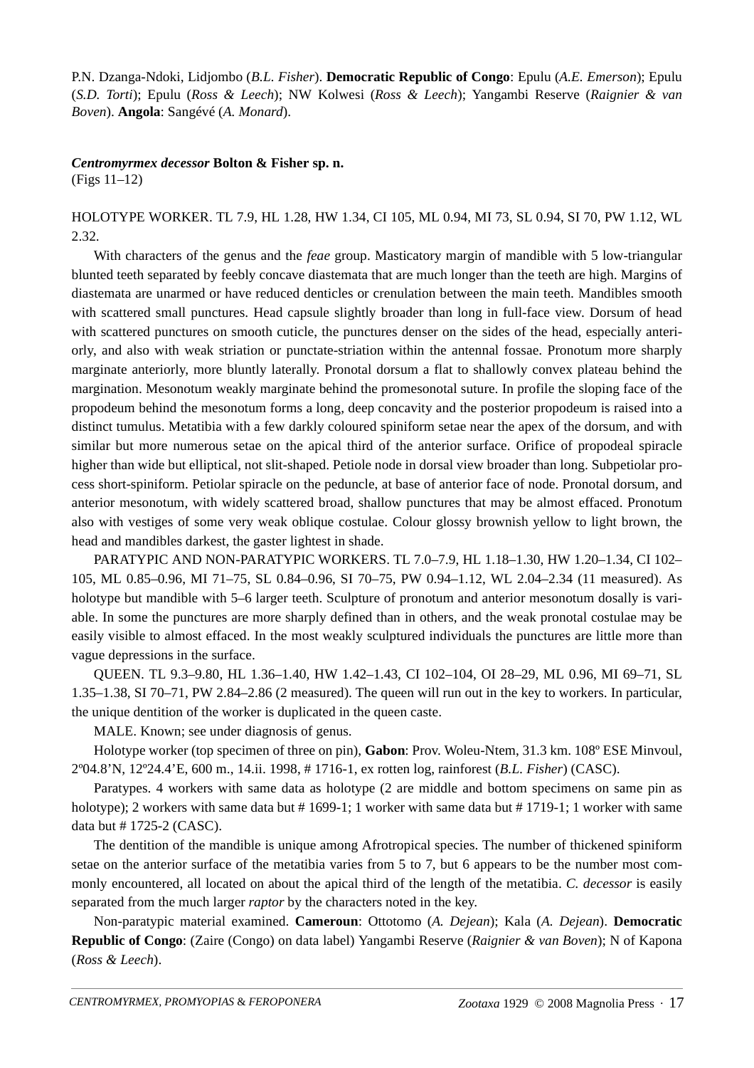P.N. Dzanga-Ndoki, Lidjombo (*B.L. Fisher*). **Democratic Republic of Congo**: Epulu (*A.E. Emerson*); Epulu (*S.D. Torti*); Epulu (*Ross & Leech*); NW Kolwesi (*Ross & Leech*); Yangambi Reserve (*Raignier & van Boven*). **Angola**: Sangévé (*A. Monard*).

***Centromyrmex decessor*** **Bolton & Fisher sp. n.**
(Figs 11–12)

HOLOTYPE WORKER. TL 7.9, HL 1.28, HW 1.34, CI 105, ML 0.94, MI 73, SL 0.94, SI 70, PW 1.12, WL 2.32.

With characters of the genus and the *feae* group. Masticatory margin of mandible with 5 low-triangular blunted teeth separated by feebly concave diastemata that are much longer than the teeth are high. Margins of diastemata are unarmed or have reduced denticles or crenulation between the main teeth. Mandibles smooth with scattered small punctures. Head capsule slightly broader than long in full-face view. Dorsum of head with scattered punctures on smooth cuticle, the punctures denser on the sides of the head, especially anteriorly, and also with weak striation or punctate-striation within the antennal fossae. Pronotum more sharply marginate anteriorly, more bluntly laterally. Pronotal dorsum a flat to shallowly convex plateau behind the margination. Mesonotum weakly marginate behind the promesonotal suture. In profile the sloping face of the propodeum behind the mesonotum forms a long, deep concavity and the posterior propodeum is raised into a distinct tumulus. Metatibia with a few darkly coloured spiniform setae near the apex of the dorsum, and with similar but more numerous setae on the apical third of the anterior surface. Orifice of propodeal spiracle higher than wide but elliptical, not slit-shaped. Petiole node in dorsal view broader than long. Subpetiolar process short-spiniform. Petiolar spiracle on the peduncle, at base of anterior face of node. Pronotal dorsum, and anterior mesonotum, with widely scattered broad, shallow punctures that may be almost effaced. Pronotum also with vestiges of some very weak oblique costulae. Colour glossy brownish yellow to light brown, the head and mandibles darkest, the gaster lightest in shade.

PARATYPIC AND NON-PARATYPIC WORKERS. TL 7.0–7.9, HL 1.18–1.30, HW 1.20–1.34, CI 102–105, ML 0.85–0.96, MI 71–75, SL 0.84–0.96, SI 70–75, PW 0.94–1.12, WL 2.04–2.34 (11 measured). As holotype but mandible with 5–6 larger teeth. Sculpture of pronotum and anterior mesonotum dosally is variable. In some the punctures are more sharply defined than in others, and the weak pronotal costulae may be easily visible to almost effaced. In the most weakly sculptured individuals the punctures are little more than vague depressions in the surface.

QUEEN. TL 9.3–9.80, HL 1.36–1.40, HW 1.42–1.43, CI 102–104, OI 28–29, ML 0.96, MI 69–71, SL 1.35–1.38, SI 70–71, PW 2.84–2.86 (2 measured). The queen will run out in the key to workers. In particular, the unique dentition of the worker is duplicated in the queen caste.

MALE. Known; see under diagnosis of genus.

Holotype worker (top specimen of three on pin), **Gabon**: Prov. Woleu-Ntem, 31.3 km. 108º ESE Minvoul, 2º04.8’N, 12º24.4’E, 600 m., 14.ii. 1998, # 1716-1, ex rotten log, rainforest (*B.L. Fisher*) (CASC).

Paratypes. 4 workers with same data as holotype (2 are middle and bottom specimens on same pin as holotype); 2 workers with same data but # 1699-1; 1 worker with same data but # 1719-1; 1 worker with same data but # 1725-2 (CASC).

The dentition of the mandible is unique among Afrotropical species. The number of thickened spiniform setae on the anterior surface of the metatibia varies from 5 to 7, but 6 appears to be the number most commonly encountered, all located on about the apical third of the length of the metatibia. *C. decessor* is easily separated from the much larger *raptor* by the characters noted in the key.

Non-paratypic material examined. **Cameroun**: Ottotomo (*A. Dejean*); Kala (*A. Dejean*). **Democratic Republic of Congo**: (Zaire (Congo) on data label) Yangambi Reserve (*Raignier & van Boven*); N of Kapona (*Ross & Leech*).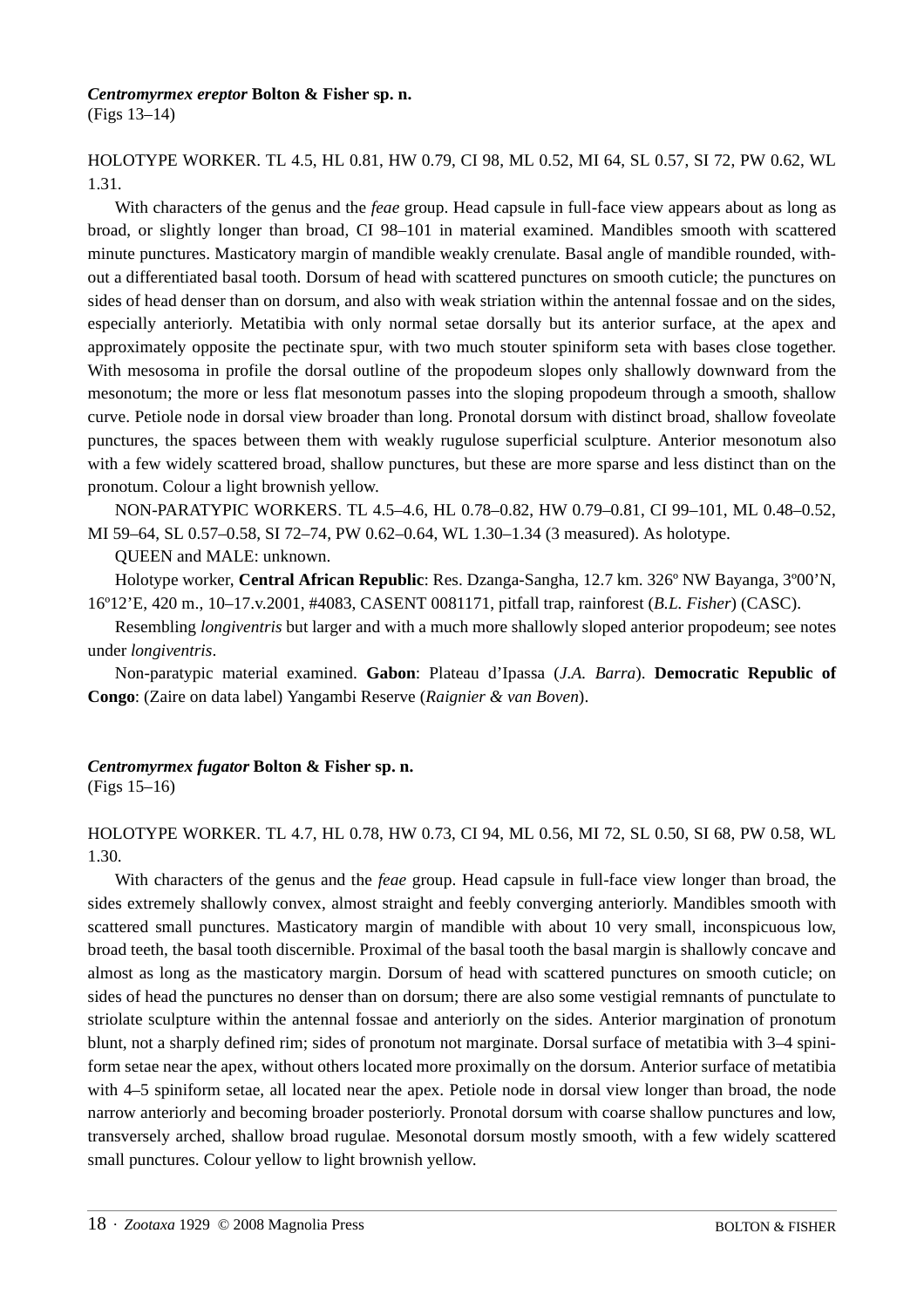***Centromyrmex ereptor* Bolton & Fisher sp. n.**
(Figs 13–14)

HOLOTYPE WORKER. TL 4.5, HL 0.81, HW 0.79, CI 98, ML 0.52, MI 64, SL 0.57, SI 72, PW 0.62, WL 1.31.

With characters of the genus and the *feae* group. Head capsule in full-face view appears about as long as broad, or slightly longer than broad, CI 98–101 in material examined. Mandibles smooth with scattered minute punctures. Masticatory margin of mandible weakly crenulate. Basal angle of mandible rounded, without a differentiated basal tooth. Dorsum of head with scattered punctures on smooth cuticle; the punctures on sides of head denser than on dorsum, and also with weak striation within the antennal fossae and on the sides, especially anteriorly. Metatibia with only normal setae dorsally but its anterior surface, at the apex and approximately opposite the pectinate spur, with two much stouter spiniform seta with bases close together. With mesosoma in profile the dorsal outline of the propodeum slopes only shallowly downward from the mesonotum; the more or less flat mesonotum passes into the sloping propodeum through a smooth, shallow curve. Petiole node in dorsal view broader than long. Pronotal dorsum with distinct broad, shallow foveolate punctures, the spaces between them with weakly rugulose superficial sculpture. Anterior mesonotum also with a few widely scattered broad, shallow punctures, but these are more sparse and less distinct than on the pronotum. Colour a light brownish yellow.

NON-PARATYPIC WORKERS. TL 4.5–4.6, HL 0.78–0.82, HW 0.79–0.81, CI 99–101, ML 0.48–0.52, MI 59–64, SL 0.57–0.58, SI 72–74, PW 0.62–0.64, WL 1.30–1.34 (3 measured). As holotype.

QUEEN and MALE: unknown.

Holotype worker, **Central African Republic**: Res. Dzanga-Sangha, 12.7 km. 326º NW Bayanga, 3º00'N, 16º12'E, 420 m., 10–17.v.2001, #4083, CASENT 0081171, pitfall trap, rainforest (*B.L. Fisher*) (CASC).

Resembling *longiventris* but larger and with a much more shallowly sloped anterior propodeum; see notes under *longiventris*.

Non-paratypic material examined. **Gabon**: Plateau d'Ipassa (*J.A. Barra*). **Democratic Republic of Congo**: (Zaire on data label) Yangambi Reserve (*Raignier & van Boven*).

***Centromyrmex fugator* Bolton & Fisher sp. n.**
(Figs 15–16)

HOLOTYPE WORKER. TL 4.7, HL 0.78, HW 0.73, CI 94, ML 0.56, MI 72, SL 0.50, SI 68, PW 0.58, WL 1.30.

With characters of the genus and the *feae* group. Head capsule in full-face view longer than broad, the sides extremely shallowly convex, almost straight and feebly converging anteriorly. Mandibles smooth with scattered small punctures. Masticatory margin of mandible with about 10 very small, inconspicuous low, broad teeth, the basal tooth discernible. Proximal of the basal tooth the basal margin is shallowly concave and almost as long as the masticatory margin. Dorsum of head with scattered punctures on smooth cuticle; on sides of head the punctures no denser than on dorsum; there are also some vestigial remnants of punctulate to striolate sculpture within the antennal fossae and anteriorly on the sides. Anterior margination of pronotum blunt, not a sharply defined rim; sides of pronotum not marginate. Dorsal surface of metatibia with 3–4 spiniform setae near the apex, without others located more proximally on the dorsum. Anterior surface of metatibia with 4–5 spiniform setae, all located near the apex. Petiole node in dorsal view longer than broad, the node narrow anteriorly and becoming broader posteriorly. Pronotal dorsum with coarse shallow punctures and low, transversely arched, shallow broad rugulae. Mesonotal dorsum mostly smooth, with a few widely scattered small punctures. Colour yellow to light brownish yellow.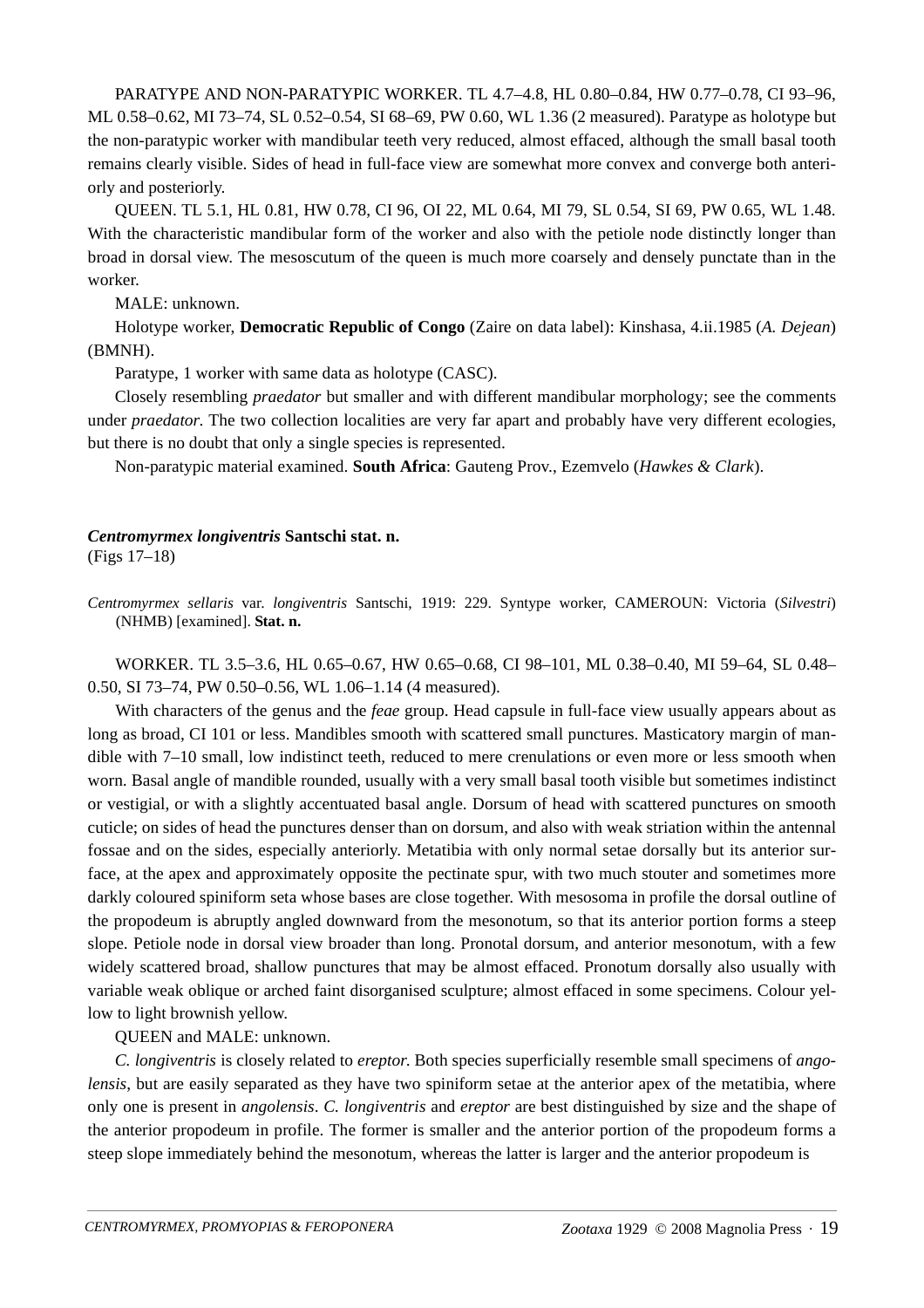PARATYPE AND NON-PARATYPIC WORKER. TL 4.7–4.8, HL 0.80–0.84, HW 0.77–0.78, CI 93–96, ML 0.58–0.62, MI 73–74, SL 0.52–0.54, SI 68–69, PW 0.60, WL 1.36 (2 measured). Paratype as holotype but the non-paratypic worker with mandibular teeth very reduced, almost effaced, although the small basal tooth remains clearly visible. Sides of head in full-face view are somewhat more convex and converge both anteriorly and posteriorly.

QUEEN. TL 5.1, HL 0.81, HW 0.78, CI 96, OI 22, ML 0.64, MI 79, SL 0.54, SI 69, PW 0.65, WL 1.48. With the characteristic mandibular form of the worker and also with the petiole node distinctly longer than broad in dorsal view. The mesoscutum of the queen is much more coarsely and densely punctate than in the worker.

MALE: unknown.

Holotype worker, **Democratic Republic of Congo** (Zaire on data label): Kinshasa, 4.ii.1985 (*A. Dejean*) (BMNH).

Paratype, 1 worker with same data as holotype (CASC).

Closely resembling *praedator* but smaller and with different mandibular morphology; see the comments under *praedator.* The two collection localities are very far apart and probably have very different ecologies, but there is no doubt that only a single species is represented.

Non-paratypic material examined. **South Africa**: Gauteng Prov., Ezemvelo (*Hawkes & Clark*).

### ***Centromyrmex longiventris*** **Santschi stat. n.**

(Figs 17–18)

*Centromyrmex sellaris* var. *longiventris* Santschi, 1919: 229. Syntype worker, CAMEROUN: Victoria (*Silvestri*) (NHMB) [examined]. **Stat. n.**

WORKER. TL 3.5–3.6, HL 0.65–0.67, HW 0.65–0.68, CI 98–101, ML 0.38–0.40, MI 59–64, SL 0.48–0.50, SI 73–74, PW 0.50–0.56, WL 1.06–1.14 (4 measured).

With characters of the genus and the *feae* group. Head capsule in full-face view usually appears about as long as broad, CI 101 or less. Mandibles smooth with scattered small punctures. Masticatory margin of mandible with 7–10 small, low indistinct teeth, reduced to mere crenulations or even more or less smooth when worn. Basal angle of mandible rounded, usually with a very small basal tooth visible but sometimes indistinct or vestigial, or with a slightly accentuated basal angle. Dorsum of head with scattered punctures on smooth cuticle; on sides of head the punctures denser than on dorsum, and also with weak striation within the antennal fossae and on the sides, especially anteriorly. Metatibia with only normal setae dorsally but its anterior surface, at the apex and approximately opposite the pectinate spur, with two much stouter and sometimes more darkly coloured spiniform seta whose bases are close together. With mesosoma in profile the dorsal outline of the propodeum is abruptly angled downward from the mesonotum, so that its anterior portion forms a steep slope. Petiole node in dorsal view broader than long. Pronotal dorsum, and anterior mesonotum, with a few widely scattered broad, shallow punctures that may be almost effaced. Pronotum dorsally also usually with variable weak oblique or arched faint disorganised sculpture; almost effaced in some specimens. Colour yellow to light brownish yellow.

QUEEN and MALE: unknown.

*C. longiventris* is closely related to *ereptor.* Both species superficially resemble small specimens of *angolensis*, but are easily separated as they have two spiniform setae at the anterior apex of the metatibia, where only one is present in *angolensis*. *C. longiventris* and *ereptor* are best distinguished by size and the shape of the anterior propodeum in profile. The former is smaller and the anterior portion of the propodeum forms a steep slope immediately behind the mesonotum, whereas the latter is larger and the anterior propodeum is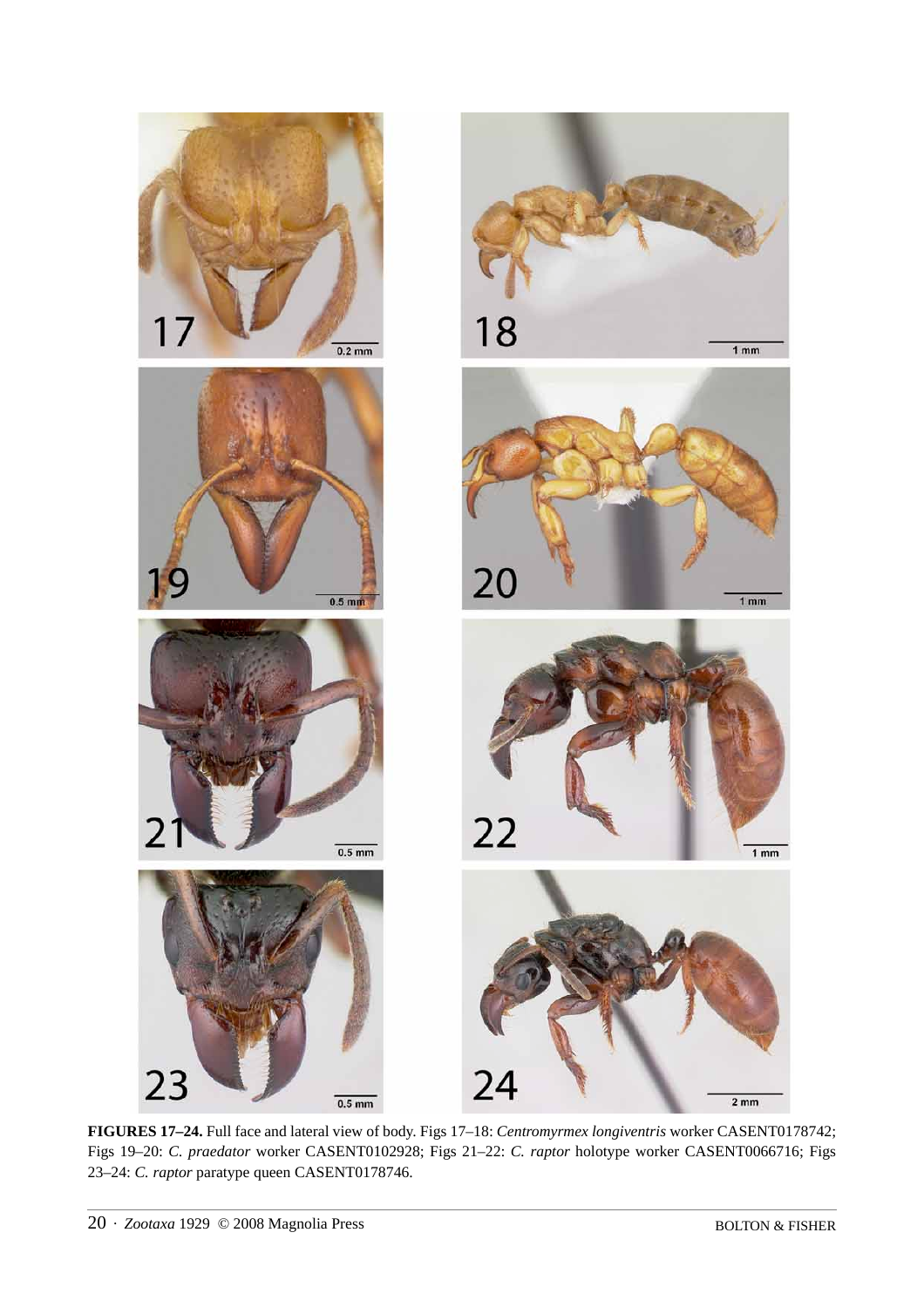**FIGURES 17–24.** Full face and lateral view of body. Figs 17–18: *Centromyrmex longiventris* worker CASENT0178742; Figs 19–20: *C. praedator* worker CASENT0102928; Figs 21–22: *C. raptor* holotype worker CASENT0066716; Figs 23–24: *C. raptor* paratype queen CASENT0178746.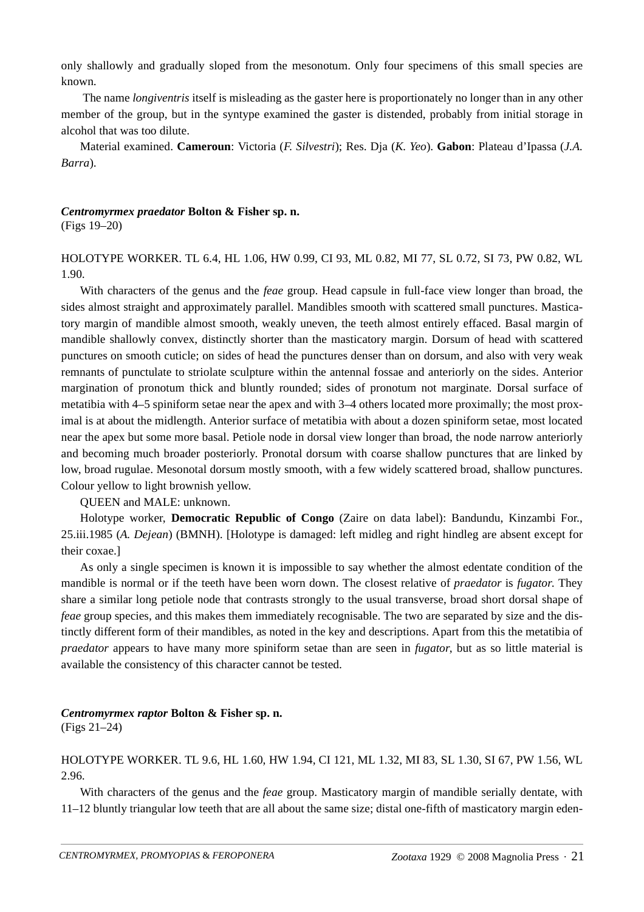only shallowly and gradually sloped from the mesonotum. Only four specimens of this small species are known.

The name *longiventris* itself is misleading as the gaster here is proportionately no longer than in any other member of the group, but in the syntype examined the gaster is distended, probably from initial storage in alcohol that was too dilute.

Material examined. **Cameroun**: Victoria (*F. Silvestri*); Res. Dja (*K. Yeo*). **Gabon**: Plateau d'Ipassa (*J.A. Barra*).

### *Centromyrmex praedator* Bolton & Fisher sp. n.

(Figs 19–20)

HOLOTYPE WORKER. TL 6.4, HL 1.06, HW 0.99, CI 93, ML 0.82, MI 77, SL 0.72, SI 73, PW 0.82, WL 1.90.

With characters of the genus and the *feae* group. Head capsule in full-face view longer than broad, the sides almost straight and approximately parallel. Mandibles smooth with scattered small punctures. Masticatory margin of mandible almost smooth, weakly uneven, the teeth almost entirely effaced. Basal margin of mandible shallowly convex, distinctly shorter than the masticatory margin. Dorsum of head with scattered punctures on smooth cuticle; on sides of head the punctures denser than on dorsum, and also with very weak remnants of punctulate to striolate sculpture within the antennal fossae and anteriorly on the sides. Anterior margination of pronotum thick and bluntly rounded; sides of pronotum not marginate. Dorsal surface of metatibia with 4–5 spiniform setae near the apex and with 3–4 others located more proximally; the most proximal is at about the midlength. Anterior surface of metatibia with about a dozen spiniform setae, most located near the apex but some more basal. Petiole node in dorsal view longer than broad, the node narrow anteriorly and becoming much broader posteriorly. Pronotal dorsum with coarse shallow punctures that are linked by low, broad rugulae. Mesonotal dorsum mostly smooth, with a few widely scattered broad, shallow punctures. Colour yellow to light brownish yellow.

QUEEN and MALE: unknown.

Holotype worker, **Democratic Republic of Congo** (Zaire on data label): Bandundu, Kinzambi For., 25.iii.1985 (*A. Dejean*) (BMNH). [Holotype is damaged: left midleg and right hindleg are absent except for their coxae.]

As only a single specimen is known it is impossible to say whether the almost edentate condition of the mandible is normal or if the teeth have been worn down. The closest relative of *praedator* is *fugator.* They share a similar long petiole node that contrasts strongly to the usual transverse, broad short dorsal shape of *feae* group species, and this makes them immediately recognisable. The two are separated by size and the distinctly different form of their mandibles, as noted in the key and descriptions. Apart from this the metatibia of *praedator* appears to have many more spiniform setae than are seen in *fugator,* but as so little material is available the consistency of this character cannot be tested.

### *Centromyrmex raptor* Bolton & Fisher sp. n.

(Figs 21–24)

HOLOTYPE WORKER. TL 9.6, HL 1.60, HW 1.94, CI 121, ML 1.32, MI 83, SL 1.30, SI 67, PW 1.56, WL 2.96.

With characters of the genus and the *feae* group. Masticatory margin of mandible serially dentate, with 11–12 bluntly triangular low teeth that are all about the same size; distal one-fifth of masticatory margin eden-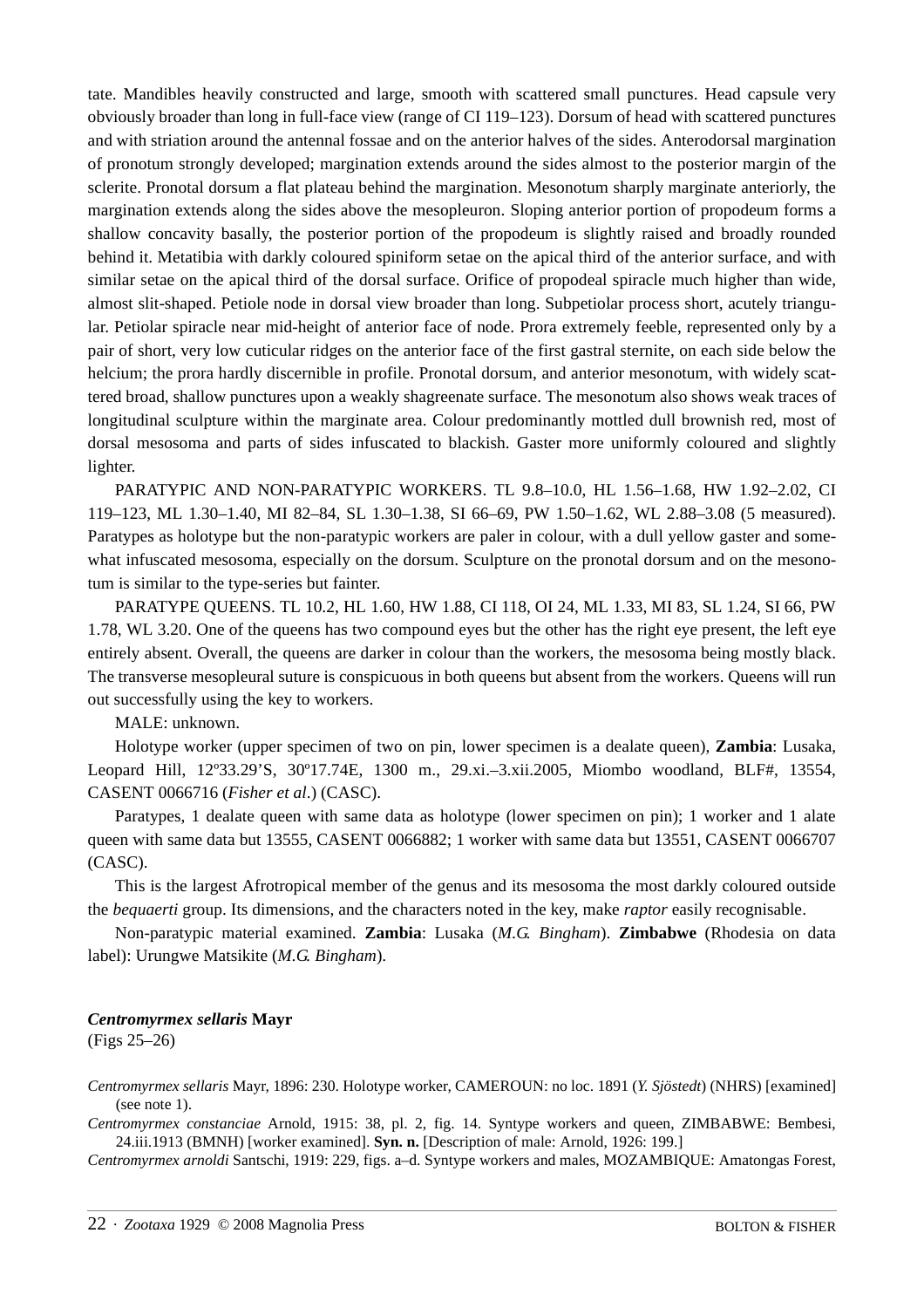tate. Mandibles heavily constructed and large, smooth with scattered small punctures. Head capsule very obviously broader than long in full-face view (range of CI 119–123). Dorsum of head with scattered punctures and with striation around the antennal fossae and on the anterior halves of the sides. Anterodorsal margination of pronotum strongly developed; margination extends around the sides almost to the posterior margin of the sclerite. Pronotal dorsum a flat plateau behind the margination. Mesonotum sharply marginate anteriorly, the margination extends along the sides above the mesopleuron. Sloping anterior portion of propodeum forms a shallow concavity basally, the posterior portion of the propodeum is slightly raised and broadly rounded behind it. Metatibia with darkly coloured spiniform setae on the apical third of the anterior surface, and with similar setae on the apical third of the dorsal surface. Orifice of propodeal spiracle much higher than wide, almost slit-shaped. Petiole node in dorsal view broader than long. Subpetiolar process short, acutely triangular. Petiolar spiracle near mid-height of anterior face of node. Prora extremely feeble, represented only by a pair of short, very low cuticular ridges on the anterior face of the first gastral sternite, on each side below the helcium; the prora hardly discernible in profile. Pronotal dorsum, and anterior mesonotum, with widely scattered broad, shallow punctures upon a weakly shagreenate surface. The mesonotum also shows weak traces of longitudinal sculpture within the marginate area. Colour predominantly mottled dull brownish red, most of dorsal mesosoma and parts of sides infuscated to blackish. Gaster more uniformly coloured and slightly lighter.

PARATYPIC AND NON-PARATYPIC WORKERS. TL 9.8–10.0, HL 1.56–1.68, HW 1.92–2.02, CI 119–123, ML 1.30–1.40, MI 82–84, SL 1.30–1.38, SI 66–69, PW 1.50–1.62, WL 2.88–3.08 (5 measured). Paratypes as holotype but the non-paratypic workers are paler in colour, with a dull yellow gaster and somewhat infuscated mesosoma, especially on the dorsum. Sculpture on the pronotal dorsum and on the mesonotum is similar to the type-series but fainter.

PARATYPE QUEENS. TL 10.2, HL 1.60, HW 1.88, CI 118, OI 24, ML 1.33, MI 83, SL 1.24, SI 66, PW 1.78, WL 3.20. One of the queens has two compound eyes but the other has the right eye present, the left eye entirely absent. Overall, the queens are darker in colour than the workers, the mesosoma being mostly black. The transverse mesopleural suture is conspicuous in both queens but absent from the workers. Queens will run out successfully using the key to workers.

MALE: unknown.

Holotype worker (upper specimen of two on pin, lower specimen is a dealate queen), **Zambia**: Lusaka, Leopard Hill, 12º33.29'S, 30º17.74E, 1300 m., 29.xi.–3.xii.2005, Miombo woodland, BLF#, 13554, CASENT 0066716 (*Fisher et al.*) (CASC).

Paratypes, 1 dealate queen with same data as holotype (lower specimen on pin); 1 worker and 1 alate queen with same data but 13555, CASENT 0066882; 1 worker with same data but 13551, CASENT 0066707 (CASC).

This is the largest Afrotropical member of the genus and its mesosoma the most darkly coloured outside the *bequaerti* group. Its dimensions, and the characters noted in the key, make *raptor* easily recognisable.

Non-paratypic material examined. **Zambia**: Lusaka (*M.G. Bingham*). **Zimbabwe** (Rhodesia on data label): Urungwe Matsikite (*M.G. Bingham*).

### *Centromyrmex sellaris* Mayr

(Figs 25–26)

*Centromyrmex sellaris* Mayr, 1896: 230. Holotype worker, CAMEROUN: no loc. 1891 (*Y. Sjöstedt*) (NHRS) [examined] (see note 1).

*Centromyrmex constanciae* Arnold, 1915: 38, pl. 2, fig. 14. Syntype workers and queen, ZIMBABWE: Bembesi, 24.iii.1913 (BMNH) [worker examined]. **Syn. n.** [Description of male: Arnold, 1926: 199.]

*Centromyrmex arnoldi* Santschi, 1919: 229, figs. a–d. Syntype workers and males, MOZAMBIQUE: Amatongas Forest,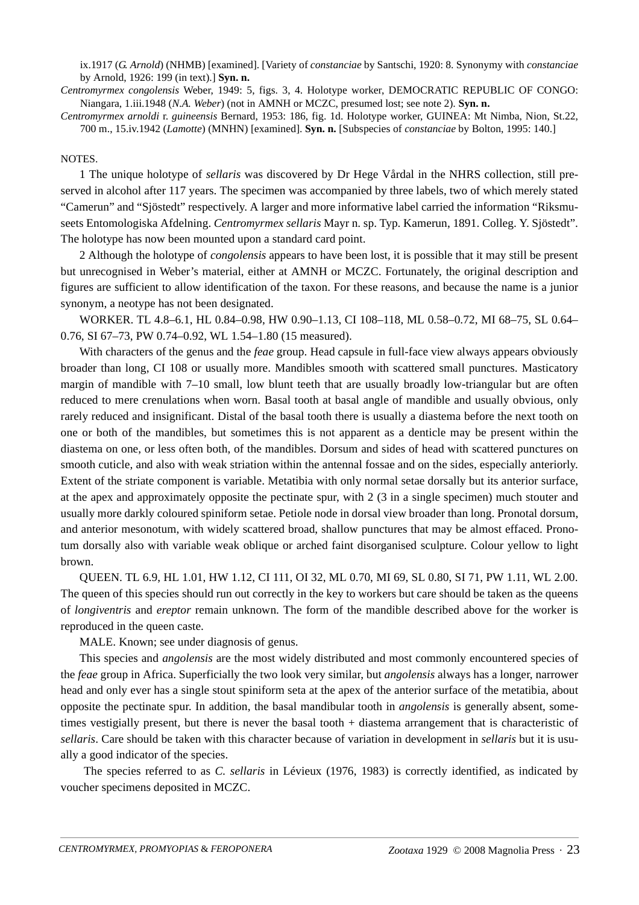ix.1917 (*G. Arnold*) (NHMB) [examined]. [Variety of *constanciae* by Santschi, 1920: 8. Synonymy with *constanciae* by Arnold, 1926: 199 (in text).] **Syn. n.**

*Centromyrmex congolensis* Weber, 1949: 5, figs. 3, 4. Holotype worker, DEMOCRATIC REPUBLIC OF CONGO: Niangara, 1.iii.1948 (*N.A. Weber*) (not in AMNH or MCZC, presumed lost; see note 2). **Syn. n.**

*Centromyrmex arnoldi* r. *guineensis* Bernard, 1953: 186, fig. 1d. Holotype worker, GUINEA: Mt Nimba, Nion, St.22, 700 m., 15.iv.1942 (*Lamotte*) (MNHN) [examined]. **Syn. n.** [Subspecies of *constanciae* by Bolton, 1995: 140.]

NOTES.

1 The unique holotype of *sellaris* was discovered by Dr Hege Vårdal in the NHRS collection, still preserved in alcohol after 117 years. The specimen was accompanied by three labels, two of which merely stated "Camerun" and "Sjöstedt" respectively. A larger and more informative label carried the information "Riksmuseets Entomologiska Afdelning. *Centromyrmex sellaris* Mayr n. sp. Typ. Kamerun, 1891. Colleg. Y. Sjöstedt". The holotype has now been mounted upon a standard card point.

2 Although the holotype of *congolensis* appears to have been lost, it is possible that it may still be present but unrecognised in Weber's material, either at AMNH or MCZC. Fortunately, the original description and figures are sufficient to allow identification of the taxon. For these reasons, and because the name is a junior synonym, a neotype has not been designated.

WORKER. TL 4.8–6.1, HL 0.84–0.98, HW 0.90–1.13, CI 108–118, ML 0.58–0.72, MI 68–75, SL 0.64–0.76, SI 67–73, PW 0.74–0.92, WL 1.54–1.80 (15 measured).

With characters of the genus and the *feae* group. Head capsule in full-face view always appears obviously broader than long, CI 108 or usually more. Mandibles smooth with scattered small punctures. Masticatory margin of mandible with 7–10 small, low blunt teeth that are usually broadly low-triangular but are often reduced to mere crenulations when worn. Basal tooth at basal angle of mandible and usually obvious, only rarely reduced and insignificant. Distal of the basal tooth there is usually a diastema before the next tooth on one or both of the mandibles, but sometimes this is not apparent as a denticle may be present within the diastema on one, or less often both, of the mandibles. Dorsum and sides of head with scattered punctures on smooth cuticle, and also with weak striation within the antennal fossae and on the sides, especially anteriorly. Extent of the striate component is variable. Metatibia with only normal setae dorsally but its anterior surface, at the apex and approximately opposite the pectinate spur, with 2 (3 in a single specimen) much stouter and usually more darkly coloured spiniform setae. Petiole node in dorsal view broader than long. Pronotal dorsum, and anterior mesonotum, with widely scattered broad, shallow punctures that may be almost effaced. Pronotum dorsally also with variable weak oblique or arched faint disorganised sculpture. Colour yellow to light brown.

QUEEN. TL 6.9, HL 1.01, HW 1.12, CI 111, OI 32, ML 0.70, MI 69, SL 0.80, SI 71, PW 1.11, WL 2.00. The queen of this species should run out correctly in the key to workers but care should be taken as the queens of *longiventris* and *ereptor* remain unknown. The form of the mandible described above for the worker is reproduced in the queen caste.

MALE. Known; see under diagnosis of genus.

This species and *angolensis* are the most widely distributed and most commonly encountered species of the *feae* group in Africa. Superficially the two look very similar, but *angolensis* always has a longer, narrower head and only ever has a single stout spiniform seta at the apex of the anterior surface of the metatibia, about opposite the pectinate spur. In addition, the basal mandibular tooth in *angolensis* is generally absent, sometimes vestigially present, but there is never the basal tooth + diastema arrangement that is characteristic of *sellaris*. Care should be taken with this character because of variation in development in *sellaris* but it is usually a good indicator of the species.

The species referred to as *C. sellaris* in Lévieux (1976, 1983) is correctly identified, as indicated by voucher specimens deposited in MCZC.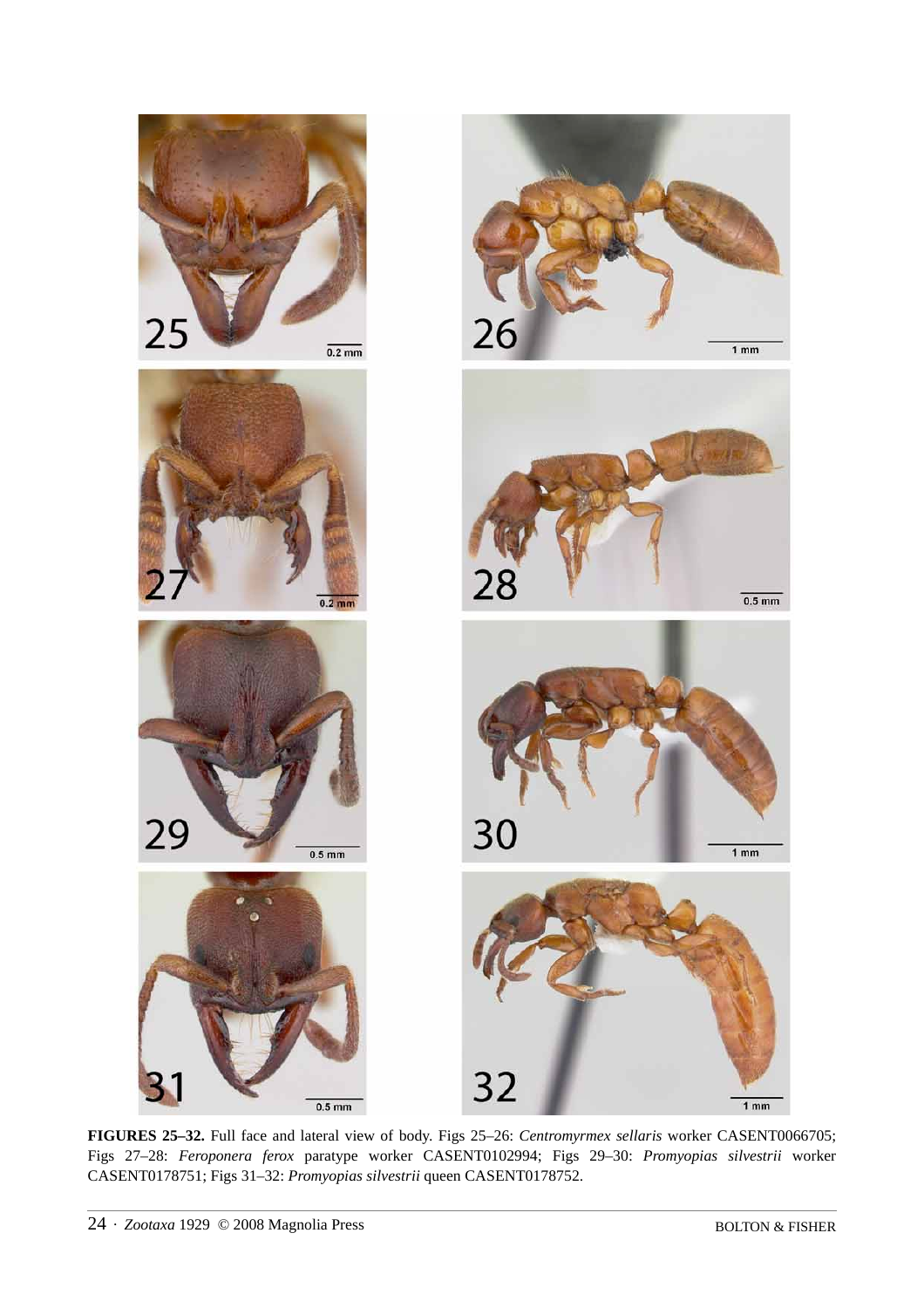**FIGURES 25–32.** Full face and lateral view of body. Figs 25–26: *Centromyrmex sellaris* worker CASENT0066705; Figs 27–28: *Feroponera ferox* paratype worker CASENT0102994; Figs 29–30: *Promyopias silvestrii* worker CASENT0178751; Figs 31–32: *Promyopias silvestrii* queen CASENT0178752.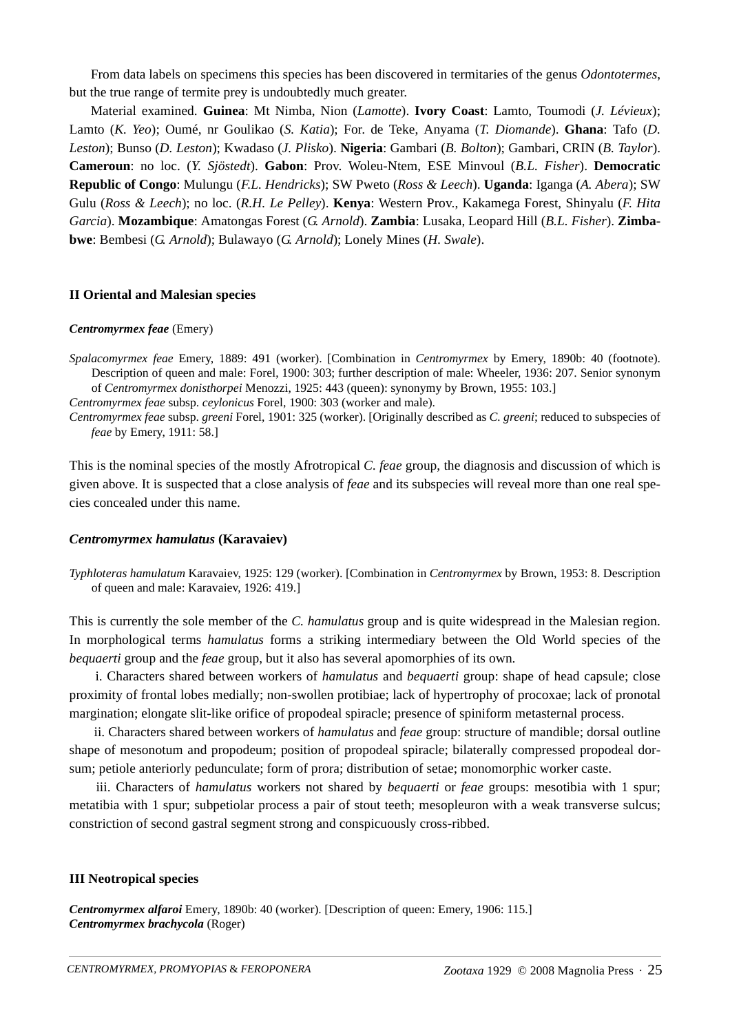From data labels on specimens this species has been discovered in termitaries of the genus *Odontotermes*, but the true range of termite prey is undoubtedly much greater.

Material examined. **Guinea**: Mt Nimba, Nion (*Lamotte*). **Ivory Coast**: Lamto, Toumodi (*J. Lévieux*); Lamto (*K. Yeo*); Oumé, nr Goulikao (*S. Katia*); For. de Teke, Anyama (*T. Diomande*). **Ghana**: Tafo (*D. Leston*); Bunso (*D. Leston*); Kwadaso (*J. Plisko*). **Nigeria**: Gambari (*B. Bolton*); Gambari, CRIN (*B. Taylor*). **Cameroun**: no loc. (*Y. Sjöstedt*). **Gabon**: Prov. Woleu-Ntem, ESE Minvoul (*B.L. Fisher*). **Democratic Republic of Congo**: Mulungu (*F.L. Hendricks*); SW Pweto (*Ross & Leech*). **Uganda**: Iganga (*A. Abera*); SW Gulu (*Ross & Leech*); no loc. (*R.H. Le Pelley*). **Kenya**: Western Prov., Kakamega Forest, Shinyalu (*F. Hita Garcia*). **Mozambique**: Amatongas Forest (*G. Arnold*). **Zambia**: Lusaka, Leopard Hill (*B.L. Fisher*). **Zimbabwe**: Bembesi (*G. Arnold*); Bulawayo (*G. Arnold*); Lonely Mines (*H. Swale*).

## II Oriental and Malesian species

### *Centromyrmex feae* (Emery)

*Spalacomyrmex feae* Emery, 1889: 491 (worker). [Combination in *Centromyrmex* by Emery, 1890b: 40 (footnote). Description of queen and male: Forel, 1900: 303; further description of male: Wheeler, 1936: 207. Senior synonym of *Centromyrmex donisthorpei* Menozzi, 1925: 443 (queen): synonymy by Brown, 1955: 103.]

*Centromyrmex feae* subsp. *ceylonicus* Forel, 1900: 303 (worker and male).

*Centromyrmex feae* subsp. *greeni* Forel, 1901: 325 (worker). [Originally described as *C. greeni*; reduced to subspecies of *feae* by Emery, 1911: 58.]

This is the nominal species of the mostly Afrotropical *C. feae* group, the diagnosis and discussion of which is given above. It is suspected that a close analysis of *feae* and its subspecies will reveal more than one real species concealed under this name.

### *Centromyrmex hamulatus* (Karavaiev)

*Typhloteras hamulatum* Karavaiev, 1925: 129 (worker). [Combination in *Centromyrmex* by Brown, 1953: 8. Description of queen and male: Karavaiev, 1926: 419.]

This is currently the sole member of the *C. hamulatus* group and is quite widespread in the Malesian region. In morphological terms *hamulatus* forms a striking intermediary between the Old World species of the *bequaerti* group and the *feae* group, but it also has several apomorphies of its own.

i. Characters shared between workers of *hamulatus* and *bequaerti* group: shape of head capsule; close proximity of frontal lobes medially; non-swollen protibiae; lack of hypertrophy of procoxae; lack of pronotal margination; elongate slit-like orifice of propodeal spiracle; presence of spiniform metasternal process.

ii. Characters shared between workers of *hamulatus* and *feae* group: structure of mandible; dorsal outline shape of mesonotum and propodeum; position of propodeal spiracle; bilaterally compressed propodeal dorsum; petiole anteriorly pedunculate; form of prora; distribution of setae; monomorphic worker caste.

iii. Characters of *hamulatus* workers not shared by *bequaerti* or *feae* groups: mesotibia with 1 spur; metatibia with 1 spur; subpetiolar process a pair of stout teeth; mesopleuron with a weak transverse sulcus; constriction of second gastral segment strong and conspicuously cross-ribbed.

## III Neotropical species

***Centromyrmex alfaroi*** Emery, 1890b: 40 (worker). [Description of queen: Emery, 1906: 115.]

***Centromyrmex brachycola*** (Roger)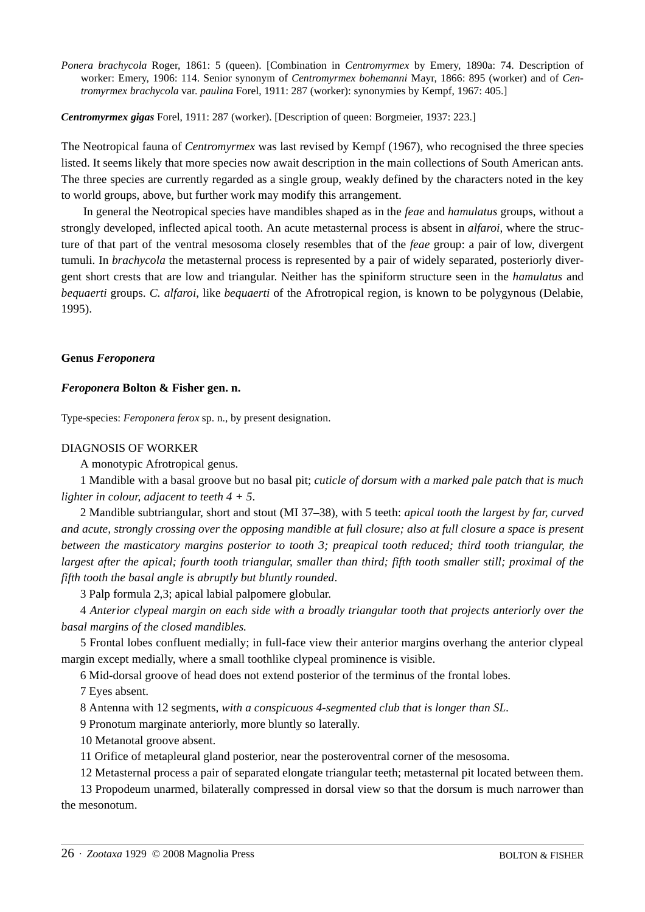*Ponera brachycola* Roger, 1861: 5 (queen). [Combination in *Centromyrmex* by Emery, 1890a: 74. Description of worker: Emery, 1906: 114. Senior synonym of *Centromyrmex bohemanni* Mayr, 1866: 895 (worker) and of *Centromyrmex brachycola* var. *paulina* Forel, 1911: 287 (worker): synonymies by Kempf, 1967: 405.]

***Centromyrmex gigas*** Forel, 1911: 287 (worker). [Description of queen: Borgmeier, 1937: 223.]

The Neotropical fauna of *Centromyrmex* was last revised by Kempf (1967), who recognised the three species listed. It seems likely that more species now await description in the main collections of South American ants. The three species are currently regarded as a single group, weakly defined by the characters noted in the key to world groups, above, but further work may modify this arrangement.

In general the Neotropical species have mandibles shaped as in the *feae* and *hamulatus* groups, without a strongly developed, inflected apical tooth. An acute metasternal process is absent in *alfaroi*, where the structure of that part of the ventral mesosoma closely resembles that of the *feae* group: a pair of low, divergent tumuli. In *brachycola* the metasternal process is represented by a pair of widely separated, posteriorly divergent short crests that are low and triangular. Neither has the spiniform structure seen in the *hamulatus* and *bequaerti* groups. *C. alfaroi*, like *bequaerti* of the Afrotropical region, is known to be polygynous (Delabie, 1995).

## Genus *Feroponera*

### *Feroponera* Bolton & Fisher gen. n.

Type-species: *Feroponera ferox* sp. n., by present designation.

DIAGNOSIS OF WORKER

A monotypic Afrotropical genus.

1 Mandible with a basal groove but no basal pit; *cuticle of dorsum with a marked pale patch that is much lighter in colour, adjacent to teeth 4 + 5*.

2 Mandible subtriangular, short and stout (MI 37–38), with 5 teeth: *apical tooth the largest by far, curved and acute, strongly crossing over the opposing mandible at full closure; also at full closure a space is present between the masticatory margins posterior to tooth 3; preapical tooth reduced; third tooth triangular, the largest after the apical; fourth tooth triangular, smaller than third; fifth tooth smaller still; proximal of the fifth tooth the basal angle is abruptly but bluntly rounded*.

3 Palp formula 2,3; apical labial palpomere globular.

4 *Anterior clypeal margin on each side with a broadly triangular tooth that projects anteriorly over the basal margins of the closed mandibles.*

5 Frontal lobes confluent medially; in full-face view their anterior margins overhang the anterior clypeal margin except medially, where a small toothlike clypeal prominence is visible.

6 Mid-dorsal groove of head does not extend posterior of the terminus of the frontal lobes.

7 Eyes absent.

8 Antenna with 12 segments, *with a conspicuous 4-segmented club that is longer than SL*.

9 Pronotum marginate anteriorly, more bluntly so laterally.

10 Metanotal groove absent.

11 Orifice of metapleural gland posterior, near the posteroventral corner of the mesosoma.

12 Metasternal process a pair of separated elongate triangular teeth; metasternal pit located between them.

13 Propodeum unarmed, bilaterally compressed in dorsal view so that the dorsum is much narrower than the mesonotum.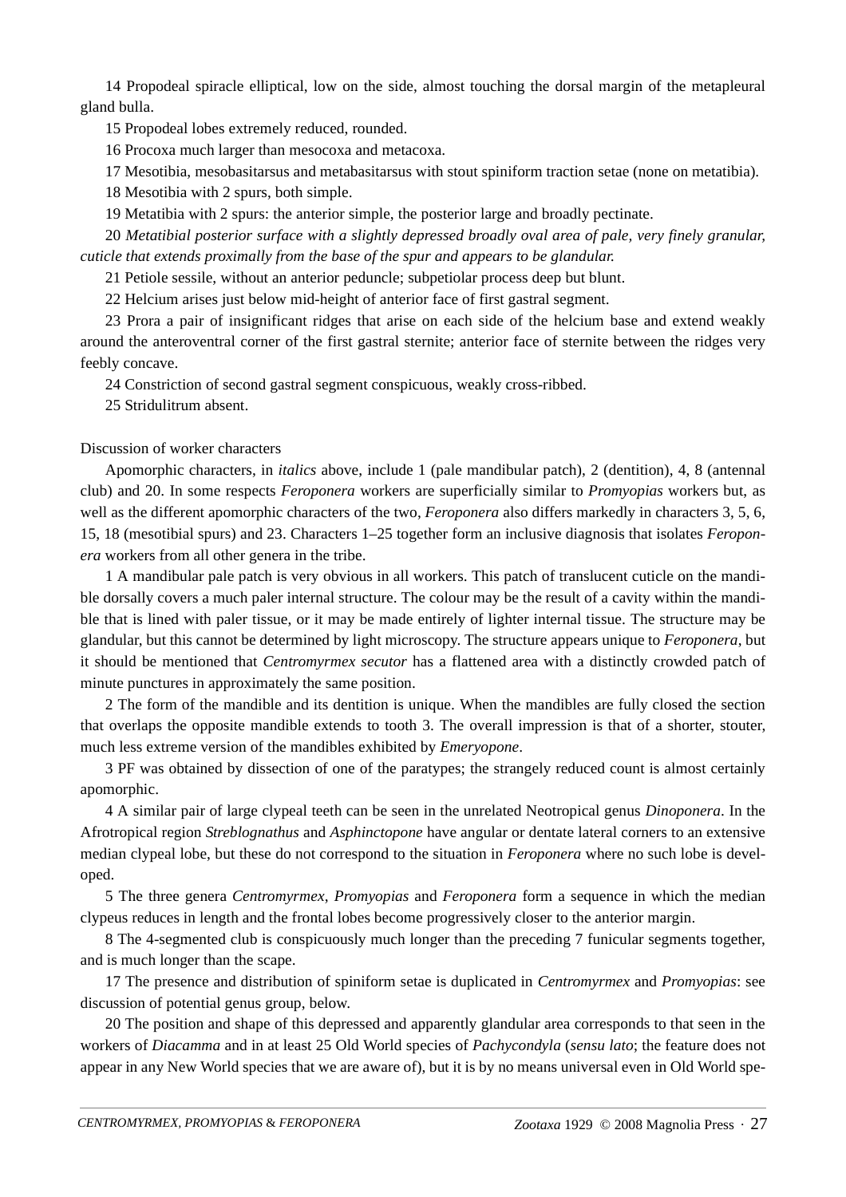14 Propodeal spiracle elliptical, low on the side, almost touching the dorsal margin of the metapleural gland bulla.

15 Propodeal lobes extremely reduced, rounded.

16 Procoxa much larger than mesocoxa and metacoxa.

17 Mesotibia, mesobasitarsus and metabasitarsus with stout spiniform traction setae (none on metatibia).

18 Mesotibia with 2 spurs, both simple.

19 Metatibia with 2 spurs: the anterior simple, the posterior large and broadly pectinate.

20 *Metatibial posterior surface with a slightly depressed broadly oval area of pale, very finely granular, cuticle that extends proximally from the base of the spur and appears to be glandular.*

21 Petiole sessile, without an anterior peduncle; subpetiolar process deep but blunt.

22 Helcium arises just below mid-height of anterior face of first gastral segment.

23 Prora a pair of insignificant ridges that arise on each side of the helcium base and extend weakly around the anteroventral corner of the first gastral sternite; anterior face of sternite between the ridges very feebly concave.

24 Constriction of second gastral segment conspicuous, weakly cross-ribbed.

25 Stridulitrum absent.

Discussion of worker characters

Apomorphic characters, in *italics* above, include 1 (pale mandibular patch), 2 (dentition), 4, 8 (antennal club) and 20. In some respects *Feroponera* workers are superficially similar to *Promyopias* workers but, as well as the different apomorphic characters of the two, *Feroponera* also differs markedly in characters 3, 5, 6, 15, 18 (mesotibial spurs) and 23. Characters 1–25 together form an inclusive diagnosis that isolates *Feroponera* workers from all other genera in the tribe.

1 A mandibular pale patch is very obvious in all workers. This patch of translucent cuticle on the mandible dorsally covers a much paler internal structure. The colour may be the result of a cavity within the mandible that is lined with paler tissue, or it may be made entirely of lighter internal tissue. The structure may be glandular, but this cannot be determined by light microscopy. The structure appears unique to *Feroponera*, but it should be mentioned that *Centromyrmex secutor* has a flattened area with a distinctly crowded patch of minute punctures in approximately the same position.

2 The form of the mandible and its dentition is unique. When the mandibles are fully closed the section that overlaps the opposite mandible extends to tooth 3. The overall impression is that of a shorter, stouter, much less extreme version of the mandibles exhibited by *Emeryopone*.

3 PF was obtained by dissection of one of the paratypes; the strangely reduced count is almost certainly apomorphic.

4 A similar pair of large clypeal teeth can be seen in the unrelated Neotropical genus *Dinoponera*. In the Afrotropical region *Streblognathus* and *Asphinctopone* have angular or dentate lateral corners to an extensive median clypeal lobe, but these do not correspond to the situation in *Feroponera* where no such lobe is developed.

5 The three genera *Centromyrmex*, *Promyopias* and *Feroponera* form a sequence in which the median clypeus reduces in length and the frontal lobes become progressively closer to the anterior margin.

8 The 4-segmented club is conspicuously much longer than the preceding 7 funicular segments together, and is much longer than the scape.

17 The presence and distribution of spiniform setae is duplicated in *Centromyrmex* and *Promyopias*: see discussion of potential genus group, below.

20 The position and shape of this depressed and apparently glandular area corresponds to that seen in the workers of *Diacamma* and in at least 25 Old World species of *Pachycondyla* (*sensu lato*; the feature does not appear in any New World species that we are aware of), but it is by no means universal even in Old World spe-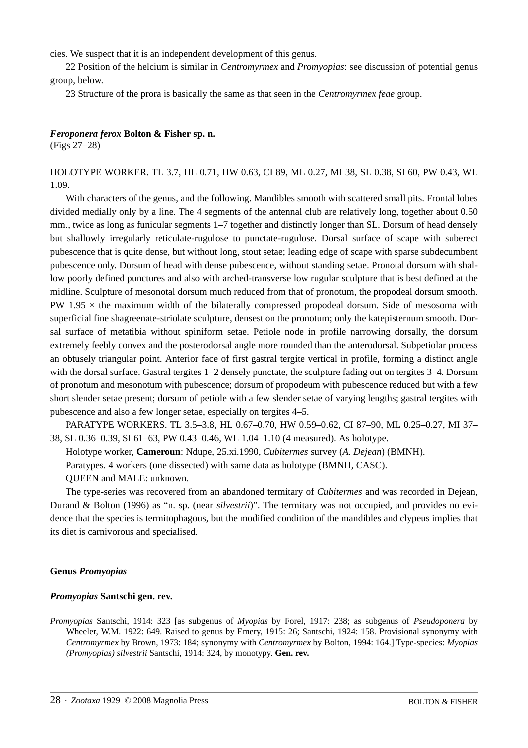cies. We suspect that it is an independent development of this genus.

22 Position of the helcium is similar in *Centromyrmex* and *Promyopias*: see discussion of potential genus group, below.

23 Structure of the prora is basically the same as that seen in the *Centromyrmex feae* group.

***Feroponera ferox*** **Bolton & Fisher sp. n.**
(Figs 27–28)

HOLOTYPE WORKER. TL 3.7, HL 0.71, HW 0.63, CI 89, ML 0.27, MI 38, SL 0.38, SI 60, PW 0.43, WL 1.09.

With characters of the genus, and the following. Mandibles smooth with scattered small pits. Frontal lobes divided medially only by a line. The 4 segments of the antennal club are relatively long, together about 0.50 mm., twice as long as funicular segments 1–7 together and distinctly longer than SL. Dorsum of head densely but shallowly irregularly reticulate-rugulose to punctate-rugulose. Dorsal surface of scape with suberect pubescence that is quite dense, but without long, stout setae; leading edge of scape with sparse subdecumbent pubescence only. Dorsum of head with dense pubescence, without standing setae. Pronotal dorsum with shallow poorly defined punctures and also with arched-transverse low rugular sculpture that is best defined at the midline. Sculpture of mesonotal dorsum much reduced from that of pronotum, the propodeal dorsum smooth. PW 1.95 × the maximum width of the bilaterally compressed propodeal dorsum. Side of mesosoma with superficial fine shagreenate-striolate sculpture, densest on the pronotum; only the katepisternum smooth. Dorsal surface of metatibia without spiniform setae. Petiole node in profile narrowing dorsally, the dorsum extremely feebly convex and the posterodorsal angle more rounded than the anterodorsal. Subpetiolar process an obtusely triangular point. Anterior face of first gastral tergite vertical in profile, forming a distinct angle with the dorsal surface. Gastral tergites 1–2 densely punctate, the sculpture fading out on tergites 3–4. Dorsum of pronotum and mesonotum with pubescence; dorsum of propodeum with pubescence reduced but with a few short slender setae present; dorsum of petiole with a few slender setae of varying lengths; gastral tergites with pubescence and also a few longer setae, especially on tergites 4–5.

PARATYPE WORKERS. TL 3.5–3.8, HL 0.67–0.70, HW 0.59–0.62, CI 87–90, ML 0.25–0.27, MI 37–38, SL 0.36–0.39, SI 61–63, PW 0.43–0.46, WL 1.04–1.10 (4 measured). As holotype.

Holotype worker, **Cameroun**: Ndupe, 25.xi.1990, *Cubitermes* survey (*A. Dejean*) (BMNH).

Paratypes. 4 workers (one dissected) with same data as holotype (BMNH, CASC).

QUEEN and MALE: unknown.

The type-series was recovered from an abandoned termitary of *Cubitermes* and was recorded in Dejean, Durand & Bolton (1996) as "n. sp. (near *silvestrii*)". The termitary was not occupied, and provides no evidence that the species is termitophagous, but the modified condition of the mandibles and clypeus implies that its diet is carnivorous and specialised.

## Genus *Promyopias*

***Promyopias*** **Santschi gen. rev.**

*Promyopias* Santschi, 1914: 323 [as subgenus of *Myopias* by Forel, 1917: 238; as subgenus of *Pseudoponera* by Wheeler, W.M. 1922: 649. Raised to genus by Emery, 1915: 26; Santschi, 1924: 158. Provisional synonymy with *Centromyrmex* by Brown, 1973: 184; synonymy with *Centromyrmex* by Bolton, 1994: 164.] Type-species: *Myopias (Promyopias) silvestrii* Santschi, 1914: 324, by monotypy. **Gen. rev.**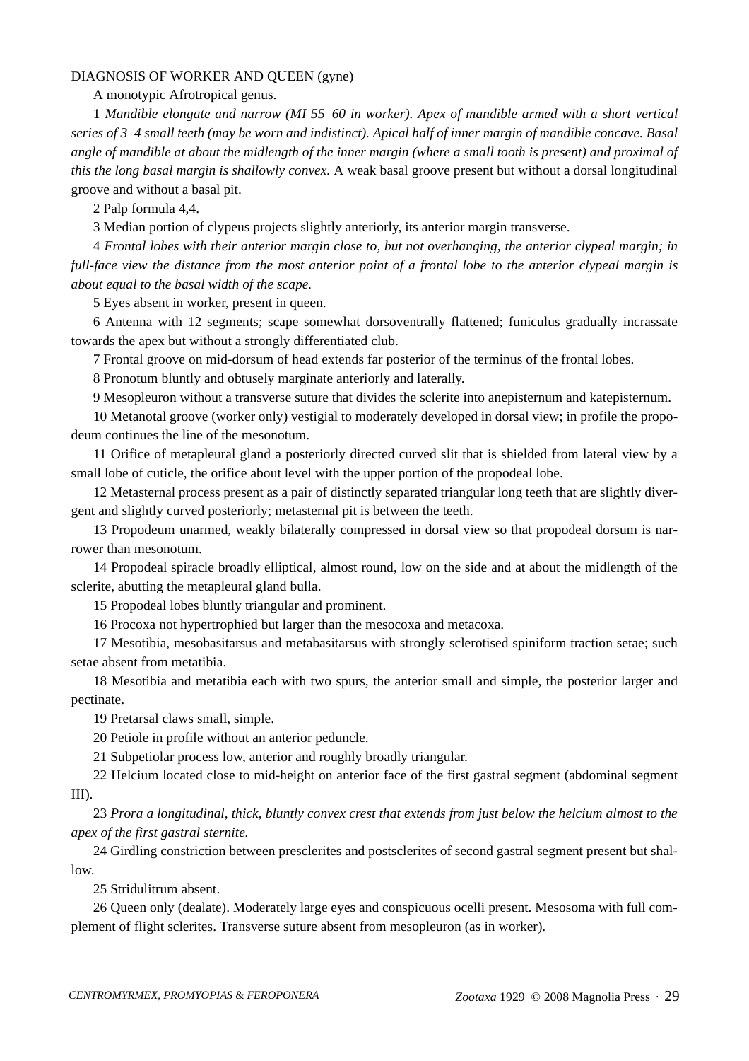DIAGNOSIS OF WORKER AND QUEEN (gyne)

A monotypic Afrotropical genus.

1 *Mandible elongate and narrow (MI 55–60 in worker). Apex of mandible armed with a short vertical series of 3–4 small teeth (may be worn and indistinct). Apical half of inner margin of mandible concave. Basal angle of mandible at about the midlength of the inner margin (where a small tooth is present) and proximal of this the long basal margin is shallowly convex.* A weak basal groove present but without a dorsal longitudinal groove and without a basal pit.

2 Palp formula 4,4.

3 Median portion of clypeus projects slightly anteriorly, its anterior margin transverse.

4 *Frontal lobes with their anterior margin close to, but not overhanging, the anterior clypeal margin; in full-face view the distance from the most anterior point of a frontal lobe to the anterior clypeal margin is about equal to the basal width of the scape.*

5 Eyes absent in worker, present in queen.

6 Antenna with 12 segments; scape somewhat dorsoventrally flattened; funiculus gradually incrassate towards the apex but without a strongly differentiated club.

7 Frontal groove on mid-dorsum of head extends far posterior of the terminus of the frontal lobes.

8 Pronotum bluntly and obtusely marginate anteriorly and laterally.

9 Mesopleuron without a transverse suture that divides the sclerite into anepisternum and katepisternum.

10 Metanotal groove (worker only) vestigial to moderately developed in dorsal view; in profile the propodeum continues the line of the mesonotum.

11 Orifice of metapleural gland a posteriorly directed curved slit that is shielded from lateral view by a small lobe of cuticle, the orifice about level with the upper portion of the propodeal lobe.

12 Metasternal process present as a pair of distinctly separated triangular long teeth that are slightly divergent and slightly curved posteriorly; metasternal pit is between the teeth.

13 Propodeum unarmed, weakly bilaterally compressed in dorsal view so that propodeal dorsum is narrower than mesonotum.

14 Propodeal spiracle broadly elliptical, almost round, low on the side and at about the midlength of the sclerite, abutting the metapleural gland bulla.

15 Propodeal lobes bluntly triangular and prominent.

16 Procoxa not hypertrophied but larger than the mesocoxa and metacoxa.

17 Mesotibia, mesobasitarsus and metabasitarsus with strongly sclerotised spiniform traction setae; such setae absent from metatibia.

18 Mesotibia and metatibia each with two spurs, the anterior small and simple, the posterior larger and pectinate.

19 Pretarsal claws small, simple.

20 Petiole in profile without an anterior peduncle.

21 Subpetiolar process low, anterior and roughly broadly triangular.

22 Helcium located close to mid-height on anterior face of the first gastral segment (abdominal segment III).

23 *Prora a longitudinal, thick, bluntly convex crest that extends from just below the helcium almost to the apex of the first gastral sternite.*

24 Girdling constriction between presclerites and postsclerites of second gastral segment present but shallow.

25 Stridulitrum absent.

26 Queen only (dealate). Moderately large eyes and conspicuous ocelli present. Mesosoma with full complement of flight sclerites. Transverse suture absent from mesopleuron (as in worker).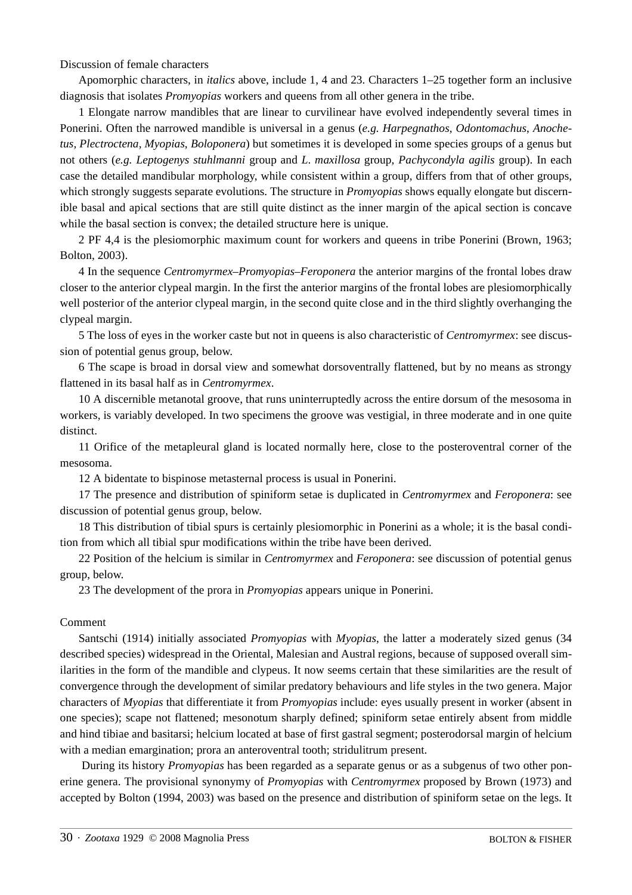Discussion of female characters

Apomorphic characters, in *italics* above, include 1, 4 and 23. Characters 1–25 together form an inclusive diagnosis that isolates *Promyopias* workers and queens from all other genera in the tribe.

1 Elongate narrow mandibles that are linear to curvilinear have evolved independently several times in Ponerini. Often the narrowed mandible is universal in a genus (*e.g. Harpegnathos*, *Odontomachus*, *Anochetus*, *Plectroctena*, *Myopias*, *Boloponera*) but sometimes it is developed in some species groups of a genus but not others (*e.g. Leptogenys stuhlmanni* group and *L. maxillosa* group, *Pachycondyla agilis* group). In each case the detailed mandibular morphology, while consistent within a group, differs from that of other groups, which strongly suggests separate evolutions. The structure in *Promyopias* shows equally elongate but discernible basal and apical sections that are still quite distinct as the inner margin of the apical section is concave while the basal section is convex; the detailed structure here is unique.

2 PF 4,4 is the plesiomorphic maximum count for workers and queens in tribe Ponerini (Brown, 1963; Bolton, 2003).

4 In the sequence *Centromyrmex–Promyopias–Feroponera* the anterior margins of the frontal lobes draw closer to the anterior clypeal margin. In the first the anterior margins of the frontal lobes are plesiomorphically well posterior of the anterior clypeal margin, in the second quite close and in the third slightly overhanging the clypeal margin.

5 The loss of eyes in the worker caste but not in queens is also characteristic of *Centromyrmex*: see discussion of potential genus group, below.

6 The scape is broad in dorsal view and somewhat dorsoventrally flattened, but by no means as strongy flattened in its basal half as in *Centromyrmex*.

10 A discernible metanotal groove, that runs uninterruptedly across the entire dorsum of the mesosoma in workers, is variably developed. In two specimens the groove was vestigial, in three moderate and in one quite distinct.

11 Orifice of the metapleural gland is located normally here, close to the posteroventral corner of the mesosoma.

12 A bidentate to bispinose metasternal process is usual in Ponerini.

17 The presence and distribution of spiniform setae is duplicated in *Centromyrmex* and *Feroponera*: see discussion of potential genus group, below.

18 This distribution of tibial spurs is certainly plesiomorphic in Ponerini as a whole; it is the basal condition from which all tibial spur modifications within the tribe have been derived.

22 Position of the helcium is similar in *Centromyrmex* and *Feroponera*: see discussion of potential genus group, below.

23 The development of the prora in *Promyopias* appears unique in Ponerini.

Comment

Santschi (1914) initially associated *Promyopias* with *Myopias*, the latter a moderately sized genus (34 described species) widespread in the Oriental, Malesian and Austral regions, because of supposed overall similarities in the form of the mandible and clypeus. It now seems certain that these similarities are the result of convergence through the development of similar predatory behaviours and life styles in the two genera. Major characters of *Myopias* that differentiate it from *Promyopias* include: eyes usually present in worker (absent in one species); scape not flattened; mesonotum sharply defined; spiniform setae entirely absent from middle and hind tibiae and basitarsi; helcium located at base of first gastral segment; posterodorsal margin of helcium with a median emargination; prora an anteroventral tooth; stridulitrum present.

During its history *Promyopias* has been regarded as a separate genus or as a subgenus of two other ponerine genera. The provisional synonymy of *Promyopias* with *Centromyrmex* proposed by Brown (1973) and accepted by Bolton (1994, 2003) was based on the presence and distribution of spiniform setae on the legs. It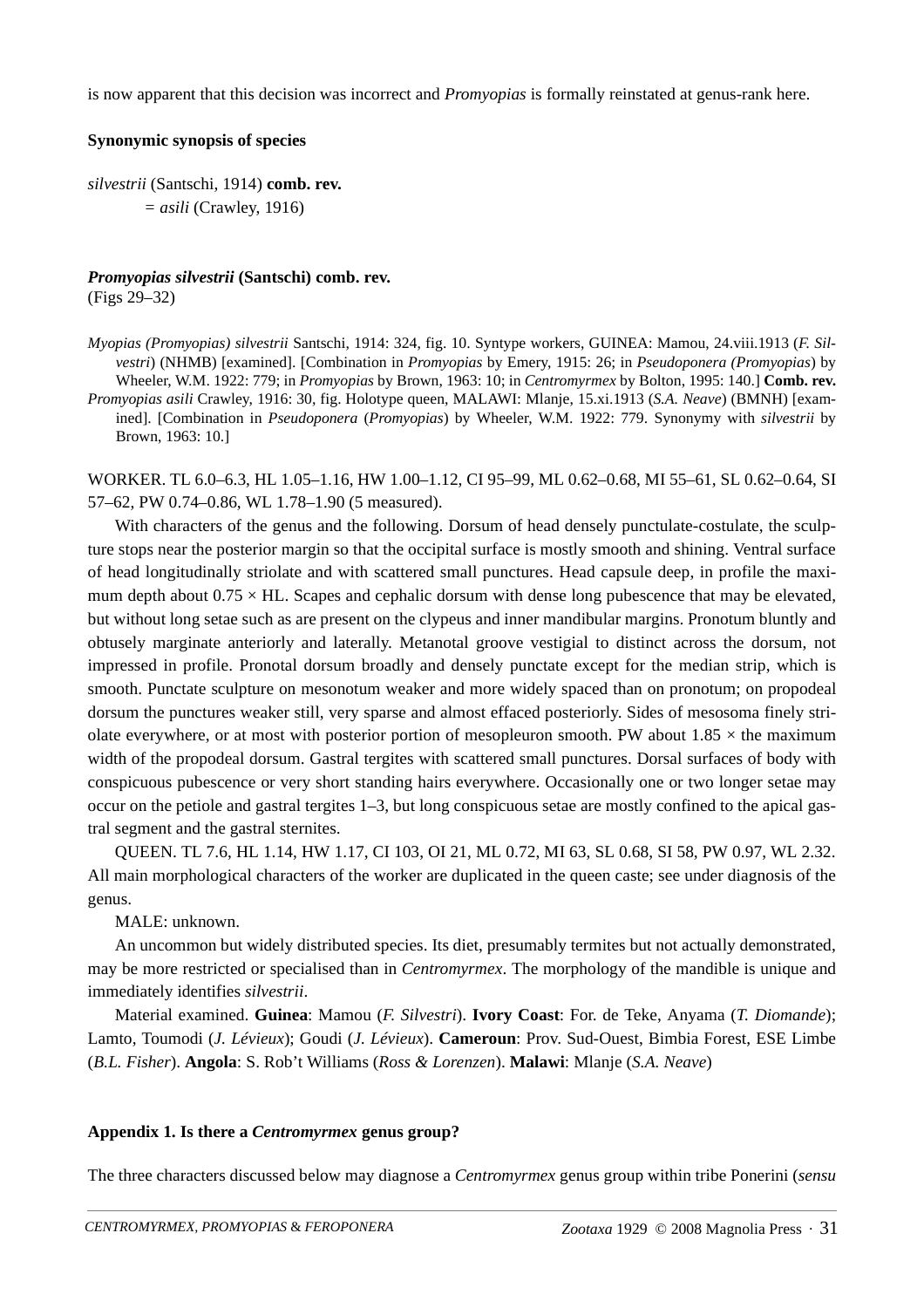is now apparent that this decision was incorrect and *Promyopias* is formally reinstated at genus-rank here.

**Synonymic synopsis of species**

*silvestrii* (Santschi, 1914) **comb. rev.**
= *asili* (Crawley, 1916)

### *Promyopias silvestrii* (Santschi) comb. rev.

(Figs 29–32)

*Myopias (Promyopias) silvestrii* Santschi, 1914: 324, fig. 10. Syntype workers, GUINEA: Mamou, 24.viii.1913 (*F. Silvestri*) (NHMB) [examined]. [Combination in *Promyopias* by Emery, 1915: 26; in *Pseudoponera (Promyopias)* by Wheeler, W.M. 1922: 779; in *Promyopias* by Brown, 1963: 10; in *Centromyrmex* by Bolton, 1995: 140.] **Comb. rev.**

*Promyopias asili* Crawley, 1916: 30, fig. Holotype queen, MALAWI: Mlanje, 15.xi.1913 (*S.A. Neave*) (BMNH) [examined]. [Combination in *Pseudoponera* (*Promyopias*) by Wheeler, W.M. 1922: 779. Synonymy with *silvestrii* by Brown, 1963: 10.]

WORKER. TL 6.0–6.3, HL 1.05–1.16, HW 1.00–1.12, CI 95–99, ML 0.62–0.68, MI 55–61, SL 0.62–0.64, SI 57–62, PW 0.74–0.86, WL 1.78–1.90 (5 measured).

With characters of the genus and the following. Dorsum of head densely punctulate-costulate, the sculpture stops near the posterior margin so that the occipital surface is mostly smooth and shining. Ventral surface of head longitudinally striolate and with scattered small punctures. Head capsule deep, in profile the maximum depth about $0.75 \times$ HL. Scapes and cephalic dorsum with dense long pubescence that may be elevated, but without long setae such as are present on the clypeus and inner mandibular margins. Pronotum bluntly and obtusely marginate anteriorly and laterally. Metanotal groove vestigial to distinct across the dorsum, not impressed in profile. Pronotal dorsum broadly and densely punctate except for the median strip, which is smooth. Punctate sculpture on mesonotum weaker and more widely spaced than on pronotum; on propodeal dorsum the punctures weaker still, very sparse and almost effaced posteriorly. Sides of mesosoma finely striolate everywhere, or at most with posterior portion of mesopleuron smooth. PW about $1.85 \times$ the maximum width of the propodeal dorsum. Gastral tergites with scattered small punctures. Dorsal surfaces of body with conspicuous pubescence or very short standing hairs everywhere. Occasionally one or two longer setae may occur on the petiole and gastral tergites 1–3, but long conspicuous setae are mostly confined to the apical gastral segment and the gastral sternites.

QUEEN. TL 7.6, HL 1.14, HW 1.17, CI 103, OI 21, ML 0.72, MI 63, SL 0.68, SI 58, PW 0.97, WL 2.32. All main morphological characters of the worker are duplicated in the queen caste; see under diagnosis of the genus.

MALE: unknown.

An uncommon but widely distributed species. Its diet, presumably termites but not actually demonstrated, may be more restricted or specialised than in *Centromyrmex*. The morphology of the mandible is unique and immediately identifies *silvestrii*.

Material examined. **Guinea**: Mamou (*F. Silvestri*). **Ivory Coast**: For. de Teke, Anyama (*T. Diomande*); Lamto, Toumodi (*J. Lévieux*); Goudi (*J. Lévieux*). **Cameroun**: Prov. Sud-Ouest, Bimbia Forest, ESE Limbe (*B.L. Fisher*). **Angola**: S. Rob't Williams (*Ross & Lorenzen*). **Malawi**: Mlanje (*S.A. Neave*)

## Appendix 1. Is there a *Centromyrmex* genus group?

The three characters discussed below may diagnose a *Centromyrmex* genus group within tribe Ponerini (*sensu*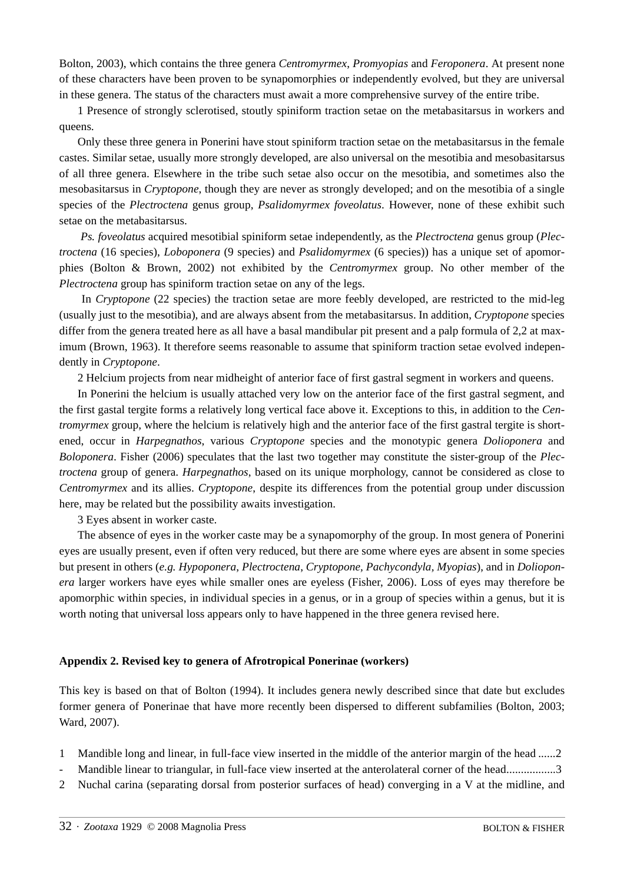Bolton, 2003), which contains the three genera *Centromyrmex*, *Promyopias* and *Feroponera*. At present none of these characters have been proven to be synapomorphies or independently evolved, but they are universal in these genera. The status of the characters must await a more comprehensive survey of the entire tribe.

1 Presence of strongly sclerotised, stoutly spiniform traction setae on the metabasitarsus in workers and queens.

Only these three genera in Ponerini have stout spiniform traction setae on the metabasitarsus in the female castes. Similar setae, usually more strongly developed, are also universal on the mesotibia and mesobasitarsus of all three genera. Elsewhere in the tribe such setae also occur on the mesotibia, and sometimes also the mesobasitarsus in *Cryptopone*, though they are never as strongly developed; and on the mesotibia of a single species of the *Plectroctena* genus group, *Psalidomyrmex foveolatus*. However, none of these exhibit such setae on the metabasitarsus.

*Ps. foveolatus* acquired mesotibial spiniform setae independently, as the *Plectroctena* genus group (*Plectroctena* (16 species), *Loboponera* (9 species) and *Psalidomyrmex* (6 species)) has a unique set of apomorphies (Bolton & Brown, 2002) not exhibited by the *Centromyrmex* group. No other member of the *Plectroctena* group has spiniform traction setae on any of the legs.

In *Cryptopone* (22 species) the traction setae are more feebly developed, are restricted to the mid-leg (usually just to the mesotibia), and are always absent from the metabasitarsus. In addition, *Cryptopone* species differ from the genera treated here as all have a basal mandibular pit present and a palp formula of 2,2 at maximum (Brown, 1963). It therefore seems reasonable to assume that spiniform traction setae evolved independently in *Cryptopone*.

2 Helcium projects from near midheight of anterior face of first gastral segment in workers and queens.

In Ponerini the helcium is usually attached very low on the anterior face of the first gastral segment, and the first gastal tergite forms a relatively long vertical face above it. Exceptions to this, in addition to the *Centromyrmex* group, where the helcium is relatively high and the anterior face of the first gastral tergite is shortened, occur in *Harpegnathos*, various *Cryptopone* species and the monotypic genera *Dolioponera* and *Boloponera*. Fisher (2006) speculates that the last two together may constitute the sister-group of the *Plectroctena* group of genera. *Harpegnathos*, based on its unique morphology, cannot be considered as close to *Centromyrmex* and its allies. *Cryptopone*, despite its differences from the potential group under discussion here, may be related but the possibility awaits investigation.

3 Eyes absent in worker caste.

The absence of eyes in the worker caste may be a synapomorphy of the group. In most genera of Ponerini eyes are usually present, even if often very reduced, but there are some where eyes are absent in some species but present in others (*e.g. Hypoponera*, *Plectroctena*, *Cryptopone, Pachycondyla, Myopias*), and in *Dolioponera* larger workers have eyes while smaller ones are eyeless (Fisher, 2006). Loss of eyes may therefore be apomorphic within species, in individual species in a genus, or in a group of species within a genus, but it is worth noting that universal loss appears only to have happened in the three genera revised here.

**Appendix 2. Revised key to genera of Afrotropical Ponerinae (workers)**

This key is based on that of Bolton (1994). It includes genera newly described since that date but excludes former genera of Ponerinae that have more recently been dispersed to different subfamilies (Bolton, 2003; Ward, 2007).

1 Mandible long and linear, in full-face view inserted in the middle of the anterior margin of the head ......2

\- Mandible linear to triangular, in full-face view inserted at the anterolateral corner of the head.................3

2 Nuchal carina (separating dorsal from posterior surfaces of head) converging in a V at the midline, and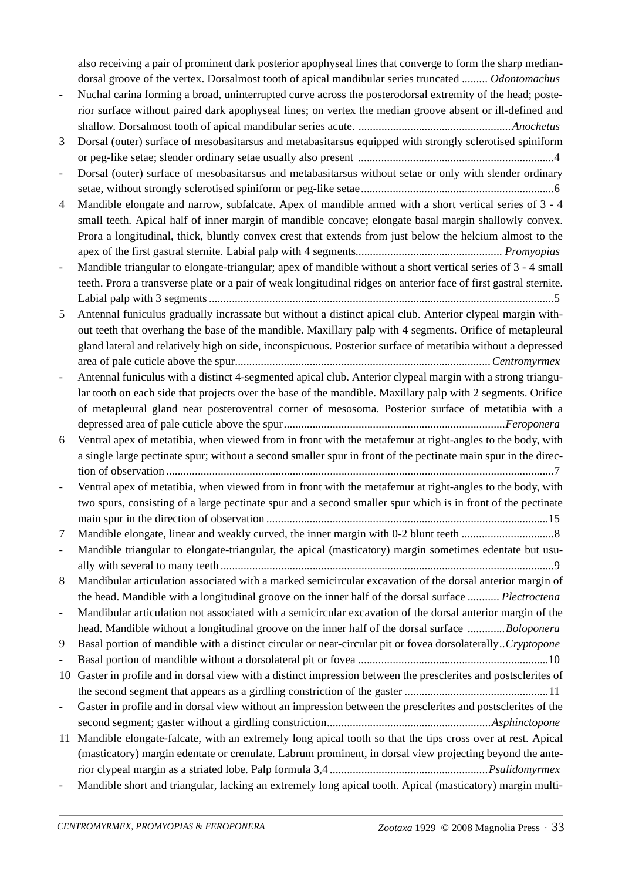also receiving a pair of prominent dark posterior apophyseal lines that converge to form the sharp median-dorsal groove of the vertex. Dorsalmost tooth of apical mandibular series truncated ......... *Odontomachus*

- Nuchal carina forming a broad, uninterrupted curve across the posterodorsal extremity of the head; posterior surface without paired dark apophyseal lines; on vertex the median groove absent or ill-defined and shallow. Dorsalmost tooth of apical mandibular series acute. .....................................................*Anochetus*

3 Dorsal (outer) surface of mesobasitarsus and metabasitarsus equipped with strongly sclerotised spiniform or peg-like setae; slender ordinary setae usually also present ....................................................................4

- Dorsal (outer) surface of mesobasitarsus and metabasitarsus without setae or only with slender ordinary setae, without strongly sclerotised spiniform or peg-like setae...................................................................6

4 Mandible elongate and narrow, subfalcate. Apex of mandible armed with a short vertical series of 3 - 4 small teeth. Apical half of inner margin of mandible concave; elongate basal margin shallowly convex. Prora a longitudinal, thick, bluntly convex crest that extends from just below the helcium almost to the apex of the first gastral sternite. Labial palp with 4 segments.................................................. *Promyopias*

- Mandible triangular to elongate-triangular; apex of mandible without a short vertical series of 3 - 4 small teeth. Prora a transverse plate or a pair of weak longitudinal ridges on anterior face of first gastral sternite. Labial palp with 3 segments .......................................................................................................................5

5 Antennal funiculus gradually incrassate but without a distinct apical club. Anterior clypeal margin without teeth that overhang the base of the mandible. Maxillary palp with 4 segments. Orifice of metapleural gland lateral and relatively high on side, inconspicuous. Posterior surface of metatibia without a depressed area of pale cuticle above the spur.........................................................................................*Centromyrmex*

- Antennal funiculus with a distinct 4-segmented apical club. Anterior clypeal margin with a strong triangular tooth on each side that projects over the base of the mandible. Maxillary palp with 2 segments. Orifice of metapleural gland near posteroventral corner of mesosoma. Posterior surface of metatibia with a depressed area of pale cuticle above the spur............................................................................*Feroponera*

6 Ventral apex of metatibia, when viewed from in front with the metafemur at right-angles to the body, with a single large pectinate spur; without a second smaller spur in front of the pectinate main spur in the direction of observation ......................................................................................................................7

- Ventral apex of metatibia, when viewed from in front with the metafemur at right-angles to the body, with two spurs, consisting of a large pectinate spur and a second smaller spur which is in front of the pectinate main spur in the direction of observation .................................................................................................15

7 Mandible elongate, linear and weakly curved, the inner margin with 0-2 blunt teeth ................................8

- Mandible triangular to elongate-triangular, the apical (masticatory) margin sometimes edentate but usually with several to many teeth ...................................................................................................................9

8 Mandibular articulation associated with a marked semicircular excavation of the dorsal anterior margin of the head. Mandible with a longitudinal groove on the inner half of the dorsal surface ........... *Plectroctena*

- Mandibular articulation not associated with a semicircular excavation of the dorsal anterior margin of the head. Mandible without a longitudinal groove on the inner half of the dorsal surface .............*Boloponera*

9 Basal portion of mandible with a distinct circular or near-circular pit or fovea dorsolaterally..*Cryptopone*

- Basal portion of mandible without a dorsolateral pit or fovea .................................................................10

10 Gaster in profile and in dorsal view with a distinct impression between the presclerites and postsclerites of the second segment that appears as a girdling constriction of the gaster .................................................11

- Gaster in profile and in dorsal view without an impression between the presclerites and postsclerites of the second segment; gaster without a girdling constriction.........................................................*Asphinctopone*

11 Mandible elongate-falcate, with an extremely long apical tooth so that the tips cross over at rest. Apical (masticatory) margin edentate or crenulate. Labrum prominent, in dorsal view projecting beyond the anterior clypeal margin as a striated lobe. Palp formula 3,4 .......................................................*Psalidomyrmex*

- Mandible short and triangular, lacking an extremely long apical tooth. Apical (masticatory) margin multi-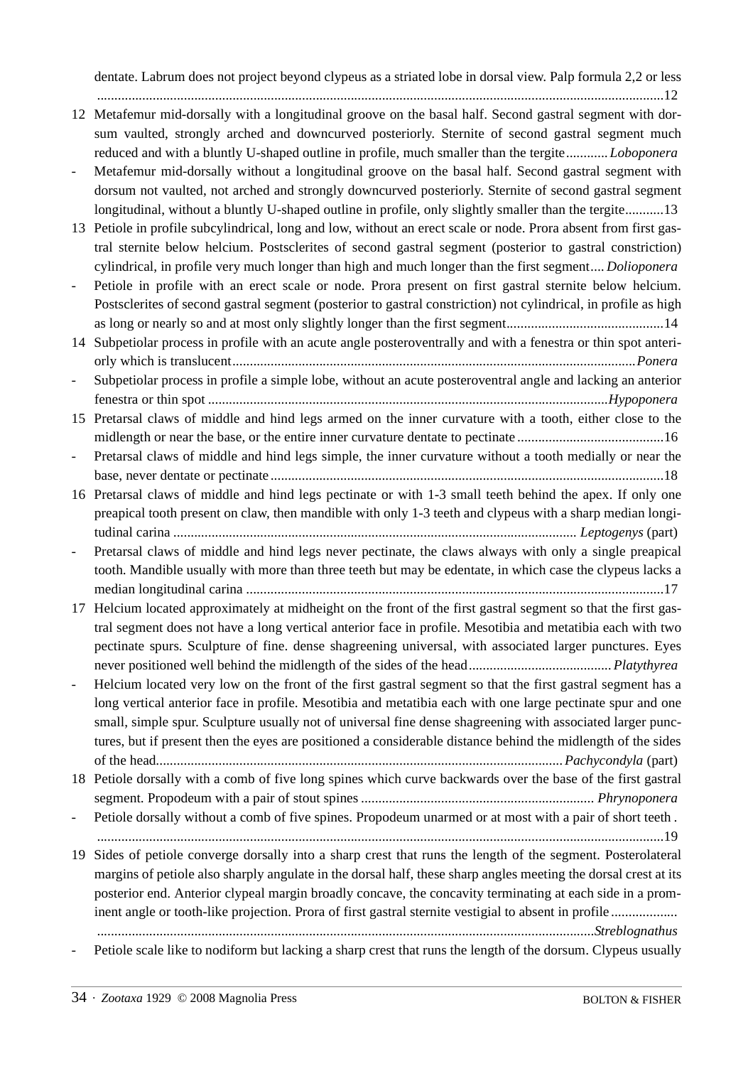dentate. Labrum does not project beyond clypeus as a striated lobe in dorsal view. Palp formula 2,2 or less ....................................................................................................................................................12

12 Metafemur mid-dorsally with a longitudinal groove on the basal half. Second gastral segment with dorsum vaulted, strongly arched and downcurved posteriorly. Sternite of second gastral segment much reduced and with a bluntly U-shaped outline in profile, much smaller than the tergite............ *Loboponera*

\- Metafemur mid-dorsally without a longitudinal groove on the basal half. Second gastral segment with dorsum not vaulted, not arched and strongly downcurved posteriorly. Sternite of second gastral segment longitudinal, without a bluntly U-shaped outline in profile, only slightly smaller than the tergite...........13

13 Petiole in profile subcylindrical, long and low, without an erect scale or node. Prora absent from first gastral sternite below helcium. Postsclerites of second gastral segment (posterior to gastral constriction) cylindrical, in profile very much longer than high and much longer than the first segment.... *Dolioponera*

\- Petiole in profile with an erect scale or node. Prora present on first gastral sternite below helcium. Postsclerites of second gastral segment (posterior to gastral constriction) not cylindrical, in profile as high as long or nearly so and at most only slightly longer than the first segment.............................................14

14 Subpetiolar process in profile with an acute angle posteroventrally and with a fenestra or thin spot anteriorly which is translucent...................................................................................................................*Ponera*

\- Subpetiolar process in profile a simple lobe, without an acute posteroventral angle and lacking an anterior fenestra or thin spot ..................................................................................................................*Hypoponera*

15 Pretarsal claws of middle and hind legs armed on the inner curvature with a tooth, either close to the midlength or near the base, or the entire inner curvature dentate to pectinate ..........................................16

\- Pretarsal claws of middle and hind legs simple, the inner curvature without a tooth medially or near the base, never dentate or pectinate ................................................................................................................18

16 Pretarsal claws of middle and hind legs pectinate or with 1-3 small teeth behind the apex. If only one preapical tooth present on claw, then mandible with only 1-3 teeth and clypeus with a sharp median longitudinal carina ................................................................................................................... *Leptogenys* (part)

\- Pretarsal claws of middle and hind legs never pectinate, the claws always with only a single preapical tooth. Mandible usually with more than three teeth but may be edentate, in which case the clypeus lacks a median longitudinal carina .......................................................................................................................17

17 Helcium located approximately at midheight on the front of the first gastral segment so that the first gastral segment does not have a long vertical anterior face in profile. Mesotibia and metatibia each with two pectinate spurs. Sculpture of fine. dense shagreening universal, with associated larger punctures. Eyes never positioned well behind the midlength of the sides of the head......................................... *Platythyrea*

\- Helcium located very low on the front of the first gastral segment so that the first gastral segment has a long vertical anterior face in profile. Mesotibia and metatibia each with one large pectinate spur and one small, simple spur. Sculpture usually not of universal fine dense shagreening with associated larger punctures, but if present then the eyes are positioned a considerable distance behind the midlength of the sides of the head..................................................................................................................... *Pachycondyla* (part)

18 Petiole dorsally with a comb of five long spines which curve backwards over the base of the first gastral segment. Propodeum with a pair of stout spines ................................................................... *Phrynoponera*

\- Petiole dorsally without a comb of five spines. Propodeum unarmed or at most with a pair of short teeth . ....................................................................................................................................................19

19 Sides of petiole converge dorsally into a sharp crest that runs the length of the segment. Posterolateral margins of petiole also sharply angulate in the dorsal half, these sharp angles meeting the dorsal crest at its posterior end. Anterior clypeal margin broadly concave, the concavity terminating at each side in a prominent angle or tooth-like projection. Prora of first gastral sternite vestigial to absent in profile ................... .............................................................................................................................................*Streblognathus*

\- Petiole scale like to nodiform but lacking a sharp crest that runs the length of the dorsum. Clypeus usually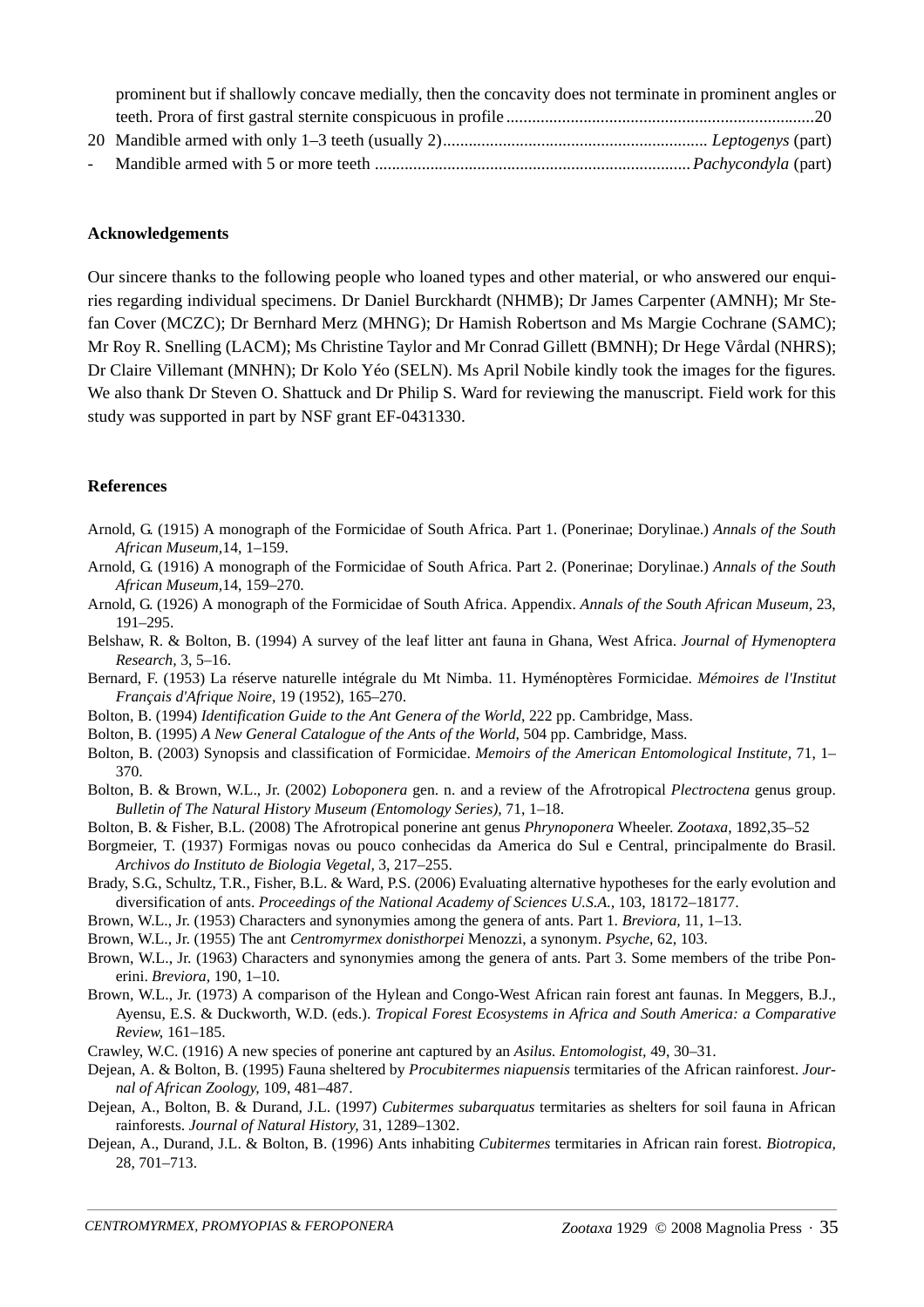prominent but if shallowly concave medially, then the concavity does not terminate in prominent angles or teeth. Prora of first gastral sternite conspicuous in profile ........................................................................20

20 Mandible armed with only 1–3 teeth (usually 2).............................................................. *Leptogenys* (part)

\- Mandible armed with 5 or more teeth .......................................................................... *Pachycondyla* (part)

**Acknowledgements**

Our sincere thanks to the following people who loaned types and other material, or who answered our enquiries regarding individual specimens. Dr Daniel Burckhardt (NHMB); Dr James Carpenter (AMNH); Mr Stefan Cover (MCZC); Dr Bernhard Merz (MHNG); Dr Hamish Robertson and Ms Margie Cochrane (SAMC); Mr Roy R. Snelling (LACM); Ms Christine Taylor and Mr Conrad Gillett (BMNH); Dr Hege Vårdal (NHRS); Dr Claire Villemant (MNHN); Dr Kolo Yéo (SELN). Ms April Nobile kindly took the images for the figures. We also thank Dr Steven O. Shattuck and Dr Philip S. Ward for reviewing the manuscript. Field work for this study was supported in part by NSF grant EF-0431330.

**References**

Arnold, G. (1915) A monograph of the Formicidae of South Africa. Part 1. (Ponerinae; Dorylinae.) *Annals of the South African Museum*,14, 1–159.

Arnold, G. (1916) A monograph of the Formicidae of South Africa. Part 2. (Ponerinae; Dorylinae.) *Annals of the South African Museum*,14, 159–270.

Arnold, G. (1926) A monograph of the Formicidae of South Africa. Appendix. *Annals of the South African Museum*, 23, 191–295.

Belshaw, R. & Bolton, B. (1994) A survey of the leaf litter ant fauna in Ghana, West Africa. *Journal of Hymenoptera Research*, 3, 5–16.

Bernard, F. (1953) La réserve naturelle intégrale du Mt Nimba. 11. Hyménoptères Formicidae. *Mémoires de l'Institut Français d'Afrique Noire*, 19 (1952), 165–270.

Bolton, B. (1994) *Identification Guide to the Ant Genera of the World*, 222 pp. Cambridge, Mass.

Bolton, B. (1995) *A New General Catalogue of the Ants of the World*, 504 pp. Cambridge, Mass.

Bolton, B. (2003) Synopsis and classification of Formicidae. *Memoirs of the American Entomological Institute*, 71, 1–370.

Bolton, B. & Brown, W.L., Jr. (2002) *Loboponera* gen. n. and a review of the Afrotropical *Plectroctena* genus group. *Bulletin of The Natural History Museum (Entomology Series)*, 71, 1–18.

Bolton, B. & Fisher, B.L. (2008) The Afrotropical ponerine ant genus *Phrynoponera* Wheeler. *Zootaxa*, 1892,35–52

Borgmeier, T. (1937) Formigas novas ou pouco conhecidas da America do Sul e Central, principalmente do Brasil. *Archivos do Instituto de Biologia Vegetal*, 3, 217–255.

Brady, S.G., Schultz, T.R., Fisher, B.L. & Ward, P.S. (2006) Evaluating alternative hypotheses for the early evolution and diversification of ants. *Proceedings of the National Academy of Sciences U.S.A.*, 103, 18172–18177.

Brown, W.L., Jr. (1953) Characters and synonymies among the genera of ants. Part 1. *Breviora*, 11, 1–13.

Brown, W.L., Jr. (1955) The ant *Centromyrmex donisthorpei* Menozzi, a synonym. *Psyche*, 62, 103.

Brown, W.L., Jr. (1963) Characters and synonymies among the genera of ants. Part 3. Some members of the tribe Ponerini. *Breviora*, 190, 1–10.

Brown, W.L., Jr. (1973) A comparison of the Hylean and Congo-West African rain forest ant faunas. In Meggers, B.J., Ayensu, E.S. & Duckworth, W.D. (eds.). *Tropical Forest Ecosystems in Africa and South America: a Comparative Review*, 161–185.

Crawley, W.C. (1916) A new species of ponerine ant captured by an *Asilus*. *Entomologist*, 49, 30–31.

Dejean, A. & Bolton, B. (1995) Fauna sheltered by *Procubitermes niapuensis* termitaries of the African rainforest. *Journal of African Zoology*, 109, 481–487.

Dejean, A., Bolton, B. & Durand, J.L. (1997) *Cubitermes subarquatus* termitaries as shelters for soil fauna in African rainforests. *Journal of Natural History*, 31, 1289–1302.

Dejean, A., Durand, J.L. & Bolton, B. (1996) Ants inhabiting *Cubitermes* termitaries in African rain forest. *Biotropica*, 28, 701–713.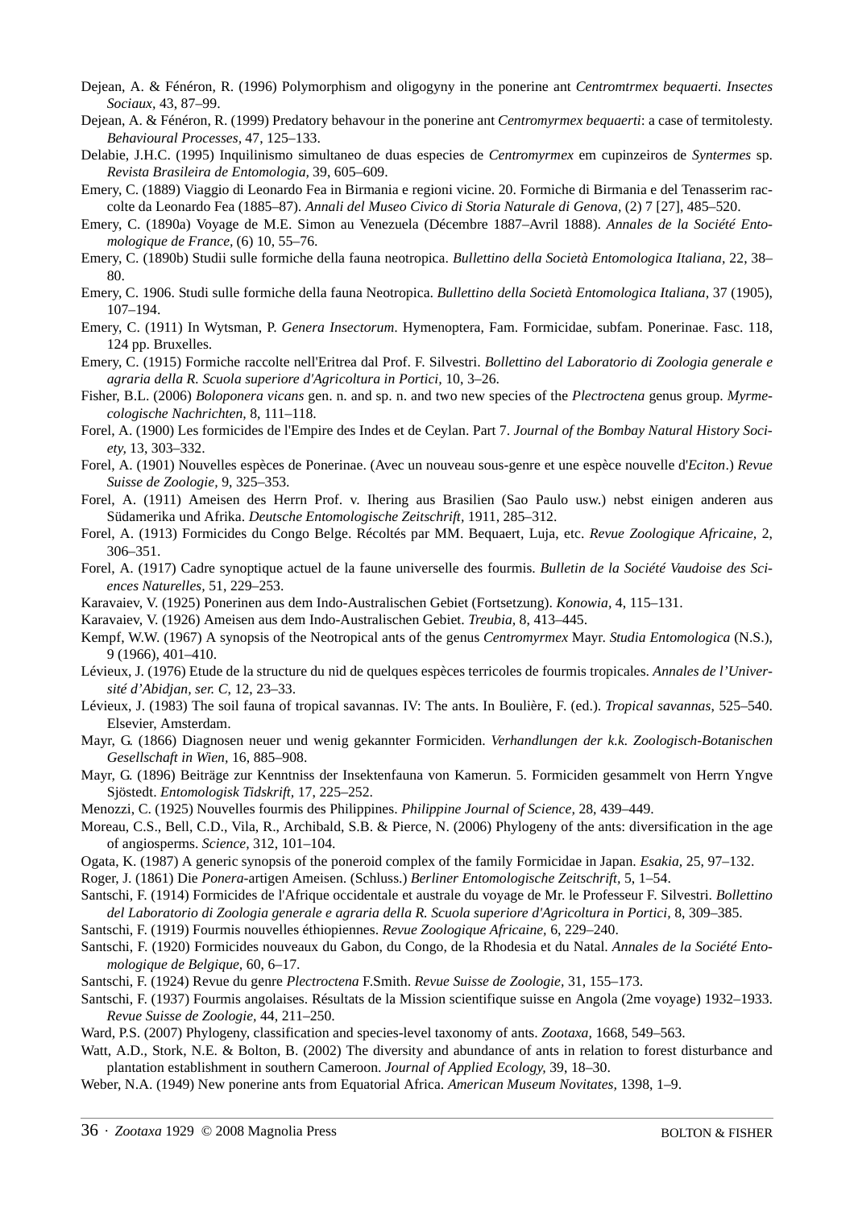Dejean, A. & Fénéron, R. (1996) Polymorphism and oligogyny in the ponerine ant *Centromtrmex bequaerti*. *Insectes Sociaux*, 43, 87–99.

Dejean, A. & Fénéron, R. (1999) Predatory behavour in the ponerine ant *Centromyrmex bequaerti*: a case of termitolesty. *Behavioural Processes*, 47, 125–133.

Delabie, J.H.C. (1995) Inquilinismo simultaneo de duas especies de *Centromyrmex* em cupinzeiros de *Syntermes* sp. *Revista Brasileira de Entomologia,* 39, 605–609.

Emery, C. (1889) Viaggio di Leonardo Fea in Birmania e regioni vicine. 20. Formiche di Birmania e del Tenasserim raccolte da Leonardo Fea (1885–87). *Annali del Museo Civico di Storia Naturale di Genova*, (2) 7 [27], 485–520.

Emery, C. (1890a) Voyage de M.E. Simon au Venezuela (Décembre 1887–Avril 1888). *Annales de la Société Entomologique de France*, (6) 10, 55–76.

Emery, C. (1890b) Studii sulle formiche della fauna neotropica. *Bullettino della Società Entomologica Italiana,* 22, 38–80.

Emery, C. 1906. Studi sulle formiche della fauna Neotropica. *Bullettino della Società Entomologica Italiana,* 37 (1905), 107–194.

Emery, C. (1911) In Wytsman, P. *Genera Insectorum*. Hymenoptera, Fam. Formicidae, subfam. Ponerinae. Fasc. 118, 124 pp. Bruxelles.

Emery, C. (1915) Formiche raccolte nell'Eritrea dal Prof. F. Silvestri. *Bollettino del Laboratorio di Zoologia generale e agraria della R. Scuola superiore d'Agricoltura in Portici,* 10, 3–26.

Fisher, B.L. (2006) *Boloponera vicans* gen. n. and sp. n. and two new species of the *Plectroctena* genus group. *Myrmecologische Nachrichten,* 8, 111–118.

Forel, A. (1900) Les formicides de l'Empire des Indes et de Ceylan. Part 7. *Journal of the Bombay Natural History Society,* 13, 303–332.

Forel, A. (1901) Nouvelles espèces de Ponerinae. (Avec un nouveau sous-genre et une espèce nouvelle d'*Eciton*.) *Revue Suisse de Zoologie,* 9, 325–353.

Forel, A. (1911) Ameisen des Herrn Prof. v. Ihering aus Brasilien (Sao Paulo usw.) nebst einigen anderen aus Südamerika und Afrika. *Deutsche Entomologische Zeitschrift,* 1911, 285–312.

Forel, A. (1913) Formicides du Congo Belge. Récoltés par MM. Bequaert, Luja, etc. *Revue Zoologique Africaine,* 2, 306–351.

Forel, A. (1917) Cadre synoptique actuel de la faune universelle des fourmis. *Bulletin de la Société Vaudoise des Sciences Naturelles,* 51, 229–253.

Karavaiev, V. (1925) Ponerinen aus dem Indo-Australischen Gebiet (Fortsetzung). *Konowia,* 4, 115–131.

Karavaiev, V. (1926) Ameisen aus dem Indo-Australischen Gebiet. *Treubia,* 8, 413–445.

Kempf, W.W. (1967) A synopsis of the Neotropical ants of the genus *Centromyrmex* Mayr. *Studia Entomologica* (N.S.), 9 (1966), 401–410.

Lévieux, J. (1976) Etude de la structure du nid de quelques espèces terricoles de fourmis tropicales. *Annales de l'Université d'Abidjan, ser. C*, 12, 23–33.

Lévieux, J. (1983) The soil fauna of tropical savannas. IV: The ants. In Boulière, F. (ed.). *Tropical savannas*, 525–540. Elsevier, Amsterdam.

Mayr, G. (1866) Diagnosen neuer und wenig gekannter Formiciden. *Verhandlungen der k.k. Zoologisch-Botanischen Gesellschaft in Wien*, 16, 885–908.

Mayr, G. (1896) Beiträge zur Kenntniss der Insektenfauna von Kamerun. 5. Formiciden gesammelt von Herrn Yngve Sjöstedt. *Entomologisk Tidskrift,* 17, 225–252.

Menozzi, C. (1925) Nouvelles fourmis des Philippines. *Philippine Journal of Science,* 28, 439–449.

Moreau, C.S., Bell, C.D., Vila, R., Archibald, S.B. & Pierce, N. (2006) Phylogeny of the ants: diversification in the age of angiosperms. *Science,* 312, 101–104.

Ogata, K. (1987) A generic synopsis of the poneroid complex of the family Formicidae in Japan. *Esakia,* 25, 97–132.

Roger, J. (1861) Die *Ponera*-artigen Ameisen. (Schluss.) *Berliner Entomologische Zeitschrift,* 5, 1–54.

Santschi, F. (1914) Formicides de l'Afrique occidentale et australe du voyage de Mr. le Professeur F. Silvestri. *Bollettino del Laboratorio di Zoologia generale e agraria della R. Scuola superiore d'Agricoltura in Portici,* 8, 309–385.

Santschi, F. (1919) Fourmis nouvelles éthiopiennes. *Revue Zoologique Africaine,* 6, 229–240.

Santschi, F. (1920) Formicides nouveaux du Gabon, du Congo, de la Rhodesia et du Natal. *Annales de la Société Entomologique de Belgique,* 60, 6–17.

Santschi, F. (1924) Revue du genre *Plectroctena* F.Smith. *Revue Suisse de Zoologie,* 31, 155–173.

Santschi, F. (1937) Fourmis angolaises. Résultats de la Mission scientifique suisse en Angola (2me voyage) 1932–1933. *Revue Suisse de Zoologie,* 44, 211–250.

Ward, P.S. (2007) Phylogeny, classification and species-level taxonomy of ants. *Zootaxa,* 1668, 549–563.

Watt, A.D., Stork, N.E. & Bolton, B. (2002) The diversity and abundance of ants in relation to forest disturbance and plantation establishment in southern Cameroon. *Journal of Applied Ecology,* 39, 18–30.

Weber, N.A. (1949) New ponerine ants from Equatorial Africa. *American Museum Novitates,* 1398, 1–9.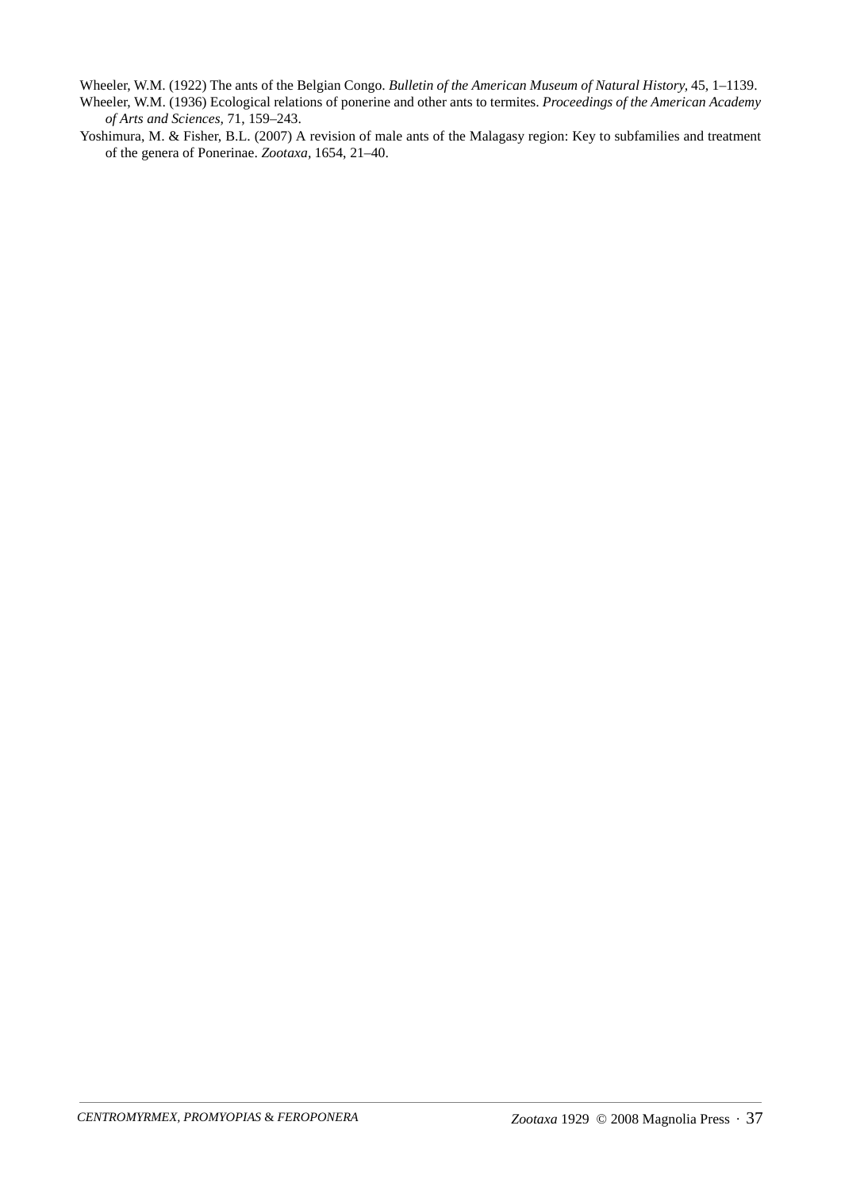Wheeler, W.M. (1922) The ants of the Belgian Congo. *Bulletin of the American Museum of Natural History*, 45, 1–1139.

Wheeler, W.M. (1936) Ecological relations of ponerine and other ants to termites. *Proceedings of the American Academy of Arts and Sciences*, 71, 159–243.

Yoshimura, M. & Fisher, B.L. (2007) A revision of male ants of the Malagasy region: Key to subfamilies and treatment of the genera of Ponerinae. *Zootaxa*, 1654, 21–40.